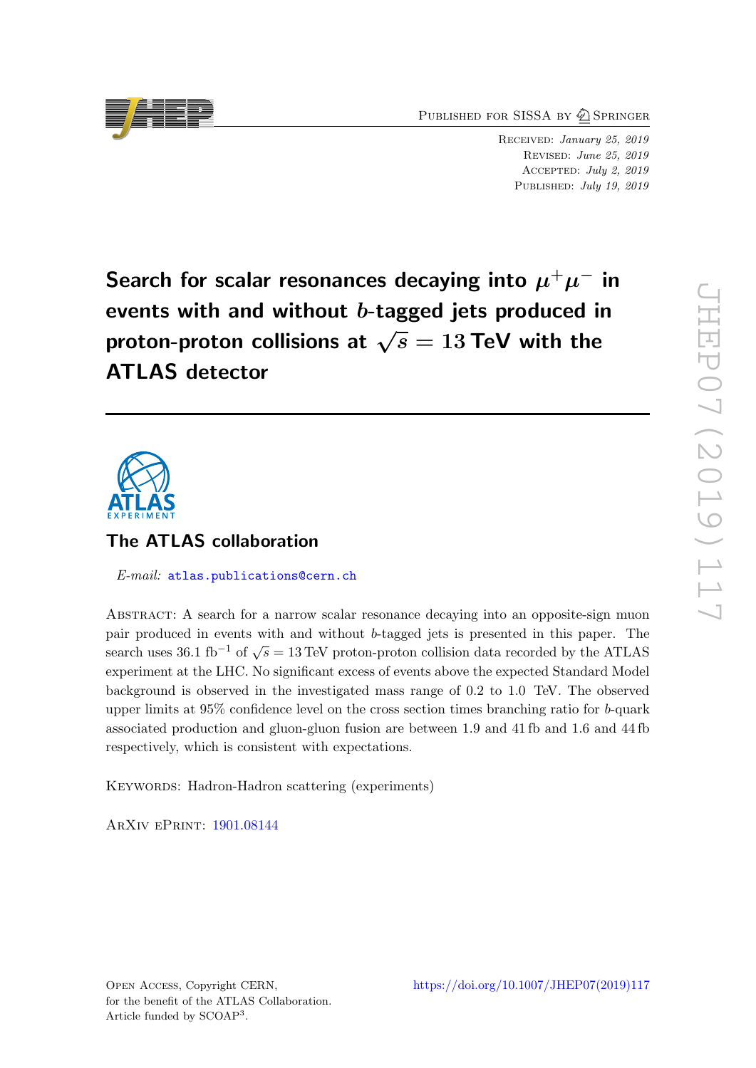Published for SISSA by Springer

Received: *January 25, 2019*
Revised: *June 25, 2019*
Accepted: *July 2, 2019*
Published: *July 19, 2019*

# Search for scalar resonances decaying into $\mu^+\mu^-$ in events with and without $b$-tagged jets produced in proton-proton collisions at $\sqrt{s} = 13$ TeV with the ATLAS detector

## The ATLAS collaboration

*E-mail:* atlas.publications@cern.ch

Abstract: A search for a narrow scalar resonance decaying into an opposite-sign muon pair produced in events with and without $b$-tagged jets is presented in this paper. The search uses 36.1 fb$^{-1}$ of $\sqrt{s} = 13$ TeV proton-proton collision data recorded by the ATLAS experiment at the LHC. No significant excess of events above the expected Standard Model background is observed in the investigated mass range of 0.2 to 1.0 TeV. The observed upper limits at 95% confidence level on the cross section times branching ratio for $b$-quark associated production and gluon-gluon fusion are between 1.9 and 41 fb and 1.6 and 44 fb respectively, which is consistent with expectations.

Keywords: Hadron-Hadron scattering (experiments)

ArXiv ePrint: 1901.08144

Open Access, Copyright CERN, for the benefit of the ATLAS Collaboration. Article funded by SCOAP$^3$.

https://doi.org/10.1007/JHEP07(2019)117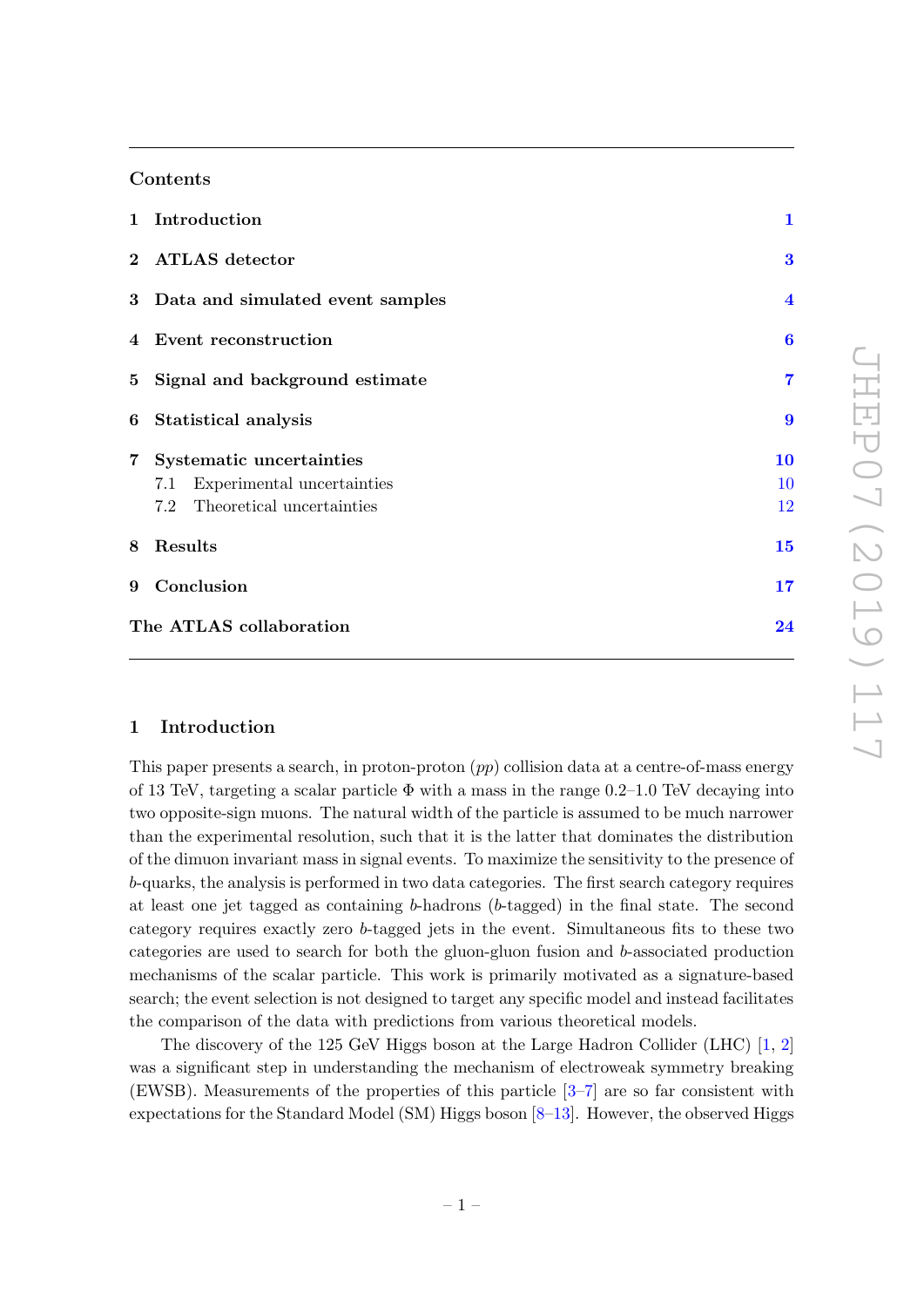## Contents

| | | |
|---|---|---|
| **1** | **Introduction** | **1** |
| **2** | **ATLAS detector** | **3** |
| **3** | **Data and simulated event samples** | **4** |
| **4** | **Event reconstruction** | **6** |
| **5** | **Signal and background estimate** | **7** |
| **6** | **Statistical analysis** | **9** |
| **7** | **Systematic uncertainties** | **10** |
| | 7.1 Experimental uncertainties | 10 |
| | 7.2 Theoretical uncertainties | 12 |
| **8** | **Results** | **15** |
| **9** | **Conclusion** | **17** |
| | **The ATLAS collaboration** | **24** |

# 1 Introduction

This paper presents a search, in proton-proton ($pp$) collision data at a centre-of-mass energy of 13 TeV, targeting a scalar particle $\Phi$ with a mass in the range 0.2–1.0 TeV decaying into two opposite-sign muons. The natural width of the particle is assumed to be much narrower than the experimental resolution, such that it is the latter that dominates the distribution of the dimuon invariant mass in signal events. To maximize the sensitivity to the presence of $b$-quarks, the analysis is performed in two data categories. The first search category requires at least one jet tagged as containing $b$-hadrons ($b$-tagged) in the final state. The second category requires exactly zero $b$-tagged jets in the event. Simultaneous fits to these two categories are used to search for both the gluon-gluon fusion and $b$-associated production mechanisms of the scalar particle. This work is primarily motivated as a signature-based search; the event selection is not designed to target any specific model and instead facilitates the comparison of the data with predictions from various theoretical models.

The discovery of the 125 GeV Higgs boson at the Large Hadron Collider (LHC) [1, 2] was a significant step in understanding the mechanism of electroweak symmetry breaking (EWSB). Measurements of the properties of this particle [3–7] are so far consistent with expectations for the Standard Model (SM) Higgs boson [8–13]. However, the observed Higgs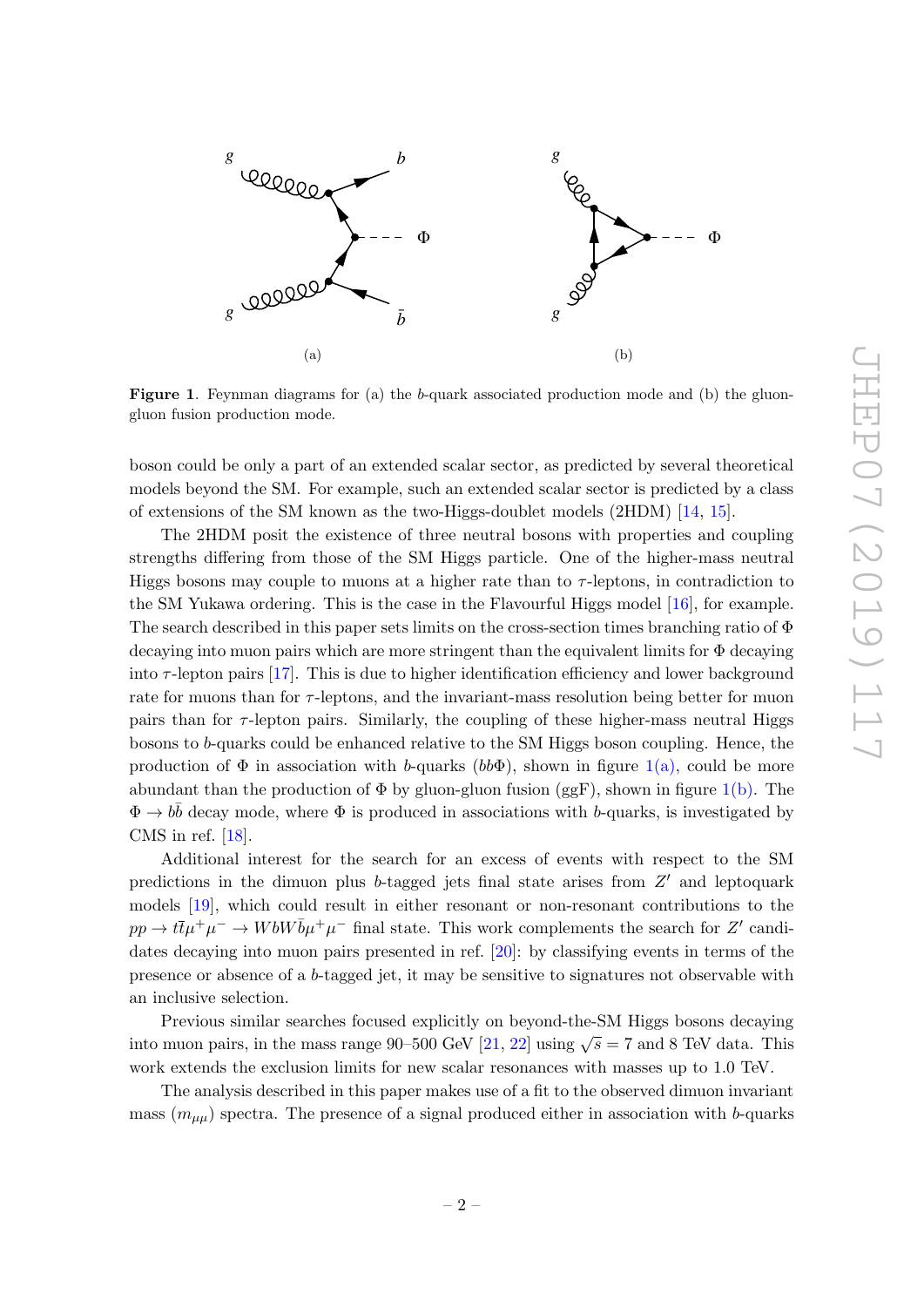**Figure 1**. Feynman diagrams for (a) the $b$-quark associated production mode and (b) the gluon-gluon fusion production mode.

boson could be only a part of an extended scalar sector, as predicted by several theoretical models beyond the SM. For example, such an extended scalar sector is predicted by a class of extensions of the SM known as the two-Higgs-doublet models (2HDM) [14, 15].

The 2HDM posit the existence of three neutral bosons with properties and coupling strengths differing from those of the SM Higgs particle. One of the higher-mass neutral Higgs bosons may couple to muons at a higher rate than to $\tau$-leptons, in contradiction to the SM Yukawa ordering. This is the case in the Flavourful Higgs model [16], for example. The search described in this paper sets limits on the cross-section times branching ratio of $\Phi$ decaying into muon pairs which are more stringent than the equivalent limits for $\Phi$ decaying into $\tau$-lepton pairs [17]. This is due to higher identification efficiency and lower background rate for muons than for $\tau$-leptons, and the invariant-mass resolution being better for muon pairs than for $\tau$-lepton pairs. Similarly, the coupling of these higher-mass neutral Higgs bosons to $b$-quarks could be enhanced relative to the SM Higgs boson coupling. Hence, the production of $\Phi$ in association with $b$-quarks ($bb\Phi$), shown in figure 1(a), could be more abundant than the production of $\Phi$ by gluon-gluon fusion (ggF), shown in figure 1(b). The $\Phi \to b\bar{b}$ decay mode, where $\Phi$ is produced in associations with $b$-quarks, is investigated by CMS in ref. [18].

Additional interest for the search for an excess of events with respect to the SM predictions in the dimuon plus $b$-tagged jets final state arises from $Z'$ and leptoquark models [19], which could result in either resonant or non-resonant contributions to the $pp \to t\bar{t}\mu^+\mu^- \to WbW\bar{b}\mu^+\mu^-$ final state. This work complements the search for $Z'$ candidates decaying into muon pairs presented in ref. [20]: by classifying events in terms of the presence or absence of a $b$-tagged jet, it may be sensitive to signatures not observable with an inclusive selection.

Previous similar searches focused explicitly on beyond-the-SM Higgs bosons decaying into muon pairs, in the mass range 90–500 GeV [21, 22] using $\sqrt{s} = 7$ and 8 TeV data. This work extends the exclusion limits for new scalar resonances with masses up to 1.0 TeV.

The analysis described in this paper makes use of a fit to the observed dimuon invariant mass ($m_{\mu\mu}$) spectra. The presence of a signal produced either in association with $b$-quarks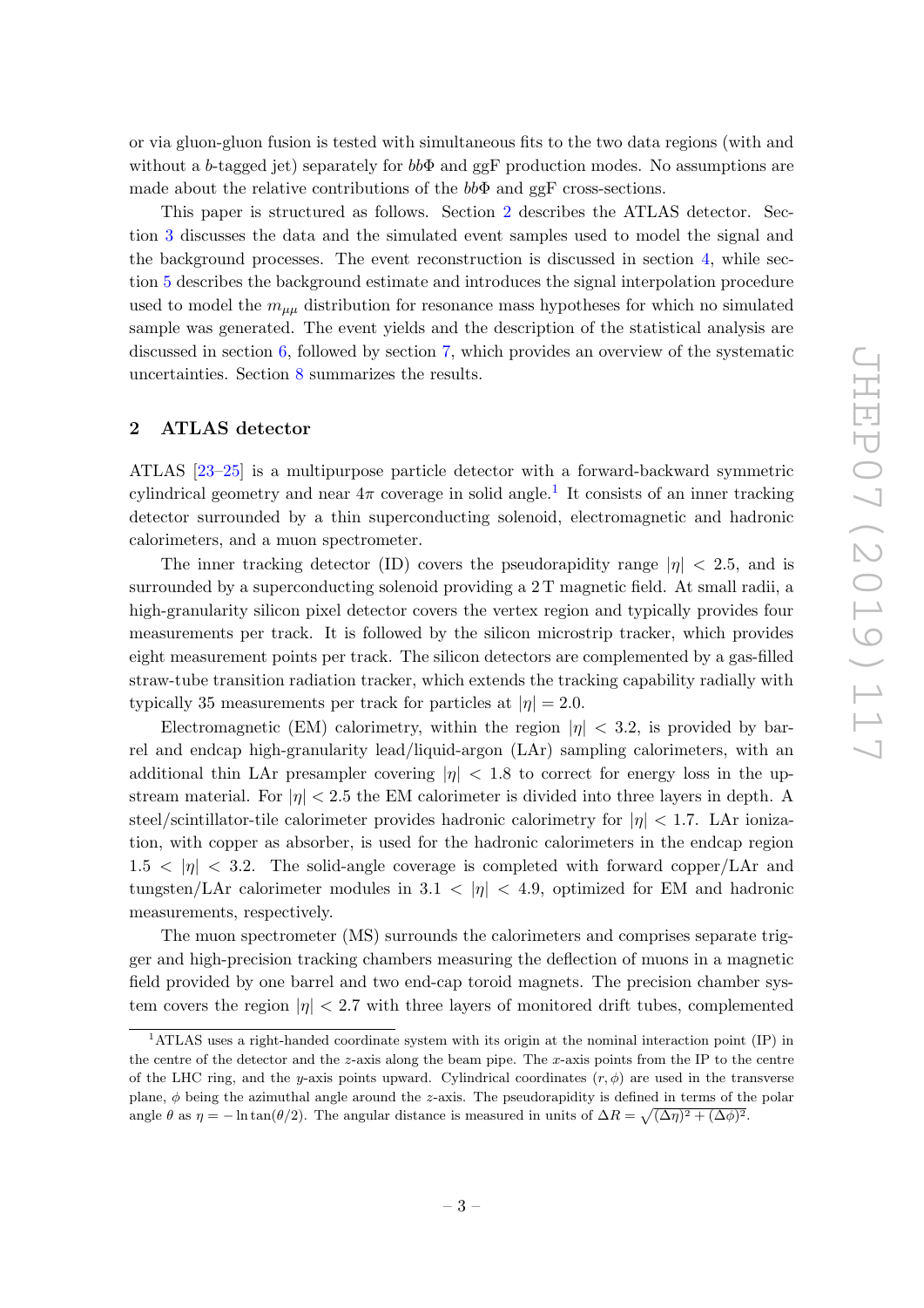or via gluon-gluon fusion is tested with simultaneous fits to the two data regions (with and without a $b$-tagged jet) separately for $bb\Phi$ and ggF production modes. No assumptions are made about the relative contributions of the $bb\Phi$ and ggF cross-sections.

This paper is structured as follows. Section 2 describes the ATLAS detector. Section 3 discusses the data and the simulated event samples used to model the signal and the background processes. The event reconstruction is discussed in section 4, while section 5 describes the background estimate and introduces the signal interpolation procedure used to model the $m_{\mu\mu}$ distribution for resonance mass hypotheses for which no simulated sample was generated. The event yields and the description of the statistical analysis are discussed in section 6, followed by section 7, which provides an overview of the systematic uncertainties. Section 8 summarizes the results.

## 2 ATLAS detector

ATLAS [23–25] is a multipurpose particle detector with a forward-backward symmetric cylindrical geometry and near $4\pi$ coverage in solid angle.[1] It consists of an inner tracking detector surrounded by a thin superconducting solenoid, electromagnetic and hadronic calorimeters, and a muon spectrometer.

The inner tracking detector (ID) covers the pseudorapidity range $|\eta| < 2.5$, and is surrounded by a superconducting solenoid providing a 2 T magnetic field. At small radii, a high-granularity silicon pixel detector covers the vertex region and typically provides four measurements per track. It is followed by the silicon microstrip tracker, which provides eight measurement points per track. The silicon detectors are complemented by a gas-filled straw-tube transition radiation tracker, which extends the tracking capability radially with typically 35 measurements per track for particles at $|\eta| = 2.0$.

Electromagnetic (EM) calorimetry, within the region $|\eta| < 3.2$, is provided by barrel and endcap high-granularity lead/liquid-argon (LAr) sampling calorimeters, with an additional thin LAr presampler covering $|\eta| < 1.8$ to correct for energy loss in the upstream material. For $|\eta| < 2.5$ the EM calorimeter is divided into three layers in depth. A steel/scintillator-tile calorimeter provides hadronic calorimetry for $|\eta| < 1.7$. LAr ionization, with copper as absorber, is used for the hadronic calorimeters in the endcap region $1.5 < |\eta| < 3.2$. The solid-angle coverage is completed with forward copper/LAr and tungsten/LAr calorimeter modules in $3.1 < |\eta| < 4.9$, optimized for EM and hadronic measurements, respectively.

The muon spectrometer (MS) surrounds the calorimeters and comprises separate trigger and high-precision tracking chambers measuring the deflection of muons in a magnetic field provided by one barrel and two end-cap toroid magnets. The precision chamber system covers the region $|\eta| < 2.7$ with three layers of monitored drift tubes, complemented

[1] ATLAS uses a right-handed coordinate system with its origin at the nominal interaction point (IP) in the centre of the detector and the $z$-axis along the beam pipe. The $x$-axis points from the IP to the centre of the LHC ring, and the $y$-axis points upward. Cylindrical coordinates $(r, \phi)$ are used in the transverse plane, $\phi$ being the azimuthal angle around the $z$-axis. The pseudorapidity is defined in terms of the polar angle $\theta$ as $\eta = -\ln\tan(\theta/2)$. The angular distance is measured in units of $\Delta R = \sqrt{(\Delta\eta)^2 + (\Delta\phi)^2}$.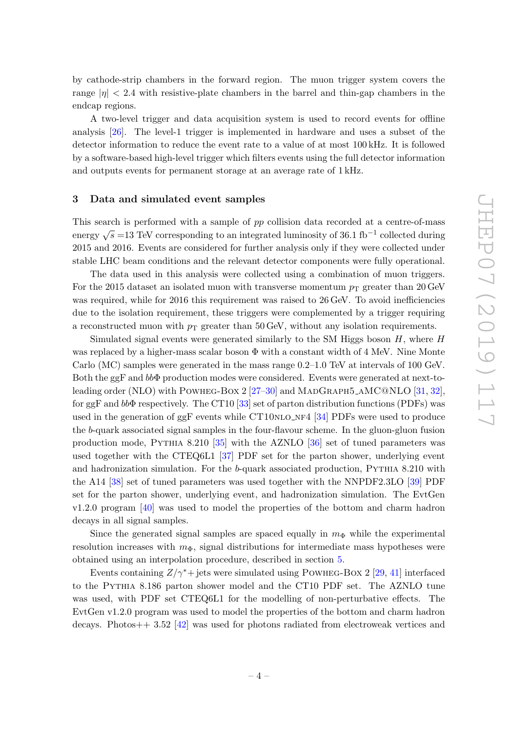by cathode-strip chambers in the forward region. The muon trigger system covers the range $|\eta| < 2.4$ with resistive-plate chambers in the barrel and thin-gap chambers in the endcap regions.

A two-level trigger and data acquisition system is used to record events for offline analysis [26]. The level-1 trigger is implemented in hardware and uses a subset of the detector information to reduce the event rate to a value of at most 100 kHz. It is followed by a software-based high-level trigger which filters events using the full detector information and outputs events for permanent storage at an average rate of 1 kHz.

## 3 Data and simulated event samples

This search is performed with a sample of $pp$ collision data recorded at a centre-of-mass energy $\sqrt{s}$ =13 TeV corresponding to an integrated luminosity of 36.1 fb$^{-1}$ collected during 2015 and 2016. Events are considered for further analysis only if they were collected under stable LHC beam conditions and the relevant detector components were fully operational.

The data used in this analysis were collected using a combination of muon triggers. For the 2015 dataset an isolated muon with transverse momentum $p_{\mathrm{T}}$ greater than 20 GeV was required, while for 2016 this requirement was raised to 26 GeV. To avoid inefficiencies due to the isolation requirement, these triggers were complemented by a trigger requiring a reconstructed muon with $p_{\mathrm{T}}$ greater than 50 GeV, without any isolation requirements.

Simulated signal events were generated similarly to the SM Higgs boson $H$, where $H$ was replaced by a higher-mass scalar boson $\Phi$ with a constant width of 4 MeV. Nine Monte Carlo (MC) samples were generated in the mass range 0.2–1.0 TeV at intervals of 100 GeV. Both the ggF and $bb\Phi$ production modes were considered. Events were generated at next-to-leading order (NLO) with Powheg-Box 2 [27–30] and MadGraph5_aMC@NLO [31, 32], for ggF and $bb\Phi$ respectively. The CT10 [33] set of parton distribution functions (PDFs) was used in the generation of ggF events while CT10nlo_nf4 [34] PDFs were used to produce the $b$-quark associated signal samples in the four-flavour scheme. In the gluon-gluon fusion production mode, Pythia 8.210 [35] with the AZNLO [36] set of tuned parameters was used together with the CTEQ6L1 [37] PDF set for the parton shower, underlying event and hadronization simulation. For the $b$-quark associated production, Pythia 8.210 with the A14 [38] set of tuned parameters was used together with the NNPDF2.3LO [39] PDF set for the parton shower, underlying event, and hadronization simulation. The EvtGen v1.2.0 program [40] was used to model the properties of the bottom and charm hadron decays in all signal samples.

Since the generated signal samples are spaced equally in $m_\Phi$ while the experimental resolution increases with $m_\Phi$, signal distributions for intermediate mass hypotheses were obtained using an interpolation procedure, described in section 5.

Events containing $Z/\gamma^*$+jets were simulated using Powheg-Box 2 [29, 41] interfaced to the Pythia 8.186 parton shower model and the CT10 PDF set. The AZNLO tune was used, with PDF set CTEQ6L1 for the modelling of non-perturbative effects. The EvtGen v1.2.0 program was used to model the properties of the bottom and charm hadron decays. Photos++ 3.52 [42] was used for photons radiated from electroweak vertices and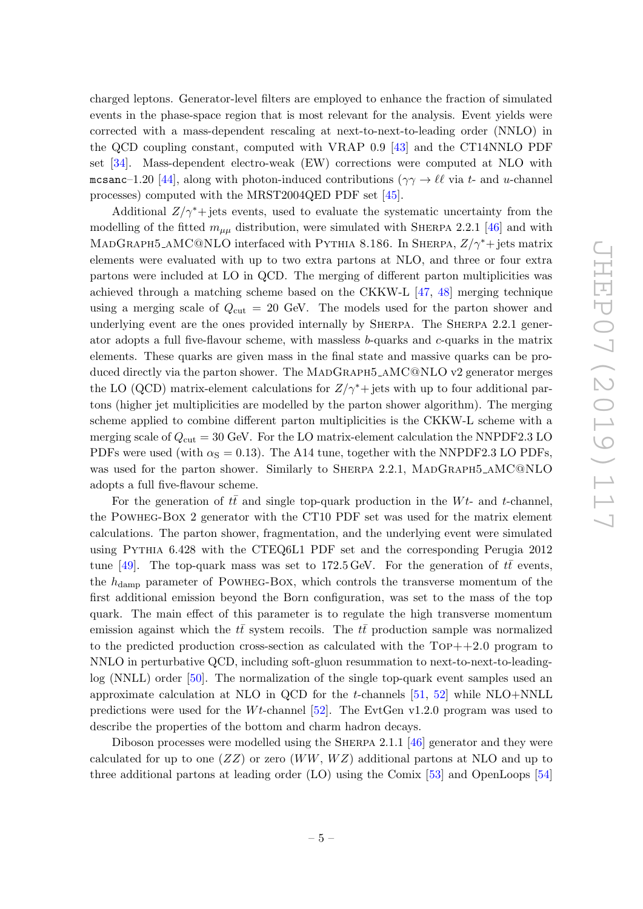charged leptons. Generator-level filters are employed to enhance the fraction of simulated events in the phase-space region that is most relevant for the analysis. Event yields were corrected with a mass-dependent rescaling at next-to-next-to-leading order (NNLO) in the QCD coupling constant, computed with VRAP 0.9 [43] and the CT14NNLO PDF set [34]. Mass-dependent electro-weak (EW) corrections were computed at NLO with `mcsanc`–1.20 [44], along with photon-induced contributions ($\gamma\gamma \to \ell\ell$ via $t$- and $u$-channel processes) computed with the MRST2004QED PDF set [45].

Additional $Z/\gamma^*$+jets events, used to evaluate the systematic uncertainty from the modelling of the fitted $m_{\mu\mu}$ distribution, were simulated with Sherpa 2.2.1 [46] and with MadGraph5_aMC@NLO interfaced with Pythia 8.186. In Sherpa, $Z/\gamma^*$+jets matrix elements were evaluated with up to two extra partons at NLO, and three or four extra partons were included at LO in QCD. The merging of different parton multiplicities was achieved through a matching scheme based on the CKKW-L [47, 48] merging technique using a merging scale of $Q_{\text{cut}} = 20$ GeV. The models used for the parton shower and underlying event are the ones provided internally by Sherpa. The Sherpa 2.2.1 generator adopts a full five-flavour scheme, with massless $b$-quarks and $c$-quarks in the matrix elements. These quarks are given mass in the final state and massive quarks can be produced directly via the parton shower. The MadGraph5_aMC@NLO v2 generator merges the LO (QCD) matrix-element calculations for $Z/\gamma^*$+jets with up to four additional partons (higher jet multiplicities are modelled by the parton shower algorithm). The merging scheme applied to combine different parton multiplicities is the CKKW-L scheme with a merging scale of $Q_{\text{cut}} = 30$ GeV. For the LO matrix-element calculation the NNPDF2.3 LO PDFs were used (with $\alpha_{\text{S}} = 0.13$). The A14 tune, together with the NNPDF2.3 LO PDFs, was used for the parton shower. Similarly to Sherpa 2.2.1, MadGraph5_aMC@NLO adopts a full five-flavour scheme.

For the generation of $t\bar{t}$ and single top-quark production in the $Wt$- and $t$-channel, the Powheg-Box 2 generator with the CT10 PDF set was used for the matrix element calculations. The parton shower, fragmentation, and the underlying event were simulated using Pythia 6.428 with the CTEQ6L1 PDF set and the corresponding Perugia 2012 tune [49]. The top-quark mass was set to 172.5 GeV. For the generation of $t\bar{t}$ events, the $h_{\text{damp}}$ parameter of Powheg-Box, which controls the transverse momentum of the first additional emission beyond the Born configuration, was set to the mass of the top quark. The main effect of this parameter is to regulate the high transverse momentum emission against which the $t\bar{t}$ system recoils. The $t\bar{t}$ production sample was normalized to the predicted production cross-section as calculated with the Top++2.0 program to NNLO in perturbative QCD, including soft-gluon resummation to next-to-next-to-leading-log (NNLL) order [50]. The normalization of the single top-quark event samples used an approximate calculation at NLO in QCD for the $t$-channels [51, 52] while NLO+NNLL predictions were used for the $Wt$-channel [52]. The EvtGen v1.2.0 program was used to describe the properties of the bottom and charm hadron decays.

Diboson processes were modelled using the Sherpa 2.1.1 [46] generator and they were calculated for up to one ($ZZ$) or zero ($WW$, $WZ$) additional partons at NLO and up to three additional partons at leading order (LO) using the Comix [53] and OpenLoops [54]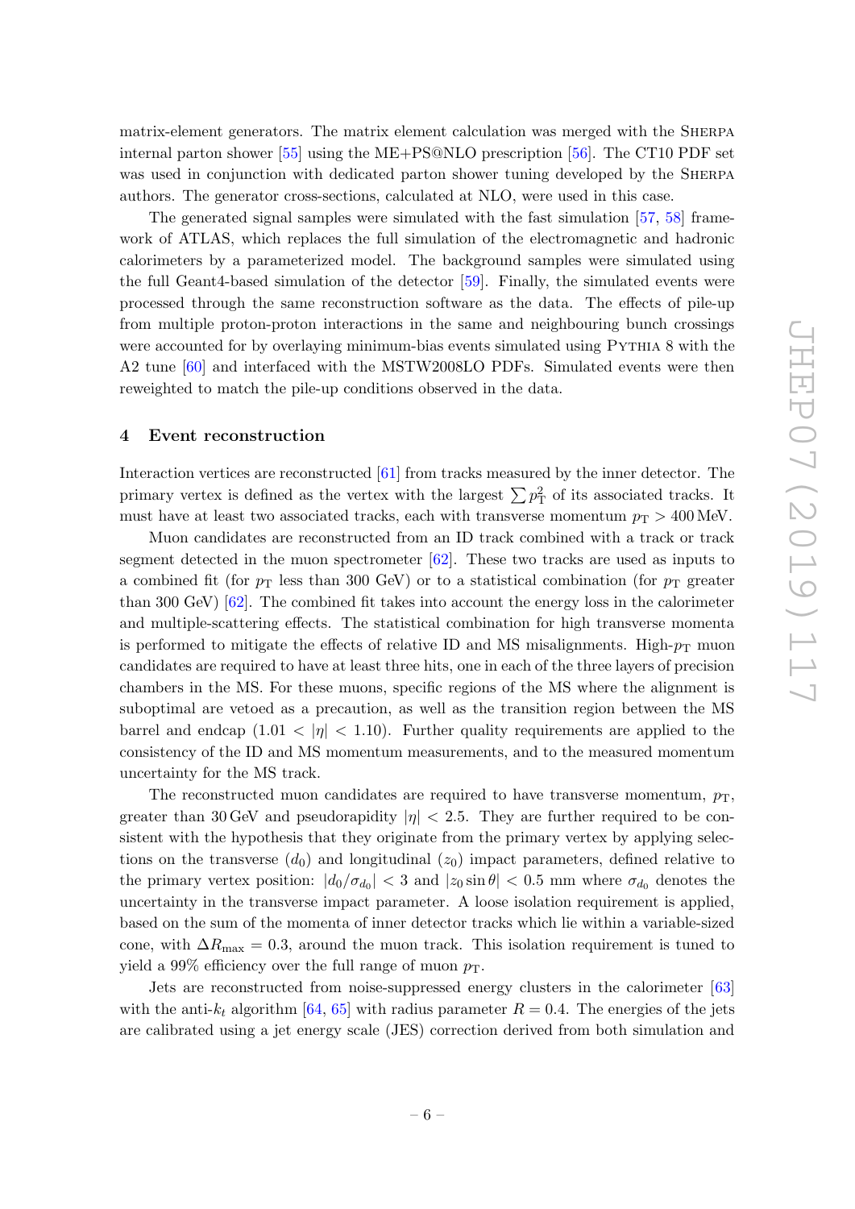matrix-element generators. The matrix element calculation was merged with the Sherpa internal parton shower [55] using the ME+PS@NLO prescription [56]. The CT10 PDF set was used in conjunction with dedicated parton shower tuning developed by the Sherpa authors. The generator cross-sections, calculated at NLO, were used in this case.

The generated signal samples were simulated with the fast simulation [57, 58] framework of ATLAS, which replaces the full simulation of the electromagnetic and hadronic calorimeters by a parameterized model. The background samples were simulated using the full Geant4-based simulation of the detector [59]. Finally, the simulated events were processed through the same reconstruction software as the data. The effects of pile-up from multiple proton-proton interactions in the same and neighbouring bunch crossings were accounted for by overlaying minimum-bias events simulated using Pythia 8 with the A2 tune [60] and interfaced with the MSTW2008LO PDFs. Simulated events were then reweighted to match the pile-up conditions observed in the data.

## 4 Event reconstruction

Interaction vertices are reconstructed [61] from tracks measured by the inner detector. The primary vertex is defined as the vertex with the largest $\sum p_{\mathrm{T}}^2$ of its associated tracks. It must have at least two associated tracks, each with transverse momentum $p_{\mathrm{T}} > 400\,\mathrm{MeV}$.

Muon candidates are reconstructed from an ID track combined with a track or track segment detected in the muon spectrometer [62]. These two tracks are used as inputs to a combined fit (for $p_{\mathrm{T}}$ less than 300 GeV) or to a statistical combination (for $p_{\mathrm{T}}$ greater than 300 GeV) [62]. The combined fit takes into account the energy loss in the calorimeter and multiple-scattering effects. The statistical combination for high transverse momenta is performed to mitigate the effects of relative ID and MS misalignments. High-$p_{\mathrm{T}}$ muon candidates are required to have at least three hits, one in each of the three layers of precision chambers in the MS. For these muons, specific regions of the MS where the alignment is suboptimal are vetoed as a precaution, as well as the transition region between the MS barrel and endcap ($1.01 < |\eta| < 1.10$). Further quality requirements are applied to the consistency of the ID and MS momentum measurements, and to the measured momentum uncertainty for the MS track.

The reconstructed muon candidates are required to have transverse momentum, $p_{\mathrm{T}}$, greater than 30 GeV and pseudorapidity $|\eta| < 2.5$. They are further required to be consistent with the hypothesis that they originate from the primary vertex by applying selections on the transverse ($d_0$) and longitudinal ($z_0$) impact parameters, defined relative to the primary vertex position: $|d_0/\sigma_{d_0}| < 3$ and $|z_0 \sin\theta| < 0.5$ mm where $\sigma_{d_0}$ denotes the uncertainty in the transverse impact parameter. A loose isolation requirement is applied, based on the sum of the momenta of inner detector tracks which lie within a variable-sized cone, with $\Delta R_{\mathrm{max}} = 0.3$, around the muon track. This isolation requirement is tuned to yield a 99% efficiency over the full range of muon $p_{\mathrm{T}}$.

Jets are reconstructed from noise-suppressed energy clusters in the calorimeter [63] with the anti-$k_t$ algorithm [64, 65] with radius parameter $R = 0.4$. The energies of the jets are calibrated using a jet energy scale (JES) correction derived from both simulation and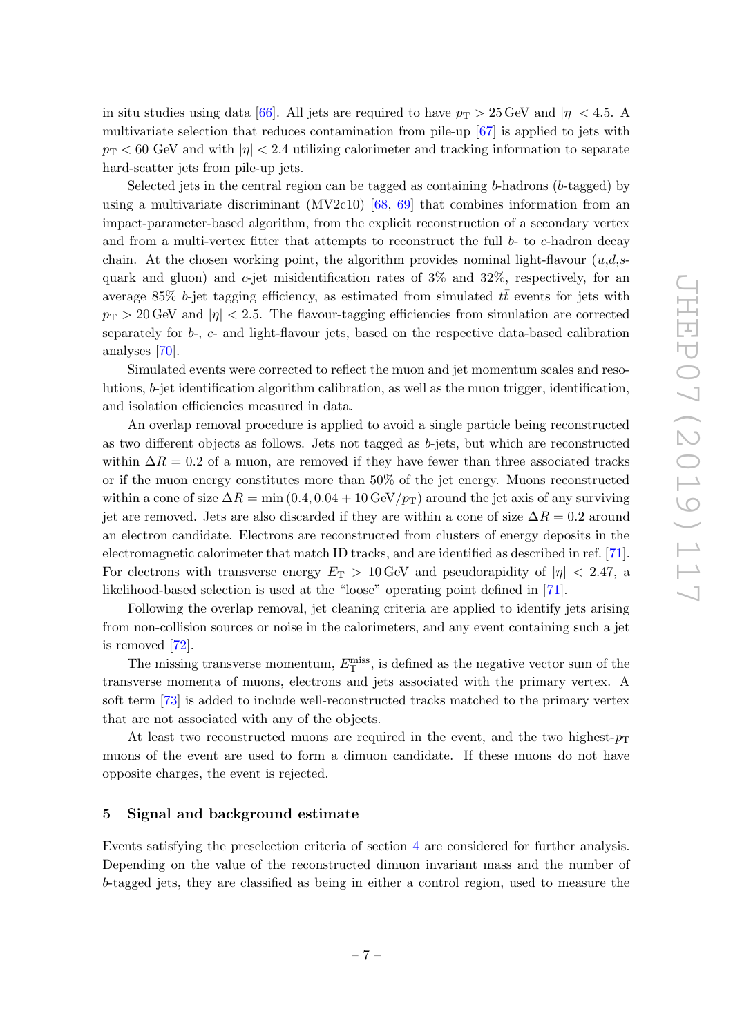in situ studies using data [66]. All jets are required to have $p_{\mathrm{T}} > 25\,\mathrm{GeV}$ and $|\eta| < 4.5$. A multivariate selection that reduces contamination from pile-up [67] is applied to jets with $p_{\mathrm{T}} < 60$ GeV and with $|\eta| < 2.4$ utilizing calorimeter and tracking information to separate hard-scatter jets from pile-up jets.

Selected jets in the central region can be tagged as containing $b$-hadrons ($b$-tagged) by using a multivariate discriminant (MV2c10) [68, 69] that combines information from an impact-parameter-based algorithm, from the explicit reconstruction of a secondary vertex and from a multi-vertex fitter that attempts to reconstruct the full $b$- to $c$-hadron decay chain. At the chosen working point, the algorithm provides nominal light-flavour ($u$,$d$,$s$-quark and gluon) and $c$-jet misidentification rates of 3% and 32%, respectively, for an average 85% $b$-jet tagging efficiency, as estimated from simulated $t\bar{t}$ events for jets with $p_{\mathrm{T}} > 20\,\mathrm{GeV}$ and $|\eta| < 2.5$. The flavour-tagging efficiencies from simulation are corrected separately for $b$-, $c$- and light-flavour jets, based on the respective data-based calibration analyses [70].

Simulated events were corrected to reflect the muon and jet momentum scales and resolutions, $b$-jet identification algorithm calibration, as well as the muon trigger, identification, and isolation efficiencies measured in data.

An overlap removal procedure is applied to avoid a single particle being reconstructed as two different objects as follows. Jets not tagged as $b$-jets, but which are reconstructed within $\Delta R = 0.2$ of a muon, are removed if they have fewer than three associated tracks or if the muon energy constitutes more than 50% of the jet energy. Muons reconstructed within a cone of size $\Delta R = \min\,(0.4, 0.04 + 10\,\mathrm{GeV}/p_{\mathrm{T}})$ around the jet axis of any surviving jet are removed. Jets are also discarded if they are within a cone of size $\Delta R = 0.2$ around an electron candidate. Electrons are reconstructed from clusters of energy deposits in the electromagnetic calorimeter that match ID tracks, and are identified as described in ref. [71]. For electrons with transverse energy $E_{\mathrm{T}} > 10\,\mathrm{GeV}$ and pseudorapidity of $|\eta| < 2.47$, a likelihood-based selection is used at the "loose" operating point defined in [71].

Following the overlap removal, jet cleaning criteria are applied to identify jets arising from non-collision sources or noise in the calorimeters, and any event containing such a jet is removed [72].

The missing transverse momentum, $E_{\mathrm{T}}^{\mathrm{miss}}$, is defined as the negative vector sum of the transverse momenta of muons, electrons and jets associated with the primary vertex. A soft term [73] is added to include well-reconstructed tracks matched to the primary vertex that are not associated with any of the objects.

At least two reconstructed muons are required in the event, and the two highest-$p_{\mathrm{T}}$ muons of the event are used to form a dimuon candidate. If these muons do not have opposite charges, the event is rejected.

## 5 Signal and background estimate

Events satisfying the preselection criteria of section 4 are considered for further analysis. Depending on the value of the reconstructed dimuon invariant mass and the number of $b$-tagged jets, they are classified as being in either a control region, used to measure the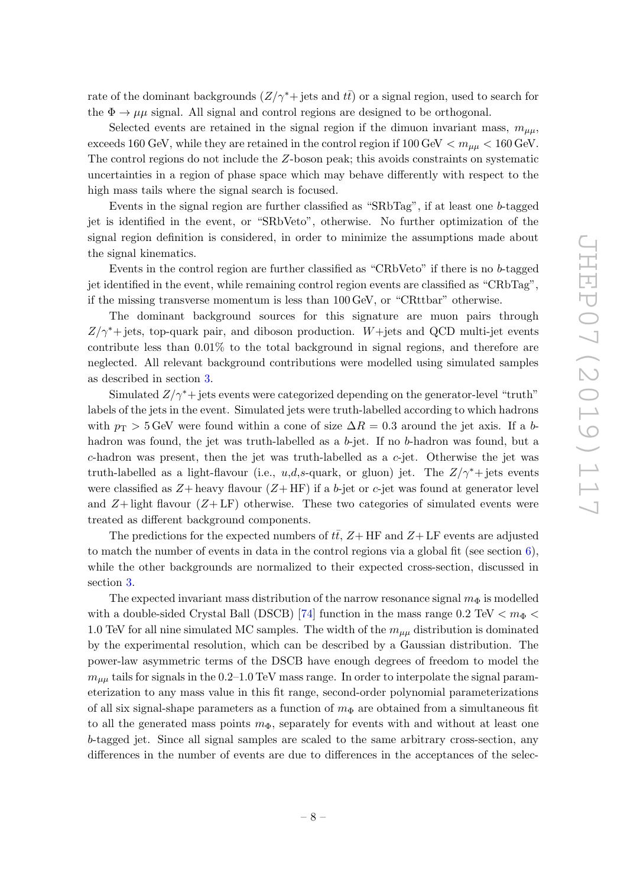rate of the dominant backgrounds ($Z/\gamma^*$+ jets and $t\bar{t}$) or a signal region, used to search for the $\Phi \rightarrow \mu\mu$ signal. All signal and control regions are designed to be orthogonal.

Selected events are retained in the signal region if the dimuon invariant mass, $m_{\mu\mu}$, exceeds 160 GeV, while they are retained in the control region if 100 GeV $< m_{\mu\mu} <$ 160 GeV. The control regions do not include the $Z$-boson peak; this avoids constraints on systematic uncertainties in a region of phase space which may behave differently with respect to the high mass tails where the signal search is focused.

Events in the signal region are further classified as "SRbTag", if at least one $b$-tagged jet is identified in the event, or "SRbVeto", otherwise. No further optimization of the signal region definition is considered, in order to minimize the assumptions made about the signal kinematics.

Events in the control region are further classified as "CRbVeto" if there is no $b$-tagged jet identified in the event, while remaining control region events are classified as "CRbTag", if the missing transverse momentum is less than 100 GeV, or "CRttbar" otherwise.

The dominant background sources for this signature are muon pairs through $Z/\gamma^*$+ jets, top-quark pair, and diboson production. $W$+jets and QCD multi-jet events contribute less than 0.01% to the total background in signal regions, and therefore are neglected. All relevant background contributions were modelled using simulated samples as described in section 3.

Simulated $Z/\gamma^*$+ jets events were categorized depending on the generator-level "truth" labels of the jets in the event. Simulated jets were truth-labelled according to which hadrons with $p_{\mathrm{T}} > 5$ GeV were found within a cone of size $\Delta R = 0.3$ around the jet axis. If a $b$-hadron was found, the jet was truth-labelled as a $b$-jet. If no $b$-hadron was found, but a $c$-hadron was present, then the jet was truth-labelled as a $c$-jet. Otherwise the jet was truth-labelled as a light-flavour (i.e., $u$,$d$,$s$-quark, or gluon) jet. The $Z/\gamma^*$+ jets events were classified as $Z$+ heavy flavour ($Z$+ HF) if a $b$-jet or $c$-jet was found at generator level and $Z$+ light flavour ($Z$+ LF) otherwise. These two categories of simulated events were treated as different background components.

The predictions for the expected numbers of $t\bar{t}$, $Z$+ HF and $Z$+ LF events are adjusted to match the number of events in data in the control regions via a global fit (see section 6), while the other backgrounds are normalized to their expected cross-section, discussed in section 3.

The expected invariant mass distribution of the narrow resonance signal $m_\Phi$ is modelled with a double-sided Crystal Ball (DSCB) [74] function in the mass range 0.2 TeV $< m_\Phi <$ 1.0 TeV for all nine simulated MC samples. The width of the $m_{\mu\mu}$ distribution is dominated by the experimental resolution, which can be described by a Gaussian distribution. The power-law asymmetric terms of the DSCB have enough degrees of freedom to model the $m_{\mu\mu}$ tails for signals in the 0.2–1.0 TeV mass range. In order to interpolate the signal parameterization to any mass value in this fit range, second-order polynomial parameterizations of all six signal-shape parameters as a function of $m_\Phi$ are obtained from a simultaneous fit to all the generated mass points $m_\Phi$, separately for events with and without at least one $b$-tagged jet. Since all signal samples are scaled to the same arbitrary cross-section, any differences in the number of events are due to differences in the acceptances of the selec-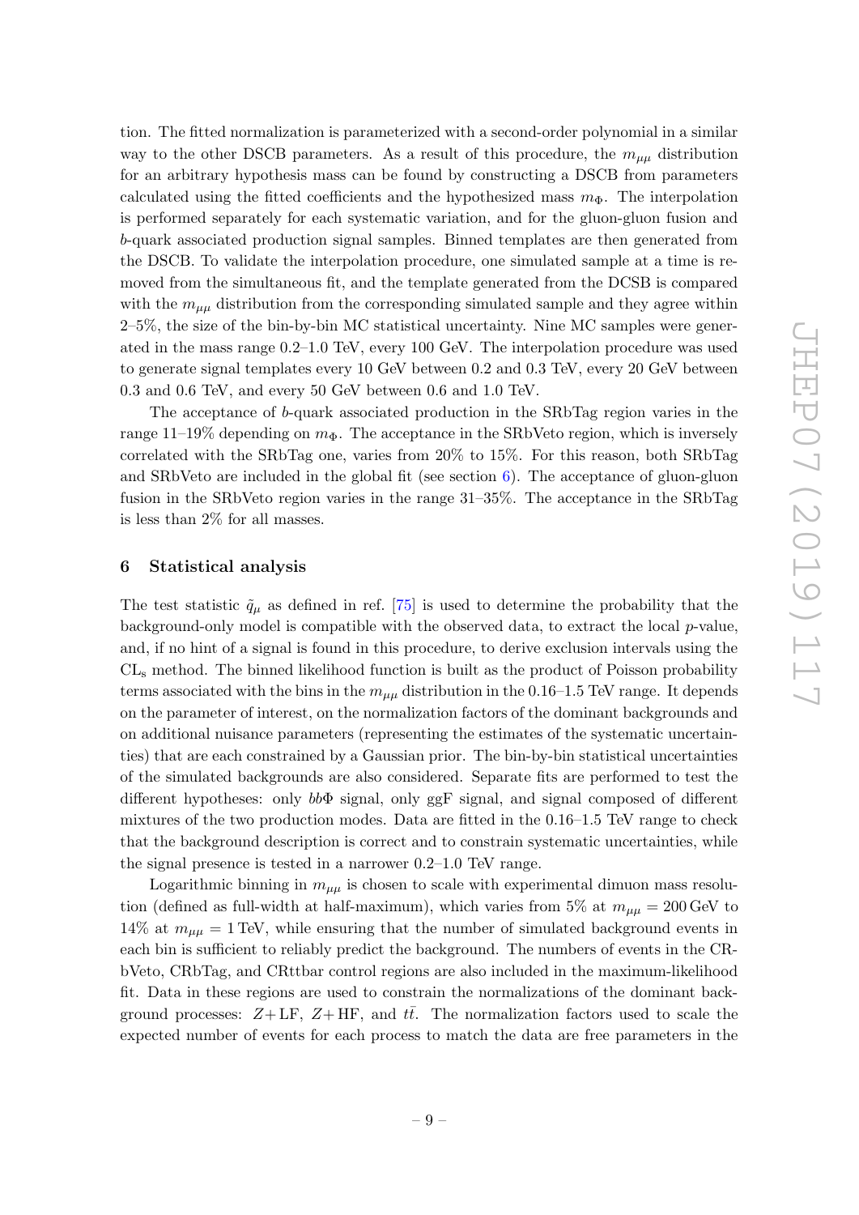tion. The fitted normalization is parameterized with a second-order polynomial in a similar way to the other DSCB parameters. As a result of this procedure, the $m_{\mu\mu}$ distribution for an arbitrary hypothesis mass can be found by constructing a DSCB from parameters calculated using the fitted coefficients and the hypothesized mass $m_\Phi$. The interpolation is performed separately for each systematic variation, and for the gluon-gluon fusion and $b$-quark associated production signal samples. Binned templates are then generated from the DSCB. To validate the interpolation procedure, one simulated sample at a time is removed from the simultaneous fit, and the template generated from the DCSB is compared with the $m_{\mu\mu}$ distribution from the corresponding simulated sample and they agree within 2–5%, the size of the bin-by-bin MC statistical uncertainty. Nine MC samples were generated in the mass range 0.2–1.0 TeV, every 100 GeV. The interpolation procedure was used to generate signal templates every 10 GeV between 0.2 and 0.3 TeV, every 20 GeV between 0.3 and 0.6 TeV, and every 50 GeV between 0.6 and 1.0 TeV.

The acceptance of $b$-quark associated production in the SRbTag region varies in the range 11–19% depending on $m_\Phi$. The acceptance in the SRbVeto region, which is inversely correlated with the SRbTag one, varies from 20% to 15%. For this reason, both SRbTag and SRbVeto are included in the global fit (see section 6). The acceptance of gluon-gluon fusion in the SRbVeto region varies in the range 31–35%. The acceptance in the SRbTag is less than 2% for all masses.

## 6 Statistical analysis

The test statistic $\tilde{q}_\mu$ as defined in ref. [75] is used to determine the probability that the background-only model is compatible with the observed data, to extract the local $p$-value, and, if no hint of a signal is found in this procedure, to derive exclusion intervals using the $\mathrm{CL_s}$ method. The binned likelihood function is built as the product of Poisson probability terms associated with the bins in the $m_{\mu\mu}$ distribution in the 0.16–1.5 TeV range. It depends on the parameter of interest, on the normalization factors of the dominant backgrounds and on additional nuisance parameters (representing the estimates of the systematic uncertainties) that are each constrained by a Gaussian prior. The bin-by-bin statistical uncertainties of the simulated backgrounds are also considered. Separate fits are performed to test the different hypotheses: only $bb\Phi$ signal, only ggF signal, and signal composed of different mixtures of the two production modes. Data are fitted in the 0.16–1.5 TeV range to check that the background description is correct and to constrain systematic uncertainties, while the signal presence is tested in a narrower 0.2–1.0 TeV range.

Logarithmic binning in $m_{\mu\mu}$ is chosen to scale with experimental dimuon mass resolution (defined as full-width at half-maximum), which varies from 5% at $m_{\mu\mu} = 200\,\mathrm{GeV}$ to 14% at $m_{\mu\mu} = 1\,\mathrm{TeV}$, while ensuring that the number of simulated background events in each bin is sufficient to reliably predict the background. The numbers of events in the CRbVeto, CRbTag, and CRttbar control regions are also included in the maximum-likelihood fit. Data in these regions are used to constrain the normalizations of the dominant background processes: $Z+$LF, $Z+$HF, and $t\bar{t}$. The normalization factors used to scale the expected number of events for each process to match the data are free parameters in the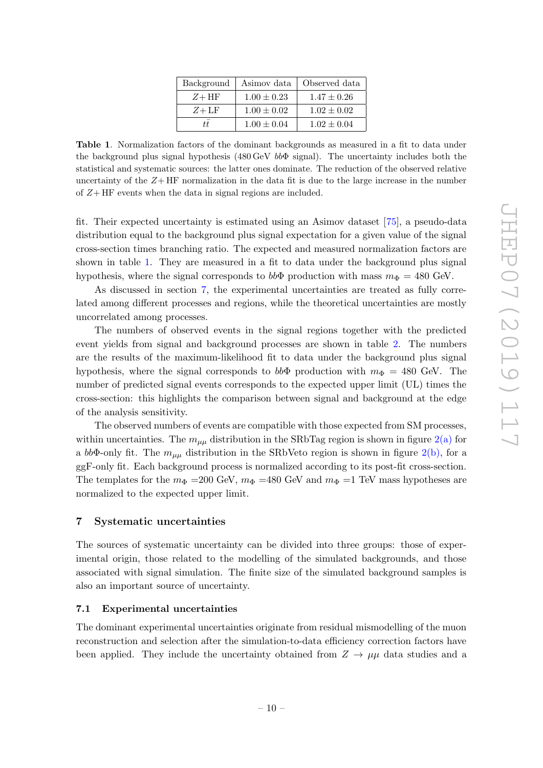| Background | Asimov data | Observed data |
| --- | --- | --- |
| $Z$+ HF | $1.00 \pm 0.23$ | $1.47 \pm 0.26$ |
| $Z$+ LF | $1.00 \pm 0.02$ | $1.02 \pm 0.02$ |
| $t\bar{t}$ | $1.00 \pm 0.04$ | $1.02 \pm 0.04$ |

**Table 1**. Normalization factors of the dominant backgrounds as measured in a fit to data under the background plus signal hypothesis (480 GeV $bb\Phi$ signal). The uncertainty includes both the statistical and systematic sources: the latter ones dominate. The reduction of the observed relative uncertainty of the $Z$+ HF normalization in the data fit is due to the large increase in the number of $Z$+ HF events when the data in signal regions are included.

fit. Their expected uncertainty is estimated using an Asimov dataset [75], a pseudo-data distribution equal to the background plus signal expectation for a given value of the signal cross-section times branching ratio. The expected and measured normalization factors are shown in table 1. They are measured in a fit to data under the background plus signal hypothesis, where the signal corresponds to $bb\Phi$ production with mass $m_\Phi = 480$ GeV.

As discussed in section 7, the experimental uncertainties are treated as fully correlated among different processes and regions, while the theoretical uncertainties are mostly uncorrelated among processes.

The numbers of observed events in the signal regions together with the predicted event yields from signal and background processes are shown in table 2. The numbers are the results of the maximum-likelihood fit to data under the background plus signal hypothesis, where the signal corresponds to $bb\Phi$ production with $m_\Phi = 480$ GeV. The number of predicted signal events corresponds to the expected upper limit (UL) times the cross-section: this highlights the comparison between signal and background at the edge of the analysis sensitivity.

The observed numbers of events are compatible with those expected from SM processes, within uncertainties. The $m_{\mu\mu}$ distribution in the SRbTag region is shown in figure 2(a) for a $bb\Phi$-only fit. The $m_{\mu\mu}$ distribution in the SRbVeto region is shown in figure 2(b), for a ggF-only fit. Each background process is normalized according to its post-fit cross-section. The templates for the $m_\Phi$ =200 GeV, $m_\Phi$ =480 GeV and $m_\Phi$ =1 TeV mass hypotheses are normalized to the expected upper limit.

## 7 Systematic uncertainties

The sources of systematic uncertainty can be divided into three groups: those of experimental origin, those related to the modelling of the simulated backgrounds, and those associated with signal simulation. The finite size of the simulated background samples is also an important source of uncertainty.

### 7.1 Experimental uncertainties

The dominant experimental uncertainties originate from residual mismodelling of the muon reconstruction and selection after the simulation-to-data efficiency correction factors have been applied. They include the uncertainty obtained from $Z \to \mu\mu$ data studies and a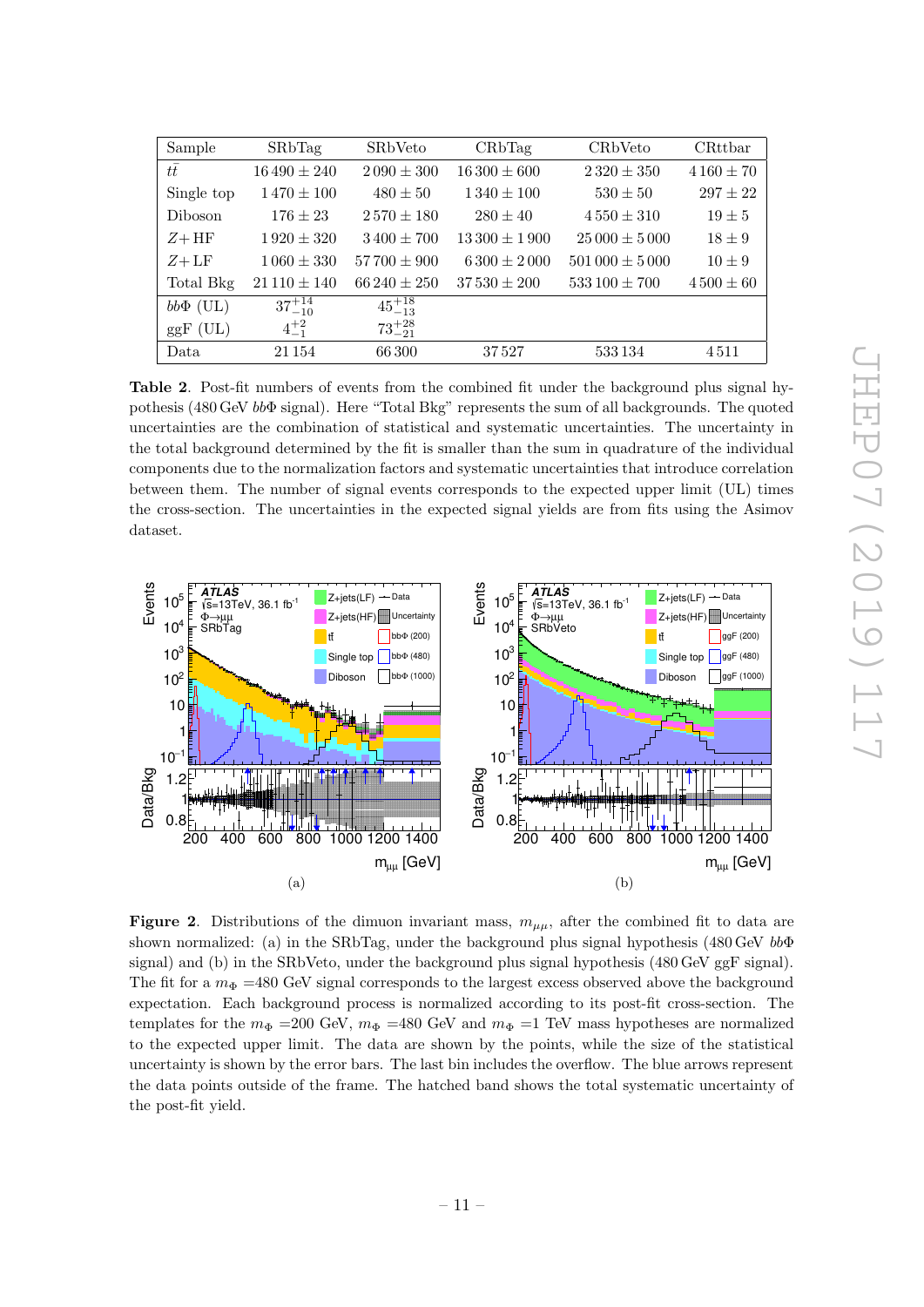| Sample | SRbTag | SRbVeto | CRbTag | CRbVeto | CRttbar |
|---|---|---|---|---|---|
| $t\bar{t}$ | $16\,490 \pm 240$ | $2\,090 \pm 300$ | $16\,300 \pm 600$ | $2\,320 \pm 350$ | $4\,160 \pm 70$ |
| Single top | $1\,470 \pm 100$ | $480 \pm 50$ | $1\,340 \pm 100$ | $530 \pm 50$ | $297 \pm 22$ |
| Diboson | $176 \pm 23$ | $2\,570 \pm 180$ | $280 \pm 40$ | $4\,550 \pm 310$ | $19 \pm 5$ |
| $Z+$HF | $1\,920 \pm 320$ | $3\,400 \pm 700$ | $13\,300 \pm 1\,900$ | $25\,000 \pm 5\,000$ | $18 \pm 9$ |
| $Z+$LF | $1\,060 \pm 330$ | $57\,700 \pm 900$ | $6\,300 \pm 2\,000$ | $501\,000 \pm 5\,000$ | $10 \pm 9$ |
| Total Bkg | $21\,110 \pm 140$ | $66\,240 \pm 250$ | $37\,530 \pm 200$ | $533\,100 \pm 700$ | $4\,500 \pm 60$ |
| $bb\Phi$ (UL) | $37^{+14}_{-10}$ | $45^{+18}_{-13}$ | | | |
| ggF (UL) | $4^{+2}_{-1}$ | $73^{+28}_{-21}$ | | | |
| Data | 21 154 | 66 300 | 37 527 | 533 134 | 4 511 |

**Table 2**. Post-fit numbers of events from the combined fit under the background plus signal hypothesis (480 GeV $bb\Phi$ signal). Here "Total Bkg" represents the sum of all backgrounds. The quoted uncertainties are the combination of statistical and systematic uncertainties. The uncertainty in the total background determined by the fit is smaller than the sum in quadrature of the individual components due to the normalization factors and systematic uncertainties that introduce correlation between them. The number of signal events corresponds to the expected upper limit (UL) times the cross-section. The uncertainties in the expected signal yields are from fits using the Asimov dataset.

**Figure 2**. Distributions of the dimuon invariant mass, $m_{\mu\mu}$, after the combined fit to data are shown normalized: (a) in the SRbTag, under the background plus signal hypothesis (480 GeV $bb\Phi$ signal) and (b) in the SRbVeto, under the background plus signal hypothesis (480 GeV ggF signal). The fit for a $m_\Phi$ =480 GeV signal corresponds to the largest excess observed above the background expectation. Each background process is normalized according to its post-fit cross-section. The templates for the $m_\Phi$ =200 GeV, $m_\Phi$ =480 GeV and $m_\Phi$ =1 TeV mass hypotheses are normalized to the expected upper limit. The data are shown by the points, while the size of the statistical uncertainty is shown by the error bars. The last bin includes the overflow. The blue arrows represent the data points outside of the frame. The hatched band shows the total systematic uncertainty of the post-fit yield.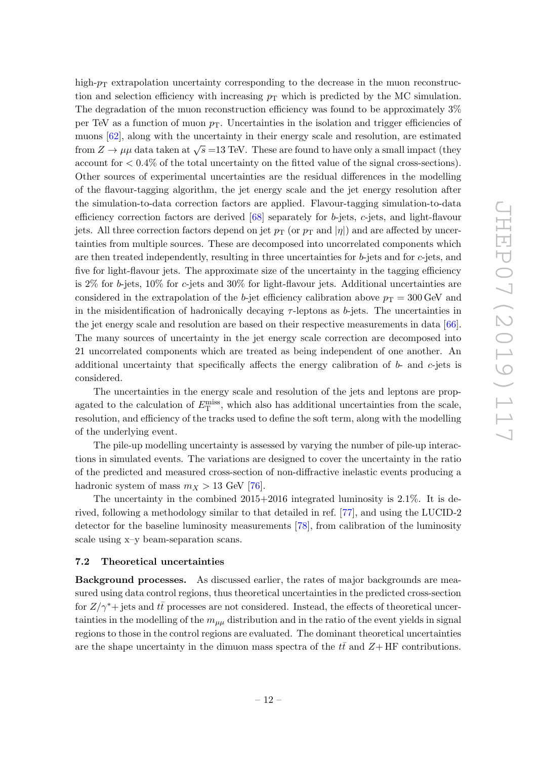high-$p_{\mathrm{T}}$ extrapolation uncertainty corresponding to the decrease in the muon reconstruction and selection efficiency with increasing $p_{\mathrm{T}}$ which is predicted by the MC simulation. The degradation of the muon reconstruction efficiency was found to be approximately 3% per TeV as a function of muon $p_{\mathrm{T}}$. Uncertainties in the isolation and trigger efficiencies of muons [62], along with the uncertainty in their energy scale and resolution, are estimated from $Z \to \mu\mu$ data taken at $\sqrt{s}$ =13 TeV. These are found to have only a small impact (they account for $< 0.4\%$ of the total uncertainty on the fitted value of the signal cross-sections). Other sources of experimental uncertainties are the residual differences in the modelling of the flavour-tagging algorithm, the jet energy scale and the jet energy resolution after the simulation-to-data correction factors are applied. Flavour-tagging simulation-to-data efficiency correction factors are derived [68] separately for $b$-jets, $c$-jets, and light-flavour jets. All three correction factors depend on jet $p_{\mathrm{T}}$ (or $p_{\mathrm{T}}$ and $|\eta|$) and are affected by uncertainties from multiple sources. These are decomposed into uncorrelated components which are then treated independently, resulting in three uncertainties for $b$-jets and for $c$-jets, and five for light-flavour jets. The approximate size of the uncertainty in the tagging efficiency is 2% for $b$-jets, 10% for $c$-jets and 30% for light-flavour jets. Additional uncertainties are considered in the extrapolation of the $b$-jet efficiency calibration above $p_{\mathrm{T}} = 300$ GeV and in the misidentification of hadronically decaying $\tau$-leptons as $b$-jets. The uncertainties in the jet energy scale and resolution are based on their respective measurements in data [66]. The many sources of uncertainty in the jet energy scale correction are decomposed into 21 uncorrelated components which are treated as being independent of one another. An additional uncertainty that specifically affects the energy calibration of $b$- and $c$-jets is considered.

The uncertainties in the energy scale and resolution of the jets and leptons are propagated to the calculation of $E_{\mathrm{T}}^{\mathrm{miss}}$, which also has additional uncertainties from the scale, resolution, and efficiency of the tracks used to define the soft term, along with the modelling of the underlying event.

The pile-up modelling uncertainty is assessed by varying the number of pile-up interactions in simulated events. The variations are designed to cover the uncertainty in the ratio of the predicted and measured cross-section of non-diffractive inelastic events producing a hadronic system of mass $m_X > 13$ GeV [76].

The uncertainty in the combined 2015+2016 integrated luminosity is 2.1%. It is derived, following a methodology similar to that detailed in ref. [77], and using the LUCID-2 detector for the baseline luminosity measurements [78], from calibration of the luminosity scale using x–y beam-separation scans.

### 7.2 Theoretical uncertainties

**Background processes.** As discussed earlier, the rates of major backgrounds are measured using data control regions, thus theoretical uncertainties in the predicted cross-section for $Z/\gamma^*$+ jets and $t\bar{t}$ processes are not considered. Instead, the effects of theoretical uncertainties in the modelling of the $m_{\mu\mu}$ distribution and in the ratio of the event yields in signal regions to those in the control regions are evaluated. The dominant theoretical uncertainties are the shape uncertainty in the dimuon mass spectra of the $t\bar{t}$ and $Z$+ HF contributions.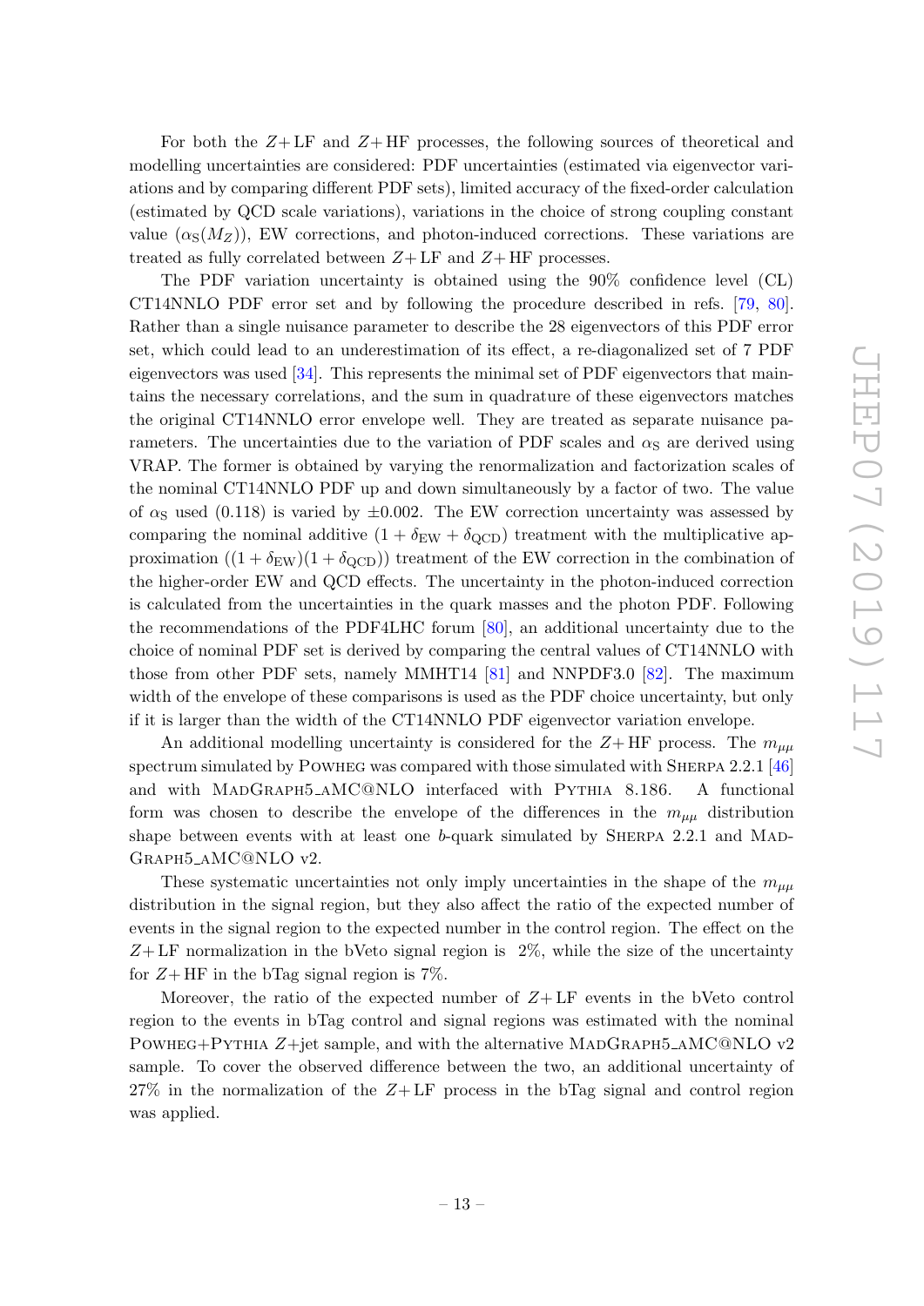For both the $Z$+ LF and $Z$+ HF processes, the following sources of theoretical and modelling uncertainties are considered: PDF uncertainties (estimated via eigenvector variations and by comparing different PDF sets), limited accuracy of the fixed-order calculation (estimated by QCD scale variations), variations in the choice of strong coupling constant value ($\alpha_S(M_Z)$), EW corrections, and photon-induced corrections. These variations are treated as fully correlated between $Z$+ LF and $Z$+ HF processes.

The PDF variation uncertainty is obtained using the 90% confidence level (CL) CT14NNLO PDF error set and by following the procedure described in refs. [79, 80]. Rather than a single nuisance parameter to describe the 28 eigenvectors of this PDF error set, which could lead to an underestimation of its effect, a re-diagonalized set of 7 PDF eigenvectors was used [34]. This represents the minimal set of PDF eigenvectors that maintains the necessary correlations, and the sum in quadrature of these eigenvectors matches the original CT14NNLO error envelope well. They are treated as separate nuisance parameters. The uncertainties due to the variation of PDF scales and $\alpha_S$ are derived using VRAP. The former is obtained by varying the renormalization and factorization scales of the nominal CT14NNLO PDF up and down simultaneously by a factor of two. The value of $\alpha_S$ used (0.118) is varied by $\pm 0.002$. The EW correction uncertainty was assessed by comparing the nominal additive $(1 + \delta_{\mathrm{EW}} + \delta_{\mathrm{QCD}})$ treatment with the multiplicative approximation $((1 + \delta_{\mathrm{EW}})(1 + \delta_{\mathrm{QCD}}))$ treatment of the EW correction in the combination of the higher-order EW and QCD effects. The uncertainty in the photon-induced correction is calculated from the uncertainties in the quark masses and the photon PDF. Following the recommendations of the PDF4LHC forum [80], an additional uncertainty due to the choice of nominal PDF set is derived by comparing the central values of CT14NNLO with those from other PDF sets, namely MMHT14 [81] and NNPDF3.0 [82]. The maximum width of the envelope of these comparisons is used as the PDF choice uncertainty, but only if it is larger than the width of the CT14NNLO PDF eigenvector variation envelope.

An additional modelling uncertainty is considered for the $Z$+ HF process. The $m_{\mu\mu}$ spectrum simulated by Powheg was compared with those simulated with Sherpa 2.2.1 [46] and with MadGraph5_aMC@NLO interfaced with Pythia 8.186. A functional form was chosen to describe the envelope of the differences in the $m_{\mu\mu}$ distribution shape between events with at least one $b$-quark simulated by Sherpa 2.2.1 and MadGraph5_aMC@NLO v2.

These systematic uncertainties not only imply uncertainties in the shape of the $m_{\mu\mu}$ distribution in the signal region, but they also affect the ratio of the expected number of events in the signal region to the expected number in the control region. The effect on the $Z$+ LF normalization in the bVeto signal region is 2%, while the size of the uncertainty for $Z$+ HF in the bTag signal region is 7%.

Moreover, the ratio of the expected number of $Z$+ LF events in the bVeto control region to the events in bTag control and signal regions was estimated with the nominal Powheg+Pythia $Z$+jet sample, and with the alternative MadGraph5_aMC@NLO v2 sample. To cover the observed difference between the two, an additional uncertainty of 27% in the normalization of the $Z$+ LF process in the bTag signal and control region was applied.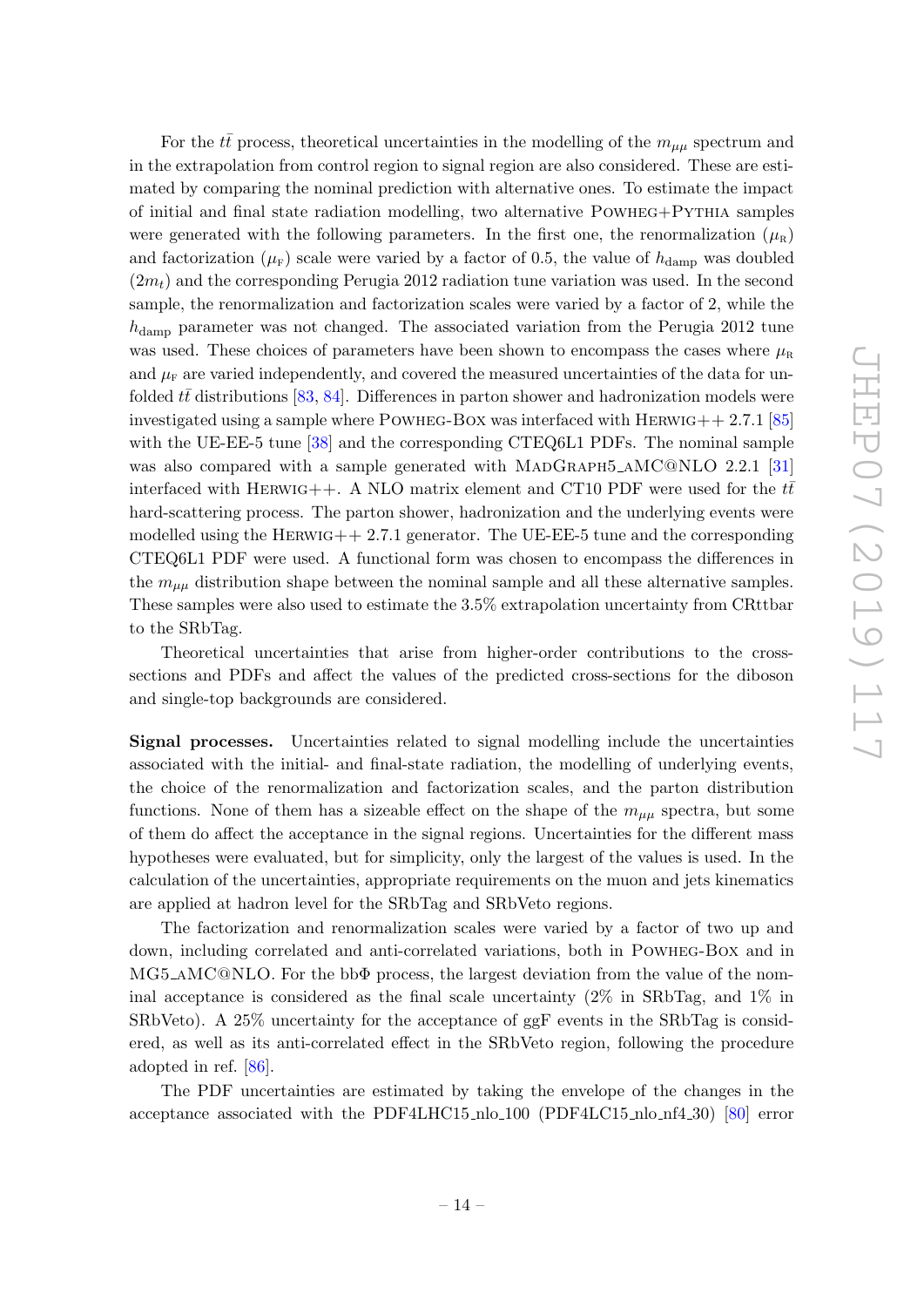For the $t\bar{t}$ process, theoretical uncertainties in the modelling of the $m_{\mu\mu}$ spectrum and in the extrapolation from control region to signal region are also considered. These are estimated by comparing the nominal prediction with alternative ones. To estimate the impact of initial and final state radiation modelling, two alternative Powheg+Pythia samples were generated with the following parameters. In the first one, the renormalization ($\mu_{\mathrm{R}}$) and factorization ($\mu_{\mathrm{F}}$) scale were varied by a factor of 0.5, the value of $h_{\mathrm{damp}}$ was doubled ($2m_t$) and the corresponding Perugia 2012 radiation tune variation was used. In the second sample, the renormalization and factorization scales were varied by a factor of 2, while the $h_{\mathrm{damp}}$ parameter was not changed. The associated variation from the Perugia 2012 tune was used. These choices of parameters have been shown to encompass the cases where $\mu_{\mathrm{R}}$ and $\mu_{\mathrm{F}}$ are varied independently, and covered the measured uncertainties of the data for unfolded $t\bar{t}$ distributions [83, 84]. Differences in parton shower and hadronization models were investigated using a sample where Powheg-Box was interfaced with Herwig++ 2.7.1 [85] with the UE-EE-5 tune [38] and the corresponding CTEQ6L1 PDFs. The nominal sample was also compared with a sample generated with MadGraph5_aMC@NLO 2.2.1 [31] interfaced with Herwig++. A NLO matrix element and CT10 PDF were used for the $t\bar{t}$ hard-scattering process. The parton shower, hadronization and the underlying events were modelled using the Herwig++ 2.7.1 generator. The UE-EE-5 tune and the corresponding CTEQ6L1 PDF were used. A functional form was chosen to encompass the differences in the $m_{\mu\mu}$ distribution shape between the nominal sample and all these alternative samples. These samples were also used to estimate the 3.5% extrapolation uncertainty from CRttbar to the SRbTag.

Theoretical uncertainties that arise from higher-order contributions to the cross-sections and PDFs and affect the values of the predicted cross-sections for the diboson and single-top backgrounds are considered.

**Signal processes.** Uncertainties related to signal modelling include the uncertainties associated with the initial- and final-state radiation, the modelling of underlying events, the choice of the renormalization and factorization scales, and the parton distribution functions. None of them has a sizeable effect on the shape of the $m_{\mu\mu}$ spectra, but some of them do affect the acceptance in the signal regions. Uncertainties for the different mass hypotheses were evaluated, but for simplicity, only the largest of the values is used. In the calculation of the uncertainties, appropriate requirements on the muon and jets kinematics are applied at hadron level for the SRbTag and SRbVeto regions.

The factorization and renormalization scales were varied by a factor of two up and down, including correlated and anti-correlated variations, both in Powheg-Box and in MG5_aMC@NLO. For the bb$\Phi$ process, the largest deviation from the value of the nominal acceptance is considered as the final scale uncertainty (2% in SRbTag, and 1% in SRbVeto). A 25% uncertainty for the acceptance of ggF events in the SRbTag is considered, as well as its anti-correlated effect in the SRbVeto region, following the procedure adopted in ref. [86].

The PDF uncertainties are estimated by taking the envelope of the changes in the acceptance associated with the PDF4LHC15_nlo_100 (PDF4LC15_nlo_nf4_30) [80] error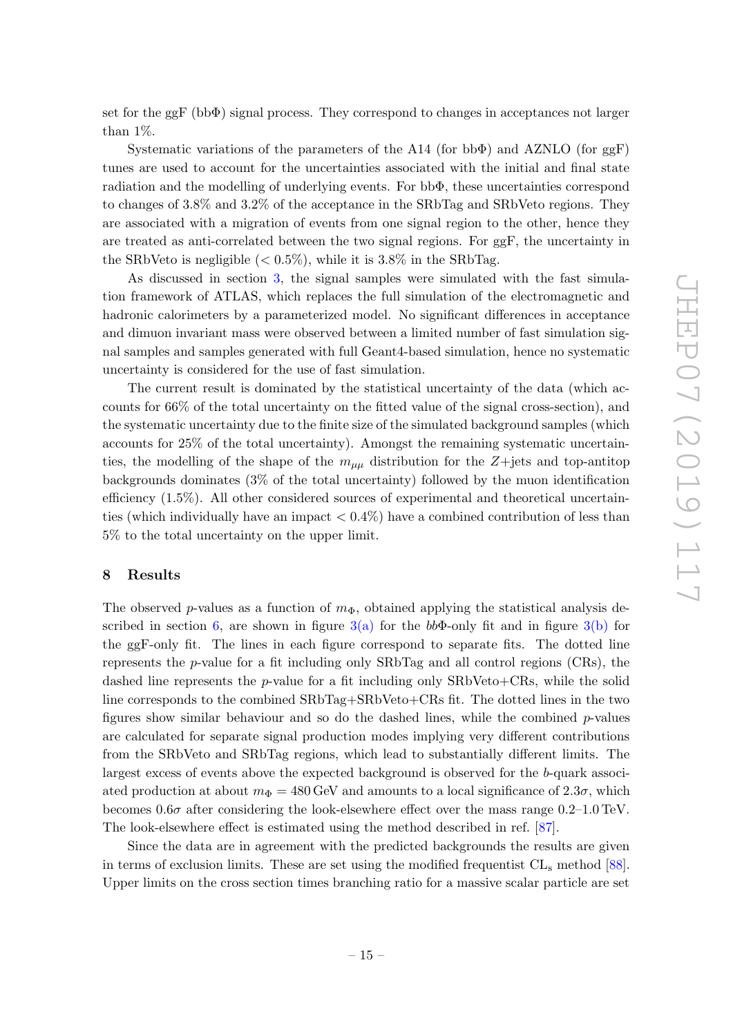set for the ggF (bbΦ) signal process. They correspond to changes in acceptances not larger than 1%.

Systematic variations of the parameters of the A14 (for bbΦ) and AZNLO (for ggF) tunes are used to account for the uncertainties associated with the initial and final state radiation and the modelling of underlying events. For bbΦ, these uncertainties correspond to changes of 3.8% and 3.2% of the acceptance in the SRbTag and SRbVeto regions. They are associated with a migration of events from one signal region to the other, hence they are treated as anti-correlated between the two signal regions. For ggF, the uncertainty in the SRbVeto is negligible ($< 0.5\%$), while it is 3.8% in the SRbTag.

As discussed in section 3, the signal samples were simulated with the fast simulation framework of ATLAS, which replaces the full simulation of the electromagnetic and hadronic calorimeters by a parameterized model. No significant differences in acceptance and dimuon invariant mass were observed between a limited number of fast simulation signal samples and samples generated with full Geant4-based simulation, hence no systematic uncertainty is considered for the use of fast simulation.

The current result is dominated by the statistical uncertainty of the data (which accounts for 66% of the total uncertainty on the fitted value of the signal cross-section), and the systematic uncertainty due to the finite size of the simulated background samples (which accounts for 25% of the total uncertainty). Amongst the remaining systematic uncertainties, the modelling of the shape of the $m_{\mu\mu}$ distribution for the $Z$+jets and top-antitop backgrounds dominates (3% of the total uncertainty) followed by the muon identification efficiency (1.5%). All other considered sources of experimental and theoretical uncertainties (which individually have an impact $< 0.4\%$) have a combined contribution of less than 5% to the total uncertainty on the upper limit.

## 8 Results

The observed $p$-values as a function of $m_\Phi$, obtained applying the statistical analysis described in section 6, are shown in figure 3(a) for the $bb\Phi$-only fit and in figure 3(b) for the ggF-only fit. The lines in each figure correspond to separate fits. The dotted line represents the $p$-value for a fit including only SRbTag and all control regions (CRs), the dashed line represents the $p$-value for a fit including only SRbVeto+CRs, while the solid line corresponds to the combined SRbTag+SRbVeto+CRs fit. The dotted lines in the two figures show similar behaviour and so do the dashed lines, while the combined $p$-values are calculated for separate signal production modes implying very different contributions from the SRbVeto and SRbTag regions, which lead to substantially different limits. The largest excess of events above the expected background is observed for the $b$-quark associated production at about $m_\Phi = 480$ GeV and amounts to a local significance of $2.3\sigma$, which becomes $0.6\sigma$ after considering the look-elsewhere effect over the mass range 0.2–1.0 TeV. The look-elsewhere effect is estimated using the method described in ref. [87].

Since the data are in agreement with the predicted backgrounds the results are given in terms of exclusion limits. These are set using the modified frequentist $\mathrm{CL_s}$ method [88]. Upper limits on the cross section times branching ratio for a massive scalar particle are set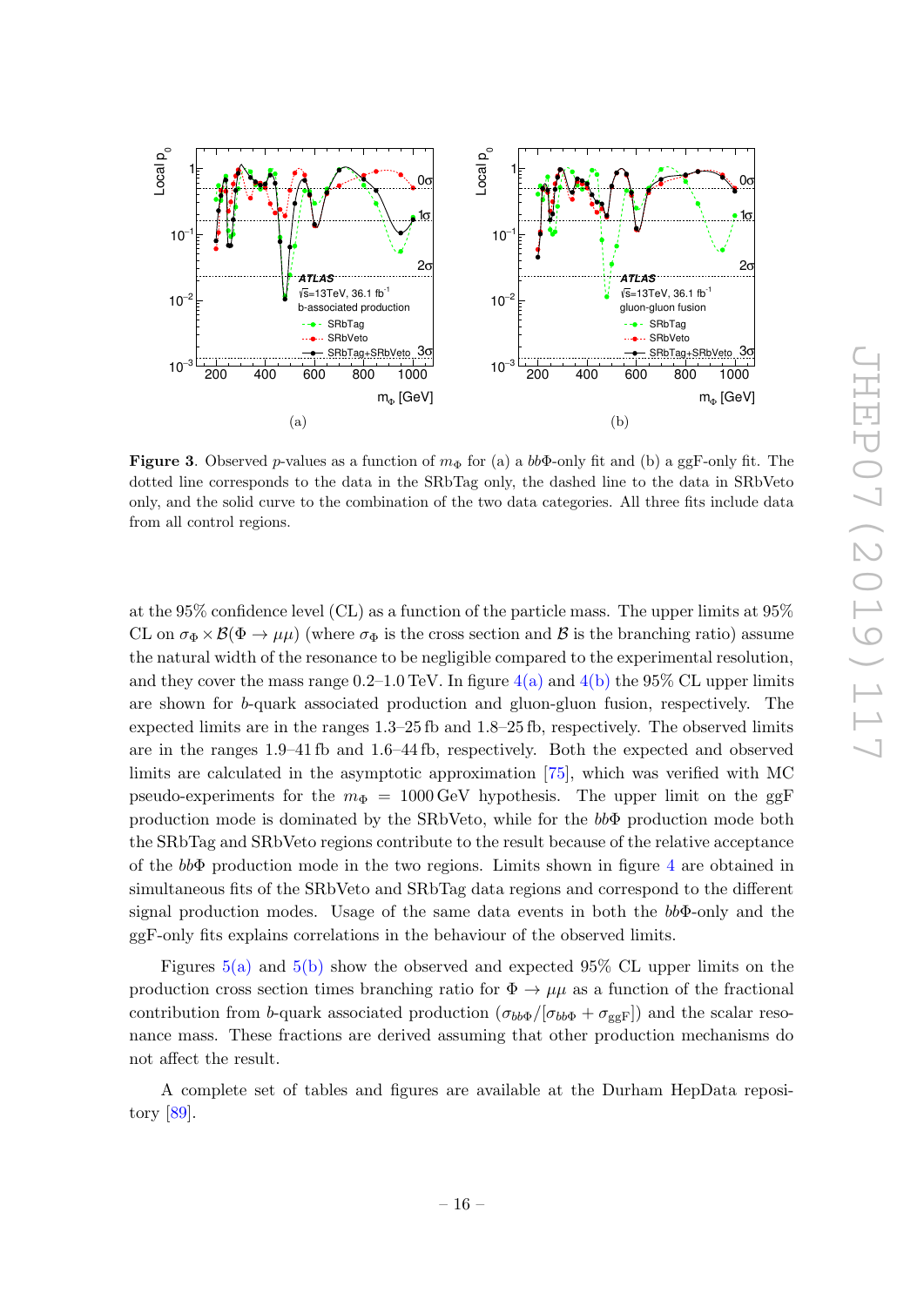**Figure 3**. Observed $p$-values as a function of $m_\Phi$ for (a) a $bb\Phi$-only fit and (b) a ggF-only fit. The dotted line corresponds to the data in the SRbTag only, the dashed line to the data in SRbVeto only, and the solid curve to the combination of the two data categories. All three fits include data from all control regions.

at the 95% confidence level (CL) as a function of the particle mass. The upper limits at 95% CL on $\sigma_\Phi \times \mathcal{B}(\Phi \to \mu\mu)$ (where $\sigma_\Phi$ is the cross section and $\mathcal{B}$ is the branching ratio) assume the natural width of the resonance to be negligible compared to the experimental resolution, and they cover the mass range 0.2–1.0 TeV. In figure 4(a) and 4(b) the 95% CL upper limits are shown for $b$-quark associated production and gluon-gluon fusion, respectively. The expected limits are in the ranges 1.3–25 fb and 1.8–25 fb, respectively. The observed limits are in the ranges 1.9–41 fb and 1.6–44 fb, respectively. Both the expected and observed limits are calculated in the asymptotic approximation [75], which was verified with MC pseudo-experiments for the $m_\Phi = 1000\,\text{GeV}$ hypothesis. The upper limit on the ggF production mode is dominated by the SRbVeto, while for the $bb\Phi$ production mode both the SRbTag and SRbVeto regions contribute to the result because of the relative acceptance of the $bb\Phi$ production mode in the two regions. Limits shown in figure 4 are obtained in simultaneous fits of the SRbVeto and SRbTag data regions and correspond to the different signal production modes. Usage of the same data events in both the $bb\Phi$-only and the ggF-only fits explains correlations in the behaviour of the observed limits.

Figures 5(a) and 5(b) show the observed and expected 95% CL upper limits on the production cross section times branching ratio for $\Phi \to \mu\mu$ as a function of the fractional contribution from $b$-quark associated production ($\sigma_{bb\Phi}/[\sigma_{bb\Phi} + \sigma_{\text{ggF}}]$) and the scalar resonance mass. These fractions are derived assuming that other production mechanisms do not affect the result.

A complete set of tables and figures are available at the Durham HepData repository [89].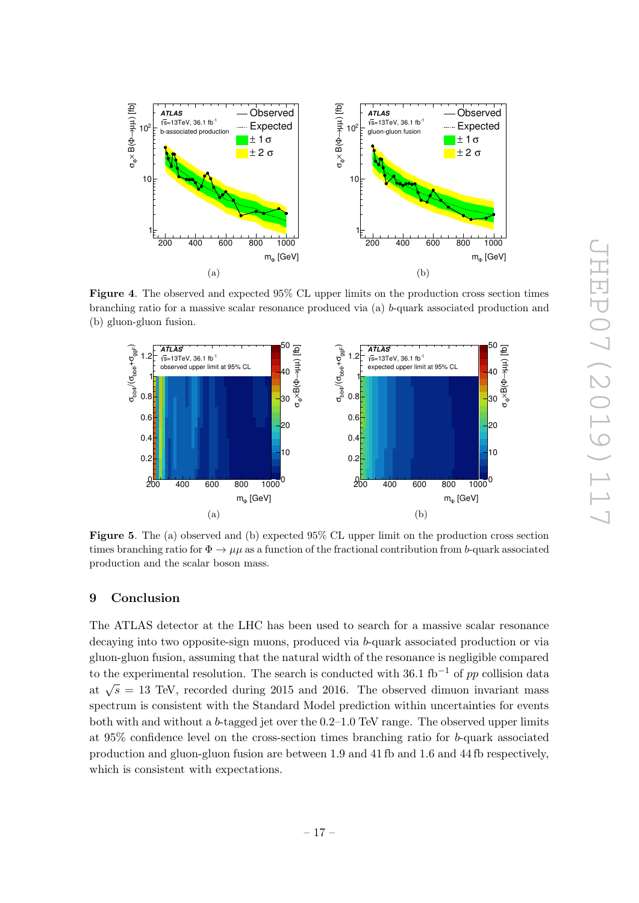**Figure 4**. The observed and expected 95% CL upper limits on the production cross section times branching ratio for a massive scalar resonance produced via (a) $b$-quark associated production and (b) gluon-gluon fusion.

**Figure 5**. The (a) observed and (b) expected 95% CL upper limit on the production cross section times branching ratio for $\Phi \to \mu\mu$ as a function of the fractional contribution from $b$-quark associated production and the scalar boson mass.

## 9 Conclusion

The ATLAS detector at the LHC has been used to search for a massive scalar resonance decaying into two opposite-sign muons, produced via $b$-quark associated production or via gluon-gluon fusion, assuming that the natural width of the resonance is negligible compared to the experimental resolution. The search is conducted with 36.1 fb$^{-1}$ of $pp$ collision data at $\sqrt{s}$ = 13 TeV, recorded during 2015 and 2016. The observed dimuon invariant mass spectrum is consistent with the Standard Model prediction within uncertainties for events both with and without a $b$-tagged jet over the 0.2–1.0 TeV range. The observed upper limits at 95% confidence level on the cross-section times branching ratio for $b$-quark associated production and gluon-gluon fusion are between 1.9 and 41 fb and 1.6 and 44 fb respectively, which is consistent with expectations.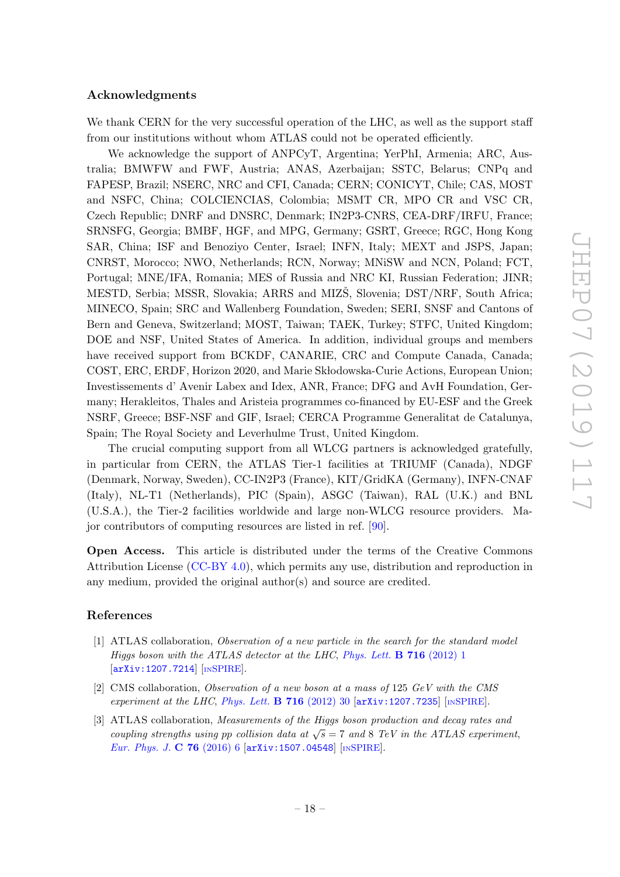## Acknowledgments

We thank CERN for the very successful operation of the LHC, as well as the support staff from our institutions without whom ATLAS could not be operated efficiently.

We acknowledge the support of ANPCyT, Argentina; YerPhI, Armenia; ARC, Australia; BMWFW and FWF, Austria; ANAS, Azerbaijan; SSTC, Belarus; CNPq and FAPESP, Brazil; NSERC, NRC and CFI, Canada; CERN; CONICYT, Chile; CAS, MOST and NSFC, China; COLCIENCIAS, Colombia; MSMT CR, MPO CR and VSC CR, Czech Republic; DNRF and DNSRC, Denmark; IN2P3-CNRS, CEA-DRF/IRFU, France; SRNSFG, Georgia; BMBF, HGF, and MPG, Germany; GSRT, Greece; RGC, Hong Kong SAR, China; ISF and Benoziyo Center, Israel; INFN, Italy; MEXT and JSPS, Japan; CNRST, Morocco; NWO, Netherlands; RCN, Norway; MNiSW and NCN, Poland; FCT, Portugal; MNE/IFA, Romania; MES of Russia and NRC KI, Russian Federation; JINR; MESTD, Serbia; MSSR, Slovakia; ARRS and MIZŠ, Slovenia; DST/NRF, South Africa; MINECO, Spain; SRC and Wallenberg Foundation, Sweden; SERI, SNSF and Cantons of Bern and Geneva, Switzerland; MOST, Taiwan; TAEK, Turkey; STFC, United Kingdom; DOE and NSF, United States of America. In addition, individual groups and members have received support from BCKDF, CANARIE, CRC and Compute Canada, Canada; COST, ERC, ERDF, Horizon 2020, and Marie Skłodowska-Curie Actions, European Union; Investissements d' Avenir Labex and Idex, ANR, France; DFG and AvH Foundation, Germany; Herakleitos, Thales and Aristeia programmes co-financed by EU-ESF and the Greek NSRF, Greece; BSF-NSF and GIF, Israel; CERCA Programme Generalitat de Catalunya, Spain; The Royal Society and Leverhulme Trust, United Kingdom.

The crucial computing support from all WLCG partners is acknowledged gratefully, in particular from CERN, the ATLAS Tier-1 facilities at TRIUMF (Canada), NDGF (Denmark, Norway, Sweden), CC-IN2P3 (France), KIT/GridKA (Germany), INFN-CNAF (Italy), NL-T1 (Netherlands), PIC (Spain), ASGC (Taiwan), RAL (U.K.) and BNL (U.S.A.), the Tier-2 facilities worldwide and large non-WLCG resource providers. Major contributors of computing resources are listed in ref. [90].

**Open Access.** This article is distributed under the terms of the Creative Commons Attribution License (CC-BY 4.0), which permits any use, distribution and reproduction in any medium, provided the original author(s) and source are credited.

## References

[1] ATLAS collaboration, *Observation of a new particle in the search for the standard model Higgs boson with the ATLAS detector at the LHC*, *Phys. Lett.* **B 716** (2012) 1 [arXiv:1207.7214] [INSPIRE].

[2] CMS collaboration, *Observation of a new boson at a mass of* 125 *GeV with the CMS experiment at the LHC*, *Phys. Lett.* **B 716** (2012) 30 [arXiv:1207.7235] [INSPIRE].

[3] ATLAS collaboration, *Measurements of the Higgs boson production and decay rates and coupling strengths using pp collision data at $\sqrt{s} = 7$ and 8 TeV in the ATLAS experiment*, *Eur. Phys. J.* **C 76** (2016) 6 [arXiv:1507.04548] [INSPIRE].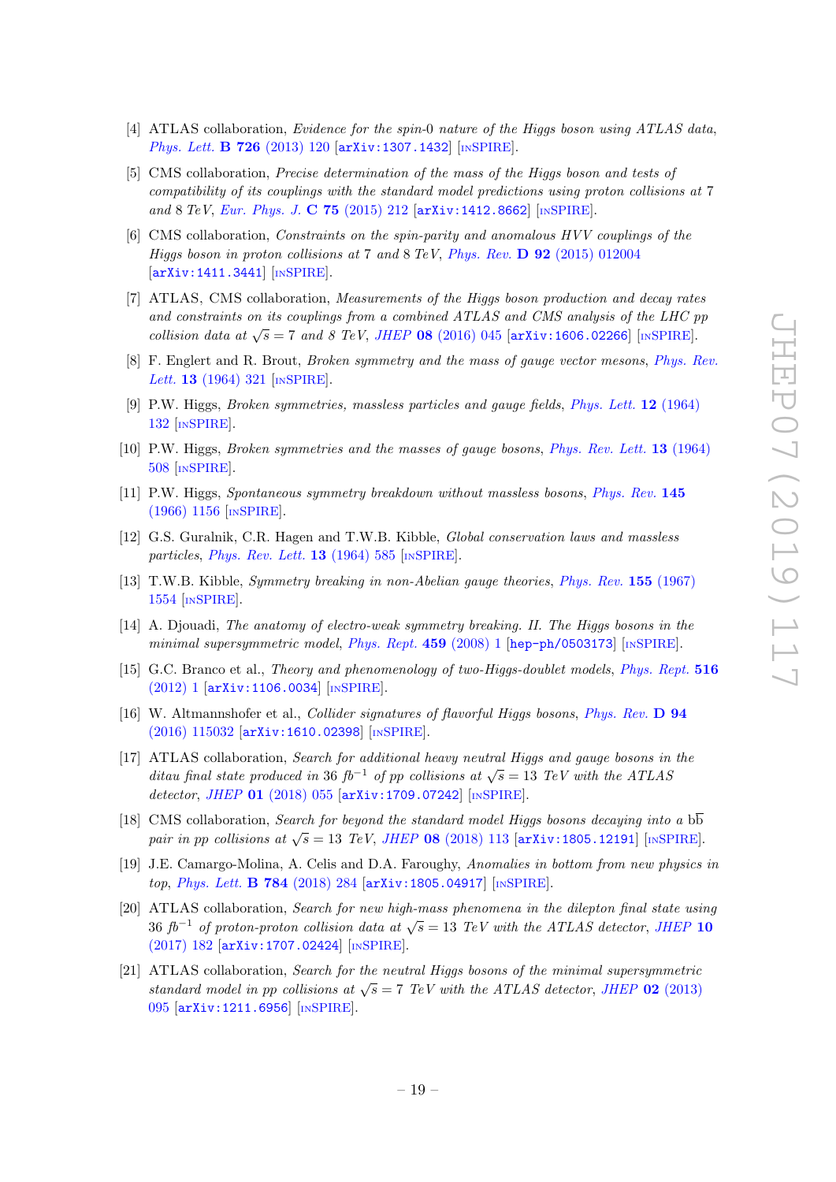[4] ATLAS collaboration, *Evidence for the spin-0 nature of the Higgs boson using ATLAS data*, *Phys. Lett.* **B 726** (2013) 120 [arXiv:1307.1432] [INSPIRE].

[5] CMS collaboration, *Precise determination of the mass of the Higgs boson and tests of compatibility of its couplings with the standard model predictions using proton collisions at 7 and 8 TeV*, *Eur. Phys. J.* **C 75** (2015) 212 [arXiv:1412.8662] [INSPIRE].

[6] CMS collaboration, *Constraints on the spin-parity and anomalous HVV couplings of the Higgs boson in proton collisions at 7 and 8 TeV*, *Phys. Rev.* **D 92** (2015) 012004 [arXiv:1411.3441] [INSPIRE].

[7] ATLAS, CMS collaboration, *Measurements of the Higgs boson production and decay rates and constraints on its couplings from a combined ATLAS and CMS analysis of the LHC pp collision data at $\sqrt{s} = 7$ and 8 TeV*, *JHEP* **08** (2016) 045 [arXiv:1606.02266] [INSPIRE].

[8] F. Englert and R. Brout, *Broken symmetry and the mass of gauge vector mesons*, *Phys. Rev. Lett.* **13** (1964) 321 [INSPIRE].

[9] P.W. Higgs, *Broken symmetries, massless particles and gauge fields*, *Phys. Lett.* **12** (1964) 132 [INSPIRE].

[10] P.W. Higgs, *Broken symmetries and the masses of gauge bosons*, *Phys. Rev. Lett.* **13** (1964) 508 [INSPIRE].

[11] P.W. Higgs, *Spontaneous symmetry breakdown without massless bosons*, *Phys. Rev.* **145** (1966) 1156 [INSPIRE].

[12] G.S. Guralnik, C.R. Hagen and T.W.B. Kibble, *Global conservation laws and massless particles*, *Phys. Rev. Lett.* **13** (1964) 585 [INSPIRE].

[13] T.W.B. Kibble, *Symmetry breaking in non-Abelian gauge theories*, *Phys. Rev.* **155** (1967) 1554 [INSPIRE].

[14] A. Djouadi, *The anatomy of electro-weak symmetry breaking. II. The Higgs bosons in the minimal supersymmetric model*, *Phys. Rept.* **459** (2008) 1 [hep-ph/0503173] [INSPIRE].

[15] G.C. Branco et al., *Theory and phenomenology of two-Higgs-doublet models*, *Phys. Rept.* **516** (2012) 1 [arXiv:1106.0034] [INSPIRE].

[16] W. Altmannshofer et al., *Collider signatures of flavorful Higgs bosons*, *Phys. Rev.* **D 94** (2016) 115032 [arXiv:1610.02398] [INSPIRE].

[17] ATLAS collaboration, *Search for additional heavy neutral Higgs and gauge bosons in the ditau final state produced in 36 $fb^{-1}$ of pp collisions at $\sqrt{s} = 13$ TeV with the ATLAS detector*, *JHEP* **01** (2018) 055 [arXiv:1709.07242] [INSPIRE].

[18] CMS collaboration, *Search for beyond the standard model Higgs bosons decaying into a $b\bar{b}$ pair in pp collisions at $\sqrt{s} = 13$ TeV*, *JHEP* **08** (2018) 113 [arXiv:1805.12191] [INSPIRE].

[19] J.E. Camargo-Molina, A. Celis and D.A. Faroughy, *Anomalies in bottom from new physics in top*, *Phys. Lett.* **B 784** (2018) 284 [arXiv:1805.04917] [INSPIRE].

[20] ATLAS collaboration, *Search for new high-mass phenomena in the dilepton final state using 36 $fb^{-1}$ of proton-proton collision data at $\sqrt{s} = 13$ TeV with the ATLAS detector*, *JHEP* **10** (2017) 182 [arXiv:1707.02424] [INSPIRE].

[21] ATLAS collaboration, *Search for the neutral Higgs bosons of the minimal supersymmetric standard model in pp collisions at $\sqrt{s} = 7$ TeV with the ATLAS detector*, *JHEP* **02** (2013) 095 [arXiv:1211.6956] [INSPIRE].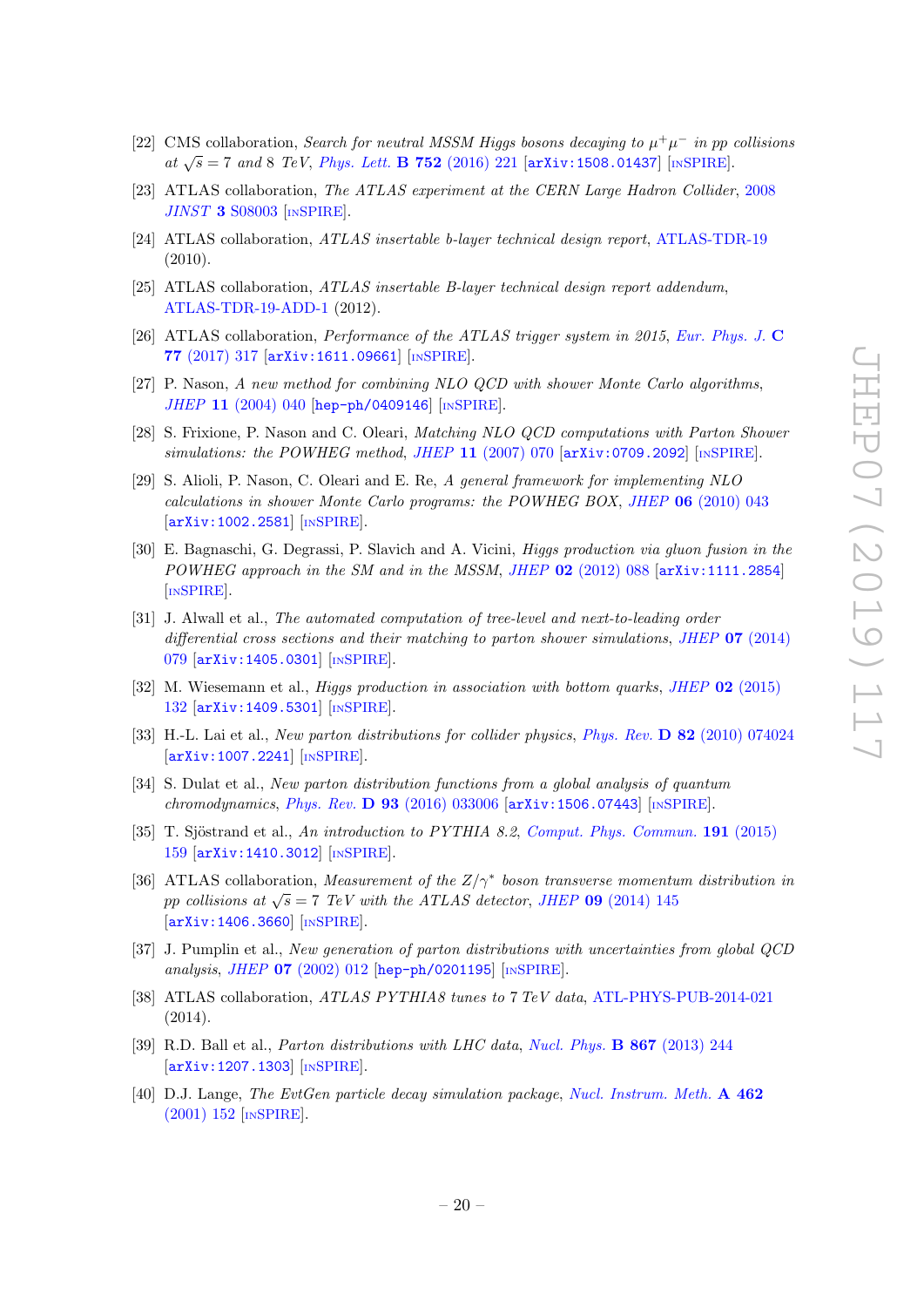[22] CMS collaboration, *Search for neutral MSSM Higgs bosons decaying to $\mu^+\mu^-$ in pp collisions at $\sqrt{s} = 7$ and 8 TeV*, Phys. Lett. **B 752** (2016) 221 [arXiv:1508.01437] [INSPIRE].

[23] ATLAS collaboration, *The ATLAS experiment at the CERN Large Hadron Collider*, 2008 *JINST* **3** S08003 [INSPIRE].

[24] ATLAS collaboration, *ATLAS insertable b-layer technical design report*, ATLAS-TDR-19 (2010).

[25] ATLAS collaboration, *ATLAS insertable B-layer technical design report addendum*, ATLAS-TDR-19-ADD-1 (2012).

[26] ATLAS collaboration, *Performance of the ATLAS trigger system in 2015*, Eur. Phys. J. **C 77** (2017) 317 [arXiv:1611.09661] [INSPIRE].

[27] P. Nason, *A new method for combining NLO QCD with shower Monte Carlo algorithms*, *JHEP* **11** (2004) 040 [hep-ph/0409146] [INSPIRE].

[28] S. Frixione, P. Nason and C. Oleari, *Matching NLO QCD computations with Parton Shower simulations: the POWHEG method*, *JHEP* **11** (2007) 070 [arXiv:0709.2092] [INSPIRE].

[29] S. Alioli, P. Nason, C. Oleari and E. Re, *A general framework for implementing NLO calculations in shower Monte Carlo programs: the POWHEG BOX*, *JHEP* **06** (2010) 043 [arXiv:1002.2581] [INSPIRE].

[30] E. Bagnaschi, G. Degrassi, P. Slavich and A. Vicini, *Higgs production via gluon fusion in the POWHEG approach in the SM and in the MSSM*, *JHEP* **02** (2012) 088 [arXiv:1111.2854] [INSPIRE].

[31] J. Alwall et al., *The automated computation of tree-level and next-to-leading order differential cross sections and their matching to parton shower simulations*, *JHEP* **07** (2014) 079 [arXiv:1405.0301] [INSPIRE].

[32] M. Wiesemann et al., *Higgs production in association with bottom quarks*, *JHEP* **02** (2015) 132 [arXiv:1409.5301] [INSPIRE].

[33] H.-L. Lai et al., *New parton distributions for collider physics*, Phys. Rev. **D 82** (2010) 074024 [arXiv:1007.2241] [INSPIRE].

[34] S. Dulat et al., *New parton distribution functions from a global analysis of quantum chromodynamics*, Phys. Rev. **D 93** (2016) 033006 [arXiv:1506.07443] [INSPIRE].

[35] T. Sjöstrand et al., *An introduction to PYTHIA 8.2*, Comput. Phys. Commun. **191** (2015) 159 [arXiv:1410.3012] [INSPIRE].

[36] ATLAS collaboration, *Measurement of the $Z/\gamma^*$ boson transverse momentum distribution in pp collisions at $\sqrt{s} = 7$ TeV with the ATLAS detector*, *JHEP* **09** (2014) 145 [arXiv:1406.3660] [INSPIRE].

[37] J. Pumplin et al., *New generation of parton distributions with uncertainties from global QCD analysis*, *JHEP* **07** (2002) 012 [hep-ph/0201195] [INSPIRE].

[38] ATLAS collaboration, *ATLAS PYTHIA8 tunes to 7 TeV data*, ATL-PHYS-PUB-2014-021 (2014).

[39] R.D. Ball et al., *Parton distributions with LHC data*, Nucl. Phys. **B 867** (2013) 244 [arXiv:1207.1303] [INSPIRE].

[40] D.J. Lange, *The EvtGen particle decay simulation package*, Nucl. Instrum. Meth. **A 462** (2001) 152 [INSPIRE].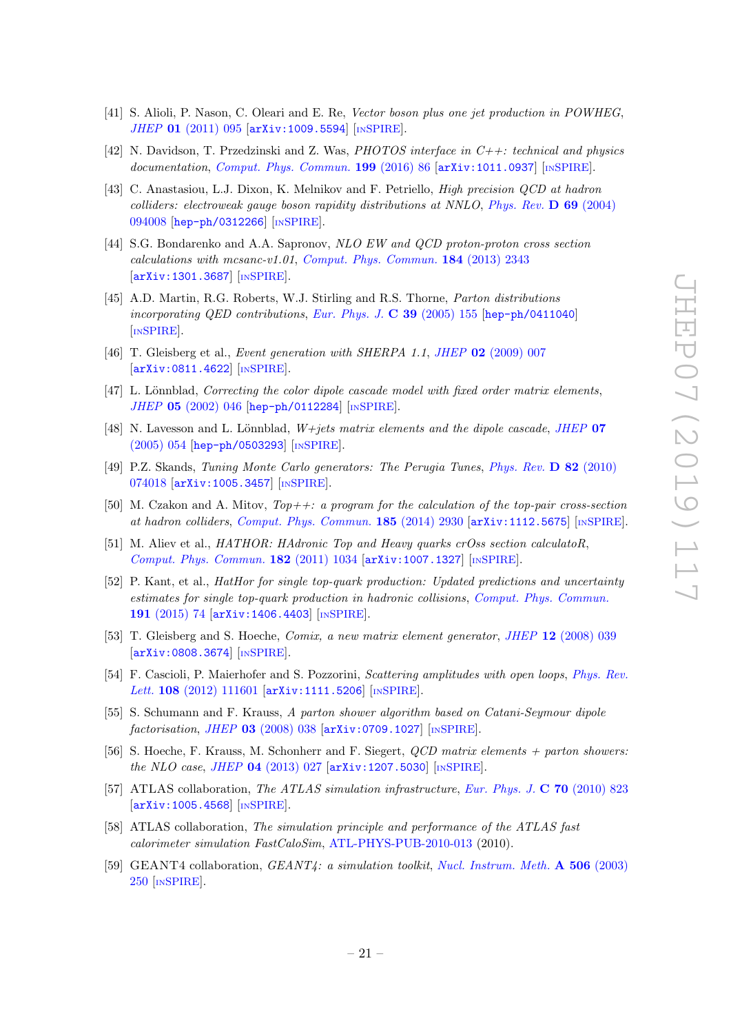[41] S. Alioli, P. Nason, C. Oleari and E. Re, *Vector boson plus one jet production in POWHEG*, JHEP **01** (2011) 095 [arXiv:1009.5594] [INSPIRE].

[42] N. Davidson, T. Przedzinski and Z. Was, *PHOTOS interface in C++: technical and physics documentation*, Comput. Phys. Commun. **199** (2016) 86 [arXiv:1011.0937] [INSPIRE].

[43] C. Anastasiou, L.J. Dixon, K. Melnikov and F. Petriello, *High precision QCD at hadron colliders: electroweak gauge boson rapidity distributions at NNLO*, Phys. Rev. **D 69** (2004) 094008 [hep-ph/0312266] [INSPIRE].

[44] S.G. Bondarenko and A.A. Sapronov, *NLO EW and QCD proton-proton cross section calculations with mcsanc-v1.01*, Comput. Phys. Commun. **184** (2013) 2343 [arXiv:1301.3687] [INSPIRE].

[45] A.D. Martin, R.G. Roberts, W.J. Stirling and R.S. Thorne, *Parton distributions incorporating QED contributions*, Eur. Phys. J. **C 39** (2005) 155 [hep-ph/0411040] [INSPIRE].

[46] T. Gleisberg et al., *Event generation with SHERPA 1.1*, JHEP **02** (2009) 007 [arXiv:0811.4622] [INSPIRE].

[47] L. Lönnblad, *Correcting the color dipole cascade model with fixed order matrix elements*, JHEP **05** (2002) 046 [hep-ph/0112284] [INSPIRE].

[48] N. Lavesson and L. Lönnblad, *W+jets matrix elements and the dipole cascade*, JHEP **07** (2005) 054 [hep-ph/0503293] [INSPIRE].

[49] P.Z. Skands, *Tuning Monte Carlo generators: The Perugia Tunes*, Phys. Rev. **D 82** (2010) 074018 [arXiv:1005.3457] [INSPIRE].

[50] M. Czakon and A. Mitov, *Top++: a program for the calculation of the top-pair cross-section at hadron colliders*, Comput. Phys. Commun. **185** (2014) 2930 [arXiv:1112.5675] [INSPIRE].

[51] M. Aliev et al., *HATHOR: HAdronic Top and Heavy quarks crOss section calculatoR*, Comput. Phys. Commun. **182** (2011) 1034 [arXiv:1007.1327] [INSPIRE].

[52] P. Kant, et al., *HatHor for single top-quark production: Updated predictions and uncertainty estimates for single top-quark production in hadronic collisions*, Comput. Phys. Commun. **191** (2015) 74 [arXiv:1406.4403] [INSPIRE].

[53] T. Gleisberg and S. Hoeche, *Comix, a new matrix element generator*, JHEP **12** (2008) 039 [arXiv:0808.3674] [INSPIRE].

[54] F. Cascioli, P. Maierhofer and S. Pozzorini, *Scattering amplitudes with open loops*, Phys. Rev. Lett. **108** (2012) 111601 [arXiv:1111.5206] [INSPIRE].

[55] S. Schumann and F. Krauss, *A parton shower algorithm based on Catani-Seymour dipole factorisation*, JHEP **03** (2008) 038 [arXiv:0709.1027] [INSPIRE].

[56] S. Hoeche, F. Krauss, M. Schonherr and F. Siegert, *QCD matrix elements + parton showers: the NLO case*, JHEP **04** (2013) 027 [arXiv:1207.5030] [INSPIRE].

[57] ATLAS collaboration, *The ATLAS simulation infrastructure*, Eur. Phys. J. **C 70** (2010) 823 [arXiv:1005.4568] [INSPIRE].

[58] ATLAS collaboration, *The simulation principle and performance of the ATLAS fast calorimeter simulation FastCaloSim*, ATL-PHYS-PUB-2010-013 (2010).

[59] GEANT4 collaboration, *GEANT4: a simulation toolkit*, Nucl. Instrum. Meth. **A 506** (2003) 250 [INSPIRE].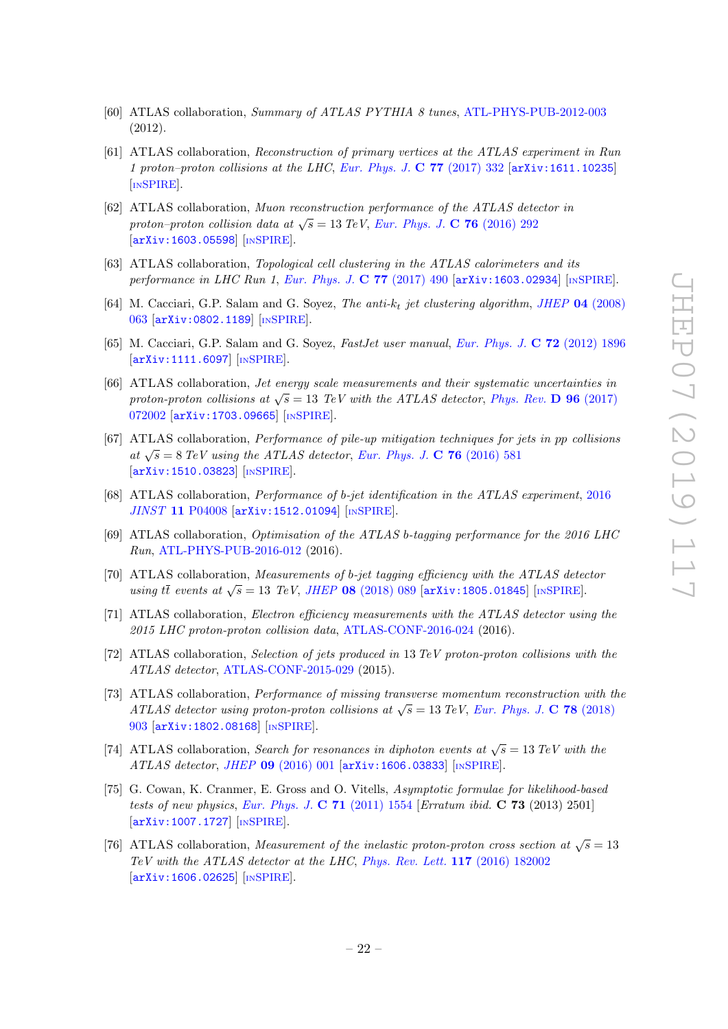[60] ATLAS collaboration, *Summary of ATLAS PYTHIA 8 tunes*, ATL-PHYS-PUB-2012-003 (2012).

[61] ATLAS collaboration, *Reconstruction of primary vertices at the ATLAS experiment in Run 1 proton–proton collisions at the LHC*, Eur. Phys. J. **C 77** (2017) 332 [arXiv:1611.10235] [INSPIRE].

[62] ATLAS collaboration, *Muon reconstruction performance of the ATLAS detector in proton–proton collision data at $\sqrt{s} = 13$ TeV*, Eur. Phys. J. **C 76** (2016) 292 [arXiv:1603.05598] [INSPIRE].

[63] ATLAS collaboration, *Topological cell clustering in the ATLAS calorimeters and its performance in LHC Run 1*, Eur. Phys. J. **C 77** (2017) 490 [arXiv:1603.02934] [INSPIRE].

[64] M. Cacciari, G.P. Salam and G. Soyez, *The anti-$k_t$ jet clustering algorithm*, JHEP **04** (2008) 063 [arXiv:0802.1189] [INSPIRE].

[65] M. Cacciari, G.P. Salam and G. Soyez, *FastJet user manual*, Eur. Phys. J. **C 72** (2012) 1896 [arXiv:1111.6097] [INSPIRE].

[66] ATLAS collaboration, *Jet energy scale measurements and their systematic uncertainties in proton-proton collisions at $\sqrt{s} = 13$ TeV with the ATLAS detector*, Phys. Rev. **D 96** (2017) 072002 [arXiv:1703.09665] [INSPIRE].

[67] ATLAS collaboration, *Performance of pile-up mitigation techniques for jets in pp collisions at $\sqrt{s} = 8$ TeV using the ATLAS detector*, Eur. Phys. J. **C 76** (2016) 581 [arXiv:1510.03823] [INSPIRE].

[68] ATLAS collaboration, *Performance of b-jet identification in the ATLAS experiment*, 2016 JINST **11** P04008 [arXiv:1512.01094] [INSPIRE].

[69] ATLAS collaboration, *Optimisation of the ATLAS b-tagging performance for the 2016 LHC Run*, ATL-PHYS-PUB-2016-012 (2016).

[70] ATLAS collaboration, *Measurements of b-jet tagging efficiency with the ATLAS detector using $t\bar{t}$ events at $\sqrt{s} = 13$ TeV*, JHEP **08** (2018) 089 [arXiv:1805.01845] [INSPIRE].

[71] ATLAS collaboration, *Electron efficiency measurements with the ATLAS detector using the 2015 LHC proton-proton collision data*, ATLAS-CONF-2016-024 (2016).

[72] ATLAS collaboration, *Selection of jets produced in* 13 *TeV proton-proton collisions with the ATLAS detector*, ATLAS-CONF-2015-029 (2015).

[73] ATLAS collaboration, *Performance of missing transverse momentum reconstruction with the ATLAS detector using proton-proton collisions at $\sqrt{s} = 13$ TeV*, Eur. Phys. J. **C 78** (2018) 903 [arXiv:1802.08168] [INSPIRE].

[74] ATLAS collaboration, *Search for resonances in diphoton events at $\sqrt{s} = 13$ TeV with the ATLAS detector*, JHEP **09** (2016) 001 [arXiv:1606.03833] [INSPIRE].

[75] G. Cowan, K. Cranmer, E. Gross and O. Vitells, *Asymptotic formulae for likelihood-based tests of new physics*, Eur. Phys. J. **C 71** (2011) 1554 [*Erratum ibid.* **C 73** (2013) 2501] [arXiv:1007.1727] [INSPIRE].

[76] ATLAS collaboration, *Measurement of the inelastic proton-proton cross section at $\sqrt{s} = 13$ TeV with the ATLAS detector at the LHC*, Phys. Rev. Lett. **117** (2016) 182002 [arXiv:1606.02625] [INSPIRE].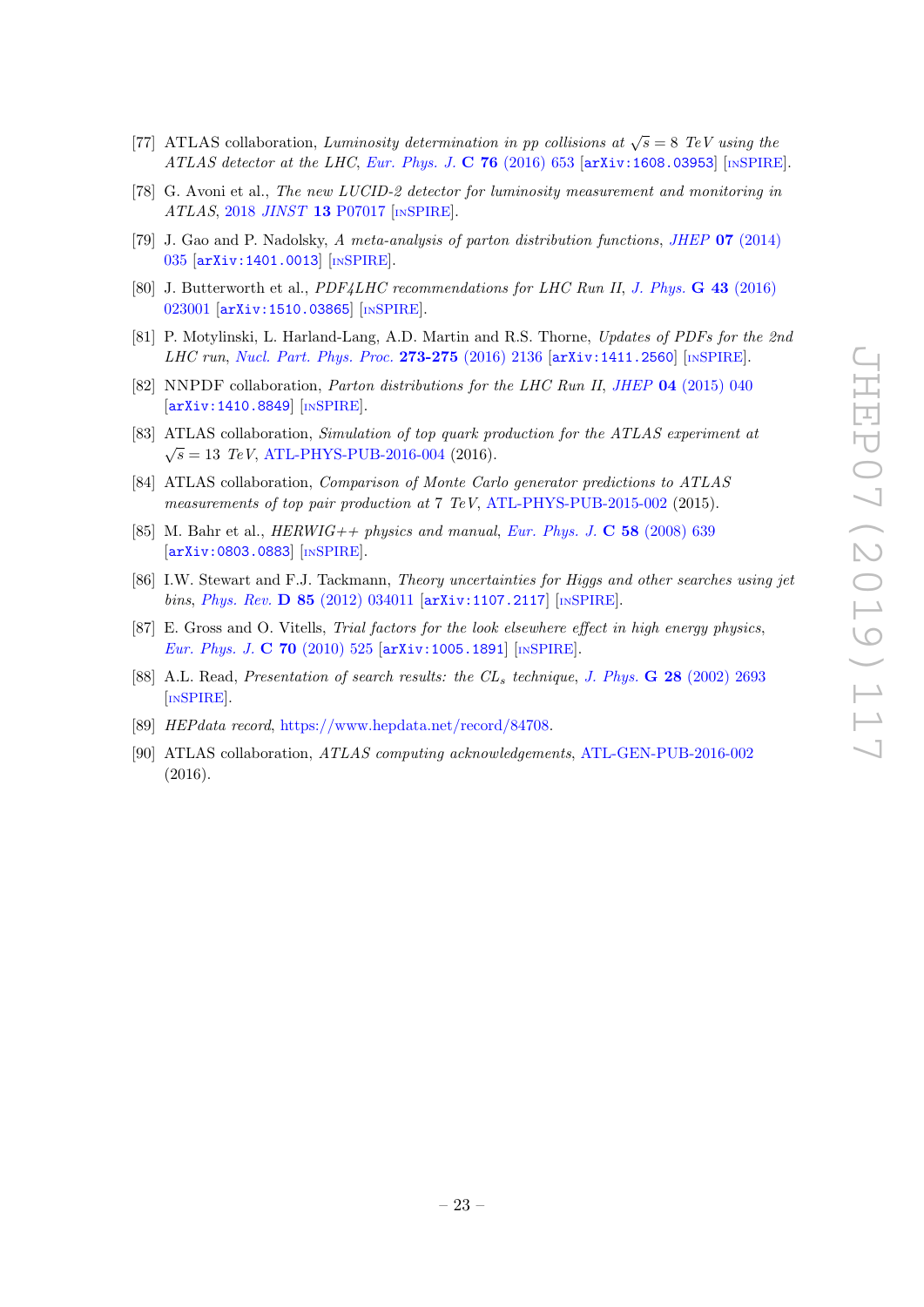[77] ATLAS collaboration, *Luminosity determination in pp collisions at $\sqrt{s} = 8$ TeV using the ATLAS detector at the LHC*, Eur. Phys. J. **C 76** (2016) 653 [arXiv:1608.03953] [INSPIRE].

[78] G. Avoni et al., *The new LUCID-2 detector for luminosity measurement and monitoring in ATLAS*, 2018 *JINST* **13** P07017 [INSPIRE].

[79] J. Gao and P. Nadolsky, *A meta-analysis of parton distribution functions*, JHEP **07** (2014) 035 [arXiv:1401.0013] [INSPIRE].

[80] J. Butterworth et al., *PDF4LHC recommendations for LHC Run II*, J. Phys. **G 43** (2016) 023001 [arXiv:1510.03865] [INSPIRE].

[81] P. Motylinski, L. Harland-Lang, A.D. Martin and R.S. Thorne, *Updates of PDFs for the 2nd LHC run*, Nucl. Part. Phys. Proc. **273-275** (2016) 2136 [arXiv:1411.2560] [INSPIRE].

[82] NNPDF collaboration, *Parton distributions for the LHC Run II*, JHEP **04** (2015) 040 [arXiv:1410.8849] [INSPIRE].

[83] ATLAS collaboration, *Simulation of top quark production for the ATLAS experiment at $\sqrt{s} = 13$ TeV*, ATL-PHYS-PUB-2016-004 (2016).

[84] ATLAS collaboration, *Comparison of Monte Carlo generator predictions to ATLAS measurements of top pair production at 7 TeV*, ATL-PHYS-PUB-2015-002 (2015).

[85] M. Bahr et al., *HERWIG++ physics and manual*, Eur. Phys. J. **C 58** (2008) 639 [arXiv:0803.0883] [INSPIRE].

[86] I.W. Stewart and F.J. Tackmann, *Theory uncertainties for Higgs and other searches using jet bins*, Phys. Rev. **D 85** (2012) 034011 [arXiv:1107.2117] [INSPIRE].

[87] E. Gross and O. Vitells, *Trial factors for the look elsewhere effect in high energy physics*, Eur. Phys. J. **C 70** (2010) 525 [arXiv:1005.1891] [INSPIRE].

[88] A.L. Read, *Presentation of search results: the $CL_s$ technique*, J. Phys. **G 28** (2002) 2693 [INSPIRE].

[89] *HEPdata record*, https://www.hepdata.net/record/84708.

[90] ATLAS collaboration, *ATLAS computing acknowledgements*, ATL-GEN-PUB-2016-002 (2016).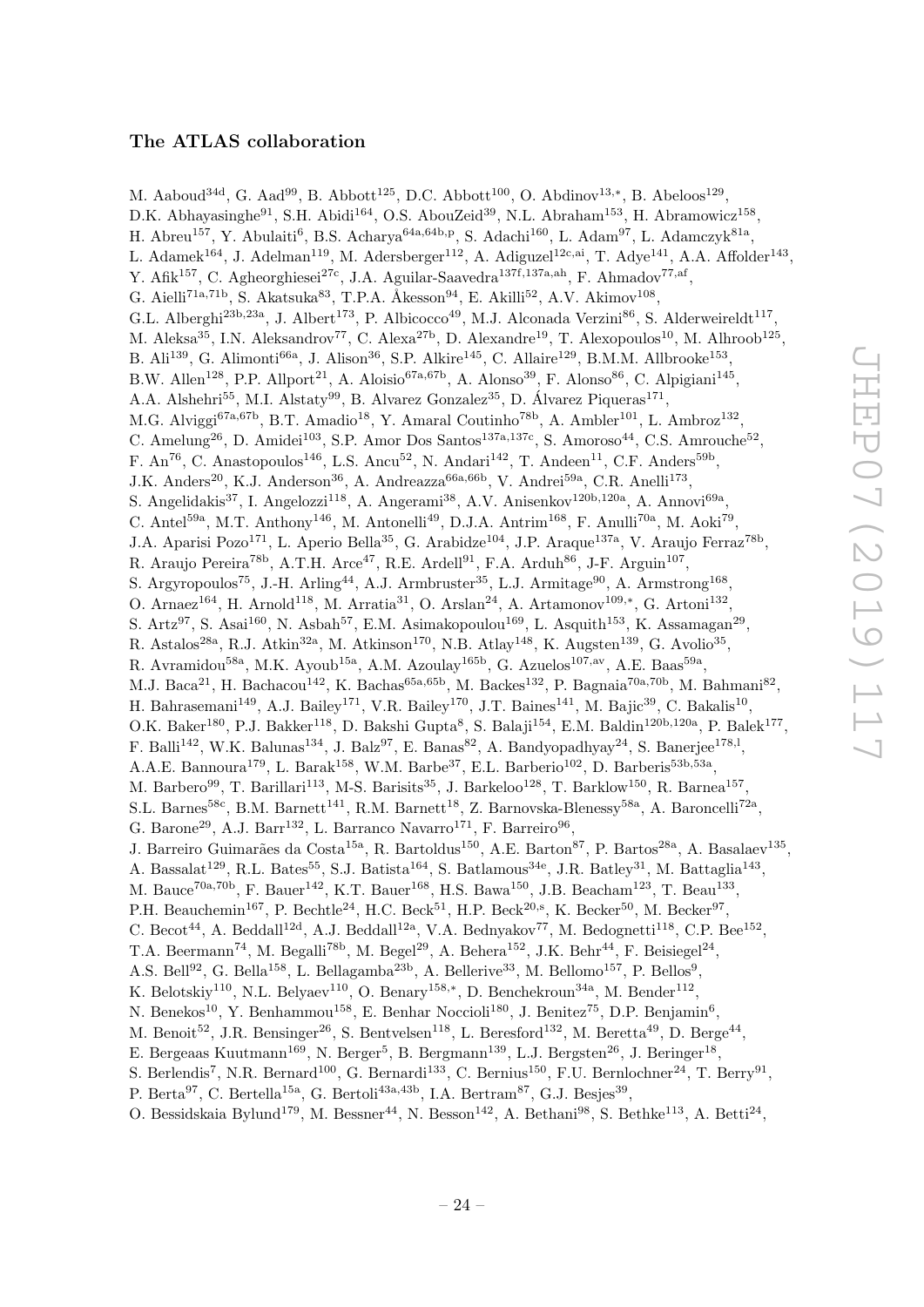### The ATLAS collaboration

M. Aaboud[34d], G. Aad[99], B. Abbott[125], D.C. Abbott[100], O. Abdinov[13,*], B. Abeloos[129], D.K. Abhayasinghe[91], S.H. Abidi[164], O.S. AbouZeid[39], N.L. Abraham[153], H. Abramowicz[158], H. Abreu[157], Y. Abulaiti[6], B.S. Acharya[64a,64b,p], S. Adachi[160], L. Adam[97], L. Adamczyk[81a], L. Adamek[164], J. Adelman[119], M. Adersberger[112], A. Adiguzel[12c,ai], T. Adye[141], A.A. Affolder[143], Y. Afik[157], C. Agheorghiesei[27c], J.A. Aguilar-Saavedra[137f,137a,ah], F. Ahmadov[77,af], G. Aielli[71a,71b], S. Akatsuka[83], T.P.A. Åkesson[94], E. Akilli[52], A.V. Akimov[108], G.L. Alberghi[23b,23a], J. Albert[173], P. Albicocco[49], M.J. Alconada Verzini[86], S. Alderweireldt[117], M. Aleksa[35], I.N. Aleksandrov[77], C. Alexa[27b], D. Alexandre[19], T. Alexopoulos[10], M. Alhroob[125], B. Ali[139], G. Alimonti[66a], J. Alison[36], S.P. Alkire[145], C. Allaire[129], B.M.M. Allbrooke[153], B.W. Allen[128], P.P. Allport[21], A. Aloisio[67a,67b], A. Alonso[39], F. Alonso[86], C. Alpigiani[145], A.A. Alshehri[55], M.I. Alstaty[99], B. Alvarez Gonzalez[35], D. Álvarez Piqueras[171], M.G. Alviggi[67a,67b], B.T. Amadio[18], Y. Amaral Coutinho[78b], A. Ambler[101], L. Ambroz[132], C. Amelung[26], D. Amidei[103], S.P. Amor Dos Santos[137a,137c], S. Amoroso[44], C.S. Amrouche[52], F. An[76], C. Anastopoulos[146], L.S. Ancu[52], N. Andari[142], T. Andeen[11], C.F. Anders[59b], J.K. Anders[20], K.J. Anderson[36], A. Andreazza[66a,66b], V. Andrei[59a], C.R. Anelli[173], S. Angelidakis[37], I. Angelozzi[118], A. Angerami[38], A.V. Anisenkov[120b,120a], A. Annovi[69a], C. Antel[59a], M.T. Anthony[146], M. Antonelli[49], D.J.A. Antrim[168], F. Anulli[70a], M. Aoki[79], J.A. Aparisi Pozo[171], L. Aperio Bella[35], G. Arabidze[104], J.P. Araque[137a], V. Araujo Ferraz[78b], R. Araujo Pereira[78b], A.T.H. Arce[47], R.E. Ardell[91], F.A. Arduh[86], J-F. Arguin[107], S. Argyropoulos[75], J.-H. Arling[44], A.J. Armbruster[35], L.J. Armitage[90], A. Armstrong[168], O. Arnaez[164], H. Arnold[118], M. Arratia[31], O. Arslan[24], A. Artamonov[109,*], G. Artoni[132], S. Artz[97], S. Asai[160], N. Asbah[57], E.M. Asimakopoulou[169], L. Asquith[153], K. Assamagan[29], R. Astalos[28a], R.J. Atkin[32a], M. Atkinson[170], N.B. Atlay[148], K. Augsten[139], G. Avolio[35], R. Avramidou[58a], M.K. Ayoub[15a], A.M. Azoulay[165b], G. Azuelos[107,av], A.E. Baas[59a], M.J. Baca[21], H. Bachacou[142], K. Bachas[65a,65b], M. Backes[132], P. Bagnaia[70a,70b], M. Bahmani[82], H. Bahrasemani[149], A.J. Bailey[171], V.R. Bailey[170], J.T. Baines[141], M. Bajic[39], C. Bakalis[10], O.K. Baker[180], P.J. Bakker[118], D. Bakshi Gupta[8], S. Balaji[154], E.M. Baldin[120b,120a], P. Balek[177], F. Balli[142], W.K. Balunas[134], J. Balz[97], E. Banas[82], A. Bandyopadhyay[24], S. Banerjee[178,l], A.A.E. Bannoura[179], L. Barak[158], W.M. Barbe[37], E.L. Barberio[102], D. Barberis[53b,53a], M. Barbero[99], T. Barillari[113], M-S. Barisits[35], J. Barkeloo[128], T. Barklow[150], R. Barnea[157], S.L. Barnes[58c], B.M. Barnett[141], R.M. Barnett[18], Z. Barnovska-Blenessy[58a], A. Baroncelli[72a], G. Barone[29], A.J. Barr[132], L. Barranco Navarro[171], F. Barreiro[96], J. Barreiro Guimarães da Costa[15a], R. Bartoldus[150], A.E. Barton[87], P. Bartos[28a], A. Basalaev[135], A. Bassalat[129], R.L. Bates[55], S.J. Batista[164], S. Batlamous[34e], J.R. Batley[31], M. Battaglia[143], M. Bauce[70a,70b], F. Bauer[142], K.T. Bauer[168], H.S. Bawa[150], J.B. Beacham[123], T. Beau[133], P.H. Beauchemin[167], P. Bechtle[24], H.C. Beck[51], H.P. Beck[20,s], K. Becker[50], M. Becker[97], C. Becot[44], A. Beddall[12d], A.J. Beddall[12a], V.A. Bednyakov[77], M. Bedognetti[118], C.P. Bee[152], T.A. Beermann[74], M. Begalli[78b], M. Begel[29], A. Behera[152], J.K. Behr[44], F. Beisiegel[24], A.S. Bell[92], G. Bella[158], L. Bellagamba[23b], A. Bellerive[33], M. Bellomo[157], P. Bellos[9], K. Belotskiy[110], N.L. Belyaev[110], O. Benary[158,*], D. Benchekroun[34a], M. Bender[112], N. Benekos[10], Y. Benhammou[158], E. Benhar Noccioli[180], J. Benitez[75], D.P. Benjamin[6], M. Benoit[52], J.R. Bensinger[26], S. Bentvelsen[118], L. Beresford[132], M. Beretta[49], D. Berge[44], E. Bergeaas Kuutmann[169], N. Berger[5], B. Bergmann[139], L.J. Bergsten[26], J. Beringer[18], S. Berlendis[7], N.R. Bernard[100], G. Bernardi[133], C. Bernius[150], F.U. Bernlochner[24], T. Berry[91], P. Berta[97], C. Bertella[15a], G. Bertoli[43a,43b], I.A. Bertram[87], G.J. Besjes[39], O. Bessidskaia Bylund[179], M. Bessner[44], N. Besson[142], A. Bethani[98], S. Bethke[113], A. Betti[24],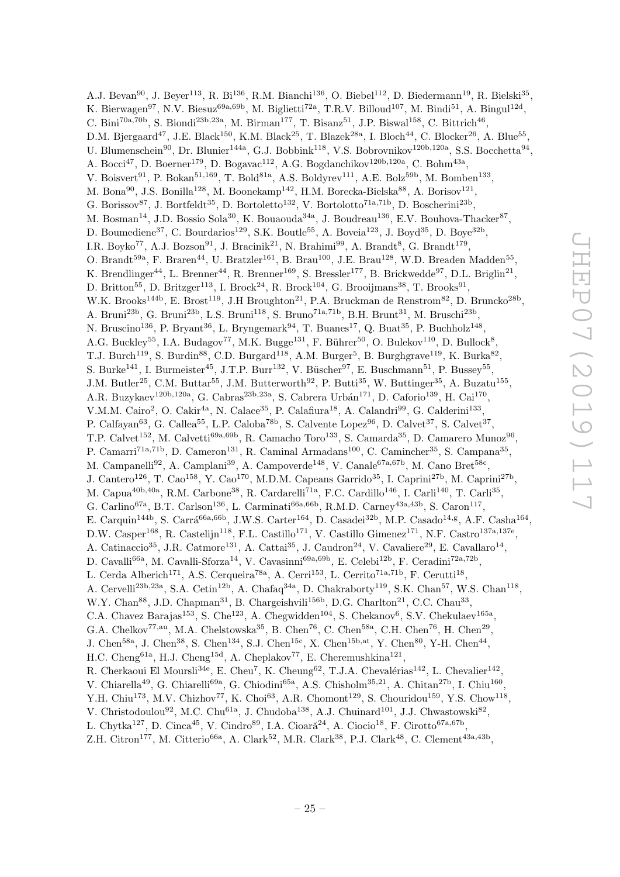A.J. Bevan[90], J. Beyer[113], R. Bi[136], R.M. Bianchi[136], O. Biebel[112], D. Biedermann[19], R. Bielski[35], K. Bierwagen[97], N.V. Biesuz[69a,69b], M. Biglietti[72a], T.R.V. Billoud[107], M. Bindi[51], A. Bingul[12d], C. Bini[70a,70b], S. Biondi[23b,23a], M. Birman[177], T. Bisanz[51], J.P. Biswal[158], C. Bittrich[46], D.M. Bjergaard[47], J.E. Black[150], K.M. Black[25], T. Blazek[28a], I. Bloch[44], C. Blocker[26], A. Blue[55], U. Blumenschein[90], Dr. Blunier[144a], G.J. Bobbink[118], V.S. Bobrovnikov[120b,120a], S.S. Bocchetta[94], A. Bocci[47], D. Boerner[179], D. Bogavac[112], A.G. Bogdanchikov[120b,120a], C. Bohm[43a], V. Boisvert[91], P. Bokan[51,169], T. Bold[81a], A.S. Boldyrev[111], A.E. Bolz[59b], M. Bomben[133], M. Bona[90], J.S. Bonilla[128], M. Boonekamp[142], H.M. Borecka-Bielska[88], A. Borisov[121], G. Borissov[87], J. Bortfeldt[35], D. Bortoletto[132], V. Bortolotto[71a,71b], D. Boscherini[23b], M. Bosman[14], J.D. Bossio Sola[30], K. Bouaouda[34a], J. Boudreau[136], E.V. Bouhova-Thacker[87], D. Boumediene[37], C. Bourdarios[129], S.K. Boutle[55], A. Boveia[123], J. Boyd[35], D. Boye[32b], I.R. Boyko[77], A.J. Bozson[91], J. Bracinik[21], N. Brahimi[99], A. Brandt[8], G. Brandt[179], O. Brandt[59a], F. Braren[44], U. Bratzler[161], B. Brau[100], J.E. Brau[128], W.D. Breaden Madden[55], K. Brendlinger[44], L. Brenner[44], R. Brenner[169], S. Bressler[177], B. Brickwedde[97], D.L. Briglin[21], D. Britton[55], D. Britzger[113], I. Brock[24], R. Brock[104], G. Brooijmans[38], T. Brooks[91], W.K. Brooks[144b], E. Brost[119], J.H Broughton[21], P.A. Bruckman de Renstrom[82], D. Bruncko[28b], A. Bruni[23b], G. Bruni[23b], L.S. Bruni[118], S. Bruno[71a,71b], B.H. Brunt[31], M. Bruschi[23b], N. Bruscino[136], P. Bryant[36], L. Bryngemark[94], T. Buanes[17], Q. Buat[35], P. Buchholz[148], A.G. Buckley[55], I.A. Budagov[77], M.K. Bugge[131], F. Bührer[50], O. Bulekov[110], D. Bullock[8], T.J. Burch[119], S. Burdin[88], C.D. Burgard[118], A.M. Burger[5], B. Burghgrave[119], K. Burka[82], S. Burke[141], I. Burmeister[45], J.T.P. Burr[132], V. Büscher[97], E. Buschmann[51], P. Bussey[55], J.M. Butler[25], C.M. Buttar[55], J.M. Butterworth[92], P. Butti[35], W. Buttinger[35], A. Buzatu[155], A.R. Buzykaev[120b,120a], G. Cabras[23b,23a], S. Cabrera Urbán[171], D. Caforio[139], H. Cai[170], V.M.M. Cairo[2], O. Cakir[4a], N. Calace[35], P. Calafiura[18], A. Calandri[99], G. Calderini[133], P. Calfayan[63], G. Callea[55], L.P. Caloba[78b], S. Calvente Lopez[96], D. Calvet[37], S. Calvet[37], T.P. Calvet[152], M. Calvetti[69a,69b], R. Camacho Toro[133], S. Camarda[35], D. Camarero Munoz[96], P. Camarri[71a,71b], D. Cameron[131], R. Caminal Armadans[100], C. Camincher[35], S. Campana[35], M. Campanelli[92], A. Camplani[39], A. Campoverde[148], V. Canale[67a,67b], M. Cano Bret[58c], J. Cantero[126], T. Cao[158], Y. Cao[170], M.D.M. Capeans Garrido[35], I. Caprini[27b], M. Caprini[27b], M. Capua[40b,40a], R.M. Carbone[38], R. Cardarelli[71a], F.C. Cardillo[146], I. Carli[140], T. Carli[35], G. Carlino[67a], B.T. Carlson[136], L. Carminati[66a,66b], R.M.D. Carney[43a,43b], S. Caron[117], E. Carquin[144b], S. Carrá[66a,66b], J.W.S. Carter[164], D. Casadei[32b], M.P. Casado[14,g], A.F. Casha[164], D.W. Casper[168], R. Castelijn[118], F.L. Castillo[171], V. Castillo Gimenez[171], N.F. Castro[137a,137e], A. Catinaccio[35], J.R. Catmore[131], A. Cattai[35], J. Caudron[24], V. Cavaliere[29], E. Cavallaro[14], D. Cavalli[66a], M. Cavalli-Sforza[14], V. Cavasinni[69a,69b], E. Celebi[12b], F. Ceradini[72a,72b], L. Cerda Alberich[171], A.S. Cerqueira[78a], A. Cerri[153], L. Cerrito[71a,71b], F. Cerutti[18], A. Cervelli[23b,23a], S.A. Cetin[12b], A. Chafaq[34a], D. Chakraborty[119], S.K. Chan[57], W.S. Chan[118], W.Y. Chan[88], J.D. Chapman[31], B. Chargeishvili[156b], D.G. Charlton[21], C.C. Chau[33], C.A. Chavez Barajas[153], S. Che[123], A. Chegwidden[104], S. Chekanov[6], S.V. Chekulaev[165a], G.A. Chelkov[77,au], M.A. Chelstowska[35], B. Chen[76], C. Chen[58a], C.H. Chen[76], H. Chen[29], J. Chen[58a], J. Chen[38], S. Chen[134], S.J. Chen[15c], X. Chen[15b,at], Y. Chen[80], Y-H. Chen[44], H.C. Cheng[61a], H.J. Cheng[15d], A. Cheplakov[77], E. Cheremushkina[121], R. Cherkaoui El Moursli[34e], E. Cheu[7], K. Cheung[62], T.J.A. Chevalérias[142], L. Chevalier[142], V. Chiarella[49], G. Chiarelli[69a], G. Chiodini[65a], A.S. Chisholm[35,21], A. Chitan[27b], I. Chiu[160], Y.H. Chiu[173], M.V. Chizhov[77], K. Choi[63], A.R. Chomont[129], S. Chouridou[159], Y.S. Chow[118], V. Christodoulou[92], M.C. Chu[61a], J. Chudoba[138], A.J. Chuinard[101], J.J. Chwastowski[82], L. Chytka[127], D. Cinca[45], V. Cindro[89], I.A. Cioară[24], A. Ciocio[18], F. Cirotto[67a,67b], Z.H. Citron[177], M. Citterio[66a], A. Clark[52], M.R. Clark[38], P.J. Clark[48], C. Clement[43a,43b],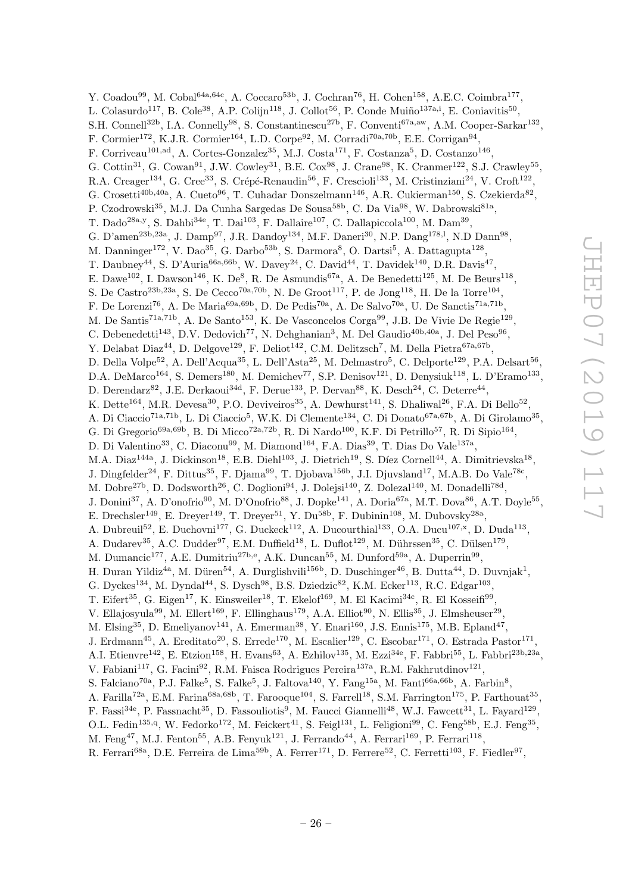Y. Coadou[99], M. Cobal[64a,64c], A. Coccaro[53b], J. Cochran[76], H. Cohen[158], A.E.C. Coimbra[177], L. Colasurdo[117], B. Cole[38], A.P. Colijn[118], J. Collot[56], P. Conde Muiño[137a,i], E. Coniavitis[50], S.H. Connell[32b], I.A. Connelly[98], S. Constantinescu[27b], F. Conventi[67a,aw], A.M. Cooper-Sarkar[132], F. Cormier[172], K.J.R. Cormier[164], L.D. Corpe[92], M. Corradi[70a,70b], E.E. Corrigan[94], F. Corriveau[101,ad], A. Cortes-Gonzalez[35], M.J. Costa[171], F. Costanza[5], D. Costanzo[146], G. Cottin[31], G. Cowan[91], J.W. Cowley[31], B.E. Cox[98], J. Crane[98], K. Cranmer[122], S.J. Crawley[55], R.A. Creager[134], G. Cree[33], S. Crépé-Renaudin[56], F. Crescioli[133], M. Cristinziani[24], V. Croft[122], G. Crosetti[40b,40a], A. Cueto[96], T. Cuhadar Donszelmann[146], A.R. Cukierman[150], S. Czekierda[82], P. Czodrowski[35], M.J. Da Cunha Sargedas De Sousa[58b], C. Da Via[98], W. Dabrowski[81a], T. Dado[28a,y], S. Dahbi[34e], T. Dai[103], F. Dallaire[107], C. Dallapiccola[100], M. Dam[39], G. D'amen[23b,23a], J. Damp[97], J.R. Dandoy[134], M.F. Daneri[30], N.P. Dang[178,l], N.D Dann[98], M. Danninger[172], V. Dao[35], G. Darbo[53b], S. Darmora[8], O. Dartsi[5], A. Dattagupta[128], T. Daubney[44], S. D'Auria[66a,66b], W. Davey[24], C. David[44], T. Davidek[140], D.R. Davis[47], E. Dawe[102], I. Dawson[146], K. De[8], R. De Asmundis[67a], A. De Benedetti[125], M. De Beurs[118], S. De Castro[23b,23a], S. De Cecco[70a,70b], N. De Groot[117], P. de Jong[118], H. De la Torre[104], F. De Lorenzi[76], A. De Maria[69a,69b], D. De Pedis[70a], A. De Salvo[70a], U. De Sanctis[71a,71b], M. De Santis[71a,71b], A. De Santo[153], K. De Vasconcelos Corga[99], J.B. De Vivie De Regie[129], C. Debenedetti[143], D.V. Dedovich[77], N. Dehghanian[3], M. Del Gaudio[40b,40a], J. Del Peso[96], Y. Delabat Diaz[44], D. Delgove[129], F. Deliot[142], C.M. Delitzsch[7], M. Della Pietra[67a,67b], D. Della Volpe[52], A. Dell'Acqua[35], L. Dell'Asta[25], M. Delmastro[5], C. Delporte[129], P.A. Delsart[56], D.A. DeMarco[164], S. Demers[180], M. Demichev[77], S.P. Denisov[121], D. Denysiuk[118], L. D'Eramo[133], D. Derendarz[82], J.E. Derkaoui[34d], F. Derue[133], P. Dervan[88], K. Desch[24], C. Deterre[44], K. Dette[164], M.R. Devesa[30], P.O. Deviveiros[35], A. Dewhurst[141], S. Dhaliwal[26], F.A. Di Bello[52], A. Di Ciaccio[71a,71b], L. Di Ciaccio[5], W.K. Di Clemente[134], C. Di Donato[67a,67b], A. Di Girolamo[35], G. Di Gregorio[69a,69b], B. Di Micco[72a,72b], R. Di Nardo[100], K.F. Di Petrillo[57], R. Di Sipio[164], D. Di Valentino[33], C. Diaconu[99], M. Diamond[164], F.A. Dias[39], T. Dias Do Vale[137a], M.A. Diaz[144a], J. Dickinson[18], E.B. Diehl[103], J. Dietrich[19], S. Díez Cornell[44], A. Dimitrievska[18], J. Dingfelder[24], F. Dittus[35], F. Djama[99], T. Djobava[156b], J.I. Djuvsland[17], M.A.B. Do Vale[78c], M. Dobre[27b], D. Dodsworth[26], C. Doglioni[94], J. Dolejsi[140], Z. Dolezal[140], M. Donadelli[78d], J. Donini[37], A. D'onofrio[90], M. D'Onofrio[88], J. Dopke[141], A. Doria[67a], M.T. Dova[86], A.T. Doyle[55], E. Drechsler[149], E. Dreyer[149], T. Dreyer[51], Y. Du[58b], F. Dubinin[108], M. Dubovsky[28a], A. Dubreuil[52], E. Duchovni[177], G. Duckeck[112], A. Ducourthial[133], O.A. Ducu[107,x], D. Duda[113], A. Dudarev[35], A.C. Dudder[97], E.M. Duffield[18], L. Duflot[129], M. Dührssen[35], C. Dülsen[179], M. Dumancic[177], A.E. Dumitriu[27b,e], A.K. Duncan[55], M. Dunford[59a], A. Duperrin[99], H. Duran Yildiz[4a], M. Düren[54], A. Durglishvili[156b], D. Duschinger[46], B. Dutta[44], D. Duvnjak[1], G. Dyckes[134], M. Dyndal[44], S. Dysch[98], B.S. Dziedzic[82], K.M. Ecker[113], R.C. Edgar[103], T. Eifert[35], G. Eigen[17], K. Einsweiler[18], T. Ekelof[169], M. El Kacimi[34c], R. El Kosseifi[99], V. Ellajosyula[99], M. Ellert[169], F. Ellinghaus[179], A.A. Elliot[90], N. Ellis[35], J. Elmsheuser[29], M. Elsing[35], D. Emeliyanov[141], A. Emerman[38], Y. Enari[160], J.S. Ennis[175], M.B. Epland[47], J. Erdmann[45], A. Ereditato[20], S. Errede[170], M. Escalier[129], C. Escobar[171], O. Estrada Pastor[171], A.I. Etienvre[142], E. Etzion[158], H. Evans[63], A. Ezhilov[135], M. Ezzi[34e], F. Fabbri[55], L. Fabbri[23b,23a], V. Fabiani[117], G. Facini[92], R.M. Faisca Rodrigues Pereira[137a], R.M. Fakhrutdinov[121], S. Falciano[70a], P.J. Falke[5], S. Falke[5], J. Faltova[140], Y. Fang[15a], M. Fanti[66a,66b], A. Farbin[8], A. Farilla[72a], E.M. Farina[68a,68b], T. Farooque[104], S. Farrell[18], S.M. Farrington[175], P. Farthouat[35], F. Fassi[34e], P. Fassnacht[35], D. Fassouliotis[9], M. Faucci Giannelli[48], W.J. Fawcett[31], L. Fayard[129], O.L. Fedin[135,q], W. Fedorko[172], M. Feickert[41], S. Feigl[131], L. Feligioni[99], C. Feng[58b], E.J. Feng[35], M. Feng[47], M.J. Fenton[55], A.B. Fenyuk[121], J. Ferrando[44], A. Ferrari[169], P. Ferrari[118], R. Ferrari[68a], D.E. Ferreira de Lima[59b], A. Ferrer[171], D. Ferrere[52], C. Ferretti[103], F. Fiedler[97],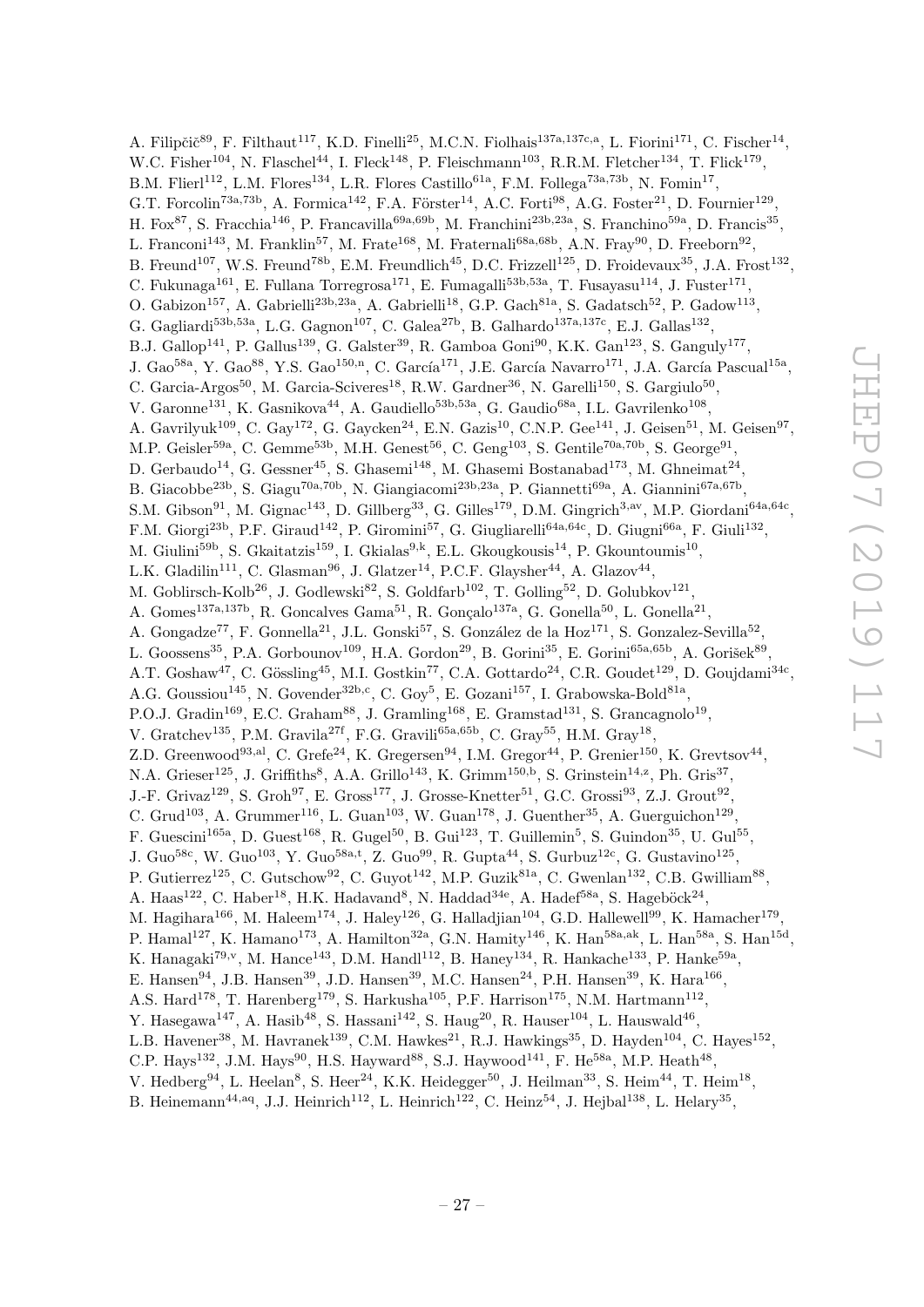A. Filipčič[89], F. Filthaut[117], K.D. Finelli[25], M.C.N. Fiolhais[137a,137c,a], L. Fiorini[171], C. Fischer[14], W.C. Fisher[104], N. Flaschel[44], I. Fleck[148], P. Fleischmann[103], R.R.M. Fletcher[134], T. Flick[179], B.M. Flierl[112], L.M. Flores[134], L.R. Flores Castillo[61a], F.M. Follega[73a,73b], N. Fomin[17], G.T. Forcolin[73a,73b], A. Formica[142], F.A. Förster[14], A.C. Forti[98], A.G. Foster[21], D. Fournier[129], H. Fox[87], S. Fracchia[146], P. Francavilla[69a,69b], M. Franchini[23b,23a], S. Franchino[59a], D. Francis[35], L. Franconi[143], M. Franklin[57], M. Frate[168], M. Fraternali[68a,68b], A.N. Fray[90], D. Freeborn[92], B. Freund[107], W.S. Freund[78b], E.M. Freundlich[45], D.C. Frizzell[125], D. Froidevaux[35], J.A. Frost[132], C. Fukunaga[161], E. Fullana Torregrosa[171], E. Fumagalli[53b,53a], T. Fusayasu[114], J. Fuster[171], O. Gabizon[157], A. Gabrielli[23b,23a], A. Gabrielli[18], G.P. Gach[81a], S. Gadatsch[52], P. Gadow[113], G. Gagliardi[53b,53a], L.G. Gagnon[107], C. Galea[27b], B. Galhardo[137a,137c], E.J. Gallas[132], B.J. Gallop[141], P. Gallus[139], G. Galster[39], R. Gamboa Goni[90], K.K. Gan[123], S. Ganguly[177], J. Gao[58a], Y. Gao[88], Y.S. Gao[150,n], C. García[171], J.E. García Navarro[171], J.A. García Pascual[15a], C. Garcia-Argos[50], M. Garcia-Sciveres[18], R.W. Gardner[36], N. Garelli[150], S. Gargiulo[50], V. Garonne[131], K. Gasnikova[44], A. Gaudiello[53b,53a], G. Gaudio[68a], I.L. Gavrilenko[108], A. Gavrilyuk[109], C. Gay[172], G. Gaycken[24], E.N. Gazis[10], C.N.P. Gee[141], J. Geisen[51], M. Geisen[97], M.P. Geisler[59a], C. Gemme[53b], M.H. Genest[56], C. Geng[103], S. Gentile[70a,70b], S. George[91], D. Gerbaudo[14], G. Gessner[45], S. Ghasemi[148], M. Ghasemi Bostanabad[173], M. Ghneimat[24], B. Giacobbe[23b], S. Giagu[70a,70b], N. Giangiacomi[23b,23a], P. Giannetti[69a], A. Giannini[67a,67b], S.M. Gibson[91], M. Gignac[143], D. Gillberg[33], G. Gilles[179], D.M. Gingrich[3,av], M.P. Giordani[64a,64c], F.M. Giorgi[23b], P.F. Giraud[142], P. Giromini[57], G. Giugliarelli[64a,64c], D. Giugni[66a], F. Giuli[132], M. Giulini[59b], S. Gkaitatzis[159], I. Gkialas[9,k], E.L. Gkougkousis[14], P. Gkountoumis[10], L.K. Gladilin[111], C. Glasman[96], J. Glatzer[14], P.C.F. Glaysher[44], A. Glazov[44], M. Goblirsch-Kolb[26], J. Godlewski[82], S. Goldfarb[102], T. Golling[52], D. Golubkov[121], A. Gomes[137a,137b], R. Goncalves Gama[51], R. Gonçalo[137a], G. Gonella[50], L. Gonella[21], A. Gongadze[77], F. Gonnella[21], J.L. Gonski[57], S. González de la Hoz[171], S. Gonzalez-Sevilla[52], L. Goossens[35], P.A. Gorbounov[109], H.A. Gordon[29], B. Gorini[35], E. Gorini[65a,65b], A. Gorišek[89], A.T. Goshaw[47], C. Gössling[45], M.I. Gostkin[77], C.A. Gottardo[24], C.R. Goudet[129], D. Goujdami[34c], A.G. Goussiou[145], N. Govender[32b,c], C. Goy[5], E. Gozani[157], I. Grabowska-Bold[81a], P.O.J. Gradin[169], E.C. Graham[88], J. Gramling[168], E. Gramstad[131], S. Grancagnolo[19], V. Gratchev[135], P.M. Gravila[27f], F.G. Gravili[65a,65b], C. Gray[55], H.M. Gray[18], Z.D. Greenwood[93,al], C. Grefe[24], K. Gregersen[94], I.M. Gregor[44], P. Grenier[150], K. Grevtsov[44], N.A. Grieser[125], J. Griffiths[8], A.A. Grillo[143], K. Grimm[150,b], S. Grinstein[14,z], Ph. Gris[37], J.-F. Grivaz[129], S. Groh[97], E. Gross[177], J. Grosse-Knetter[51], G.C. Grossi[93], Z.J. Grout[92], C. Grud[103], A. Grummer[116], L. Guan[103], W. Guan[178], J. Guenther[35], A. Guerguichon[129], F. Guescini[165a], D. Guest[168], R. Gugel[50], B. Gui[123], T. Guillemin[5], S. Guindon[35], U. Gul[55], J. Guo[58c], W. Guo[103], Y. Guo[58a,t], Z. Guo[99], R. Gupta[44], S. Gurbuz[12c], G. Gustavino[125], P. Gutierrez[125], C. Gutschow[92], C. Guyot[142], M.P. Guzik[81a], C. Gwenlan[132], C.B. Gwilliam[88], A. Haas[122], C. Haber[18], H.K. Hadavand[8], N. Haddad[34e], A. Hadef[58a], S. Hageböck[24], M. Hagihara[166], M. Haleem[174], J. Haley[126], G. Halladjian[104], G.D. Hallewell[99], K. Hamacher[179], P. Hamal[127], K. Hamano[173], A. Hamilton[32a], G.N. Hamity[146], K. Han[58a,ak], L. Han[58a], S. Han[15d], K. Hanagaki[79,v], M. Hance[143], D.M. Handl[112], B. Haney[134], R. Hankache[133], P. Hanke[59a], E. Hansen[94], J.B. Hansen[39], J.D. Hansen[39], M.C. Hansen[24], P.H. Hansen[39], K. Hara[166], A.S. Hard[178], T. Harenberg[179], S. Harkusha[105], P.F. Harrison[175], N.M. Hartmann[112], Y. Hasegawa[147], A. Hasib[48], S. Hassani[142], S. Haug[20], R. Hauser[104], L. Hauswald[46], L.B. Havener[38], M. Havranek[139], C.M. Hawkes[21], R.J. Hawkings[35], D. Hayden[104], C. Hayes[152], C.P. Hays[132], J.M. Hays[90], H.S. Hayward[88], S.J. Haywood[141], F. He[58a], M.P. Heath[48], V. Hedberg[94], L. Heelan[8], S. Heer[24], K.K. Heidegger[50], J. Heilman[33], S. Heim[44], T. Heim[18], B. Heinemann[44,aq], J.J. Heinrich[112], L. Heinrich[122], C. Heinz[54], J. Hejbal[138], L. Helary[35],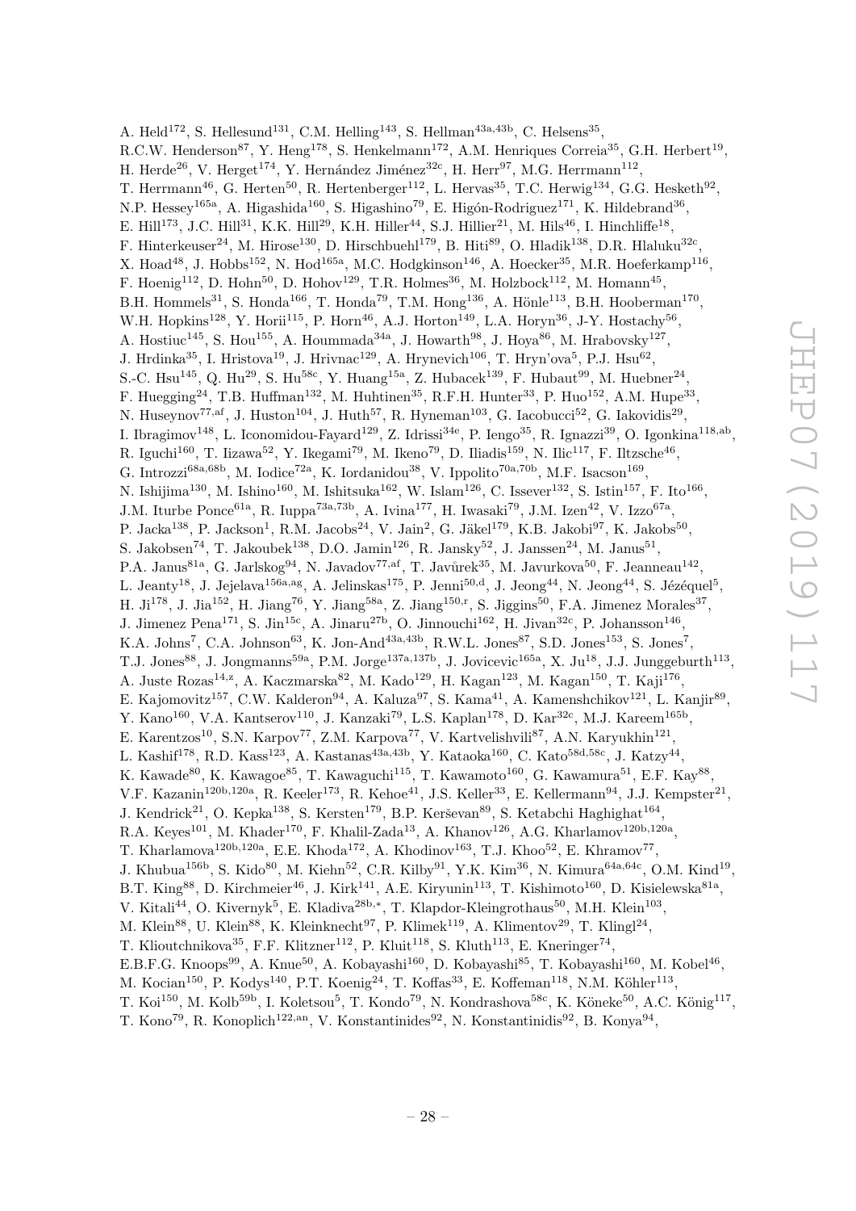A. Held[172], S. Hellesund[131], C.M. Helling[143], S. Hellman[43a,43b], C. Helsens[35], R.C.W. Henderson[87], Y. Heng[178], S. Henkelmann[172], A.M. Henriques Correia[35], G.H. Herbert[19], H. Herde[26], V. Herget[174], Y. Hernández Jiménez[32c], H. Herr[97], M.G. Herrmann[112], T. Herrmann[46], G. Herten[50], R. Hertenberger[112], L. Hervas[35], T.C. Herwig[134], G.G. Hesketh[92], N.P. Hessey[165a], A. Higashida[160], S. Higashino[79], E. Higón-Rodriguez[171], K. Hildebrand[36], E. Hill[173], J.C. Hill[31], K.K. Hill[29], K.H. Hiller[44], S.J. Hillier[21], M. Hils[46], I. Hinchliffe[18], F. Hinterkeuser[24], M. Hirose[130], D. Hirschbuehl[179], B. Hiti[89], O. Hladik[138], D.R. Hlaluku[32c], X. Hoad[48], J. Hobbs[152], N. Hod[165a], M.C. Hodgkinson[146], A. Hoecker[35], M.R. Hoeferkamp[116], F. Hoenig[112], D. Hohn[50], D. Hohov[129], T.R. Holmes[36], M. Holzbock[112], M. Homann[45], B.H. Hommels[31], S. Honda[166], T. Honda[79], T.M. Hong[136], A. Hönle[113], B.H. Hooberman[170], W.H. Hopkins[128], Y. Horii[115], P. Horn[46], A.J. Horton[149], L.A. Horyn[36], J-Y. Hostachy[56], A. Hostiuc[145], S. Hou[155], A. Hoummada[34a], J. Howarth[98], J. Hoya[86], M. Hrabovsky[127], J. Hrdinka[35], I. Hristova[19], J. Hrivnac[129], A. Hrynevich[106], T. Hryn'ova[5], P.J. Hsu[62], S.-C. Hsu[145], Q. Hu[29], S. Hu[58c], Y. Huang[15a], Z. Hubacek[139], F. Hubaut[99], M. Huebner[24], F. Huegging[24], T.B. Huffman[132], M. Huhtinen[35], R.F.H. Hunter[33], P. Huo[152], A.M. Hupe[33], N. Huseynov[77,af], J. Huston[104], J. Huth[57], R. Hyneman[103], G. Iacobucci[52], G. Iakovidis[29], I. Ibragimov[148], L. Iconomidou-Fayard[129], Z. Idrissi[34e], P. Iengo[35], R. Ignazzi[39], O. Igonkina[118,ab], R. Iguchi[160], T. Iizawa[52], Y. Ikegami[79], M. Ikeno[79], D. Iliadis[159], N. Ilic[117], F. Iltzsche[46], G. Introzzi[68a,68b], M. Iodice[72a], K. Iordanidou[38], V. Ippolito[70a,70b], M.F. Isacson[169], N. Ishijima[130], M. Ishino[160], M. Ishitsuka[162], W. Islam[126], C. Issever[132], S. Istin[157], F. Ito[166], J.M. Iturbe Ponce[61a], R. Iuppa[73a,73b], A. Ivina[177], H. Iwasaki[79], J.M. Izen[42], V. Izzo[67a], P. Jacka[138], P. Jackson[1], R.M. Jacobs[24], V. Jain[2], G. Jäkel[179], K.B. Jakobi[97], K. Jakobs[50], S. Jakobsen[74], T. Jakoubek[138], D.O. Jamin[126], R. Jansky[52], J. Janssen[24], M. Janus[51], P.A. Janus[81a], G. Jarlskog[94], N. Javadov[77,af], T. Javůrek[35], M. Javurkova[50], F. Jeanneau[142], L. Jeanty[18], J. Jejelava[156a,ag], A. Jelinskas[175], P. Jenni[50,d], J. Jeong[44], N. Jeong[44], S. Jézéquel[5], H. Ji[178], J. Jia[152], H. Jiang[76], Y. Jiang[58a], Z. Jiang[150,r], S. Jiggins[50], F.A. Jimenez Morales[37], J. Jimenez Pena[171], S. Jin[15c], A. Jinaru[27b], O. Jinnouchi[162], H. Jivan[32c], P. Johansson[146], K.A. Johns[7], C.A. Johnson[63], K. Jon-And[43a,43b], R.W.L. Jones[87], S.D. Jones[153], S. Jones[7], T.J. Jones[88], J. Jongmanns[59a], P.M. Jorge[137a,137b], J. Jovicevic[165a], X. Ju[18], J.J. Junggeburth[113], A. Juste Rozas[14,z], A. Kaczmarska[82], M. Kado[129], H. Kagan[123], M. Kagan[150], T. Kaji[176], E. Kajomovitz[157], C.W. Kalderon[94], A. Kaluza[97], S. Kama[41], A. Kamenshchikov[121], L. Kanjir[89], Y. Kano[160], V.A. Kantserov[110], J. Kanzaki[79], L.S. Kaplan[178], D. Kar[32c], M.J. Kareem[165b], E. Karentzos[10], S.N. Karpov[77], Z.M. Karpova[77], V. Kartvelishvili[87], A.N. Karyukhin[121], L. Kashif[178], R.D. Kass[123], A. Kastanas[43a,43b], Y. Kataoka[160], C. Kato[58d,58c], J. Katzy[44], K. Kawade[80], K. Kawagoe[85], T. Kawaguchi[115], T. Kawamoto[160], G. Kawamura[51], E.F. Kay[88], V.F. Kazanin[120b,120a], R. Keeler[173], R. Kehoe[41], J.S. Keller[33], E. Kellermann[94], J.J. Kempster[21], J. Kendrick[21], O. Kepka[138], S. Kersten[179], B.P. Kerševan[89], S. Ketabchi Haghighat[164], R.A. Keyes[101], M. Khader[170], F. Khalil-Zada[13], A. Khanov[126], A.G. Kharlamov[120b,120a], T. Kharlamova[120b,120a], E.E. Khoda[172], A. Khodinov[163], T.J. Khoo[52], E. Khramov[77], J. Khubua[156b], S. Kido[80], M. Kiehn[52], C.R. Kilby[91], Y.K. Kim[36], N. Kimura[64a,64c], O.M. Kind[19], B.T. King[88], D. Kirchmeier[46], J. Kirk[141], A.E. Kiryunin[113], T. Kishimoto[160], D. Kisielewska[81a], V. Kitali[44], O. Kivernyk[5], E. Kladiva[28b,*], T. Klapdor-Kleingrothaus[50], M.H. Klein[103], M. Klein[88], U. Klein[88], K. Kleinknecht[97], P. Klimek[119], A. Klimentov[29], T. Klingl[24], T. Klioutchnikova[35], F.F. Klitzner[112], P. Kluit[118], S. Kluth[113], E. Kneringer[74], E.B.F.G. Knoops[99], A. Knue[50], A. Kobayashi[160], D. Kobayashi[85], T. Kobayashi[160], M. Kobel[46], M. Kocian[150], P. Kodys[140], P.T. Koenig[24], T. Koffas[33], E. Koffeman[118], N.M. Köhler[113], T. Koi[150], M. Kolb[59b], I. Koletsou[5], T. Kondo[79], N. Kondrashova[58c], K. Köneke[50], A.C. König[117], T. Kono[79], R. Konoplich[122,an], V. Konstantinides[92], N. Konstantinidis[92], B. Konya[94],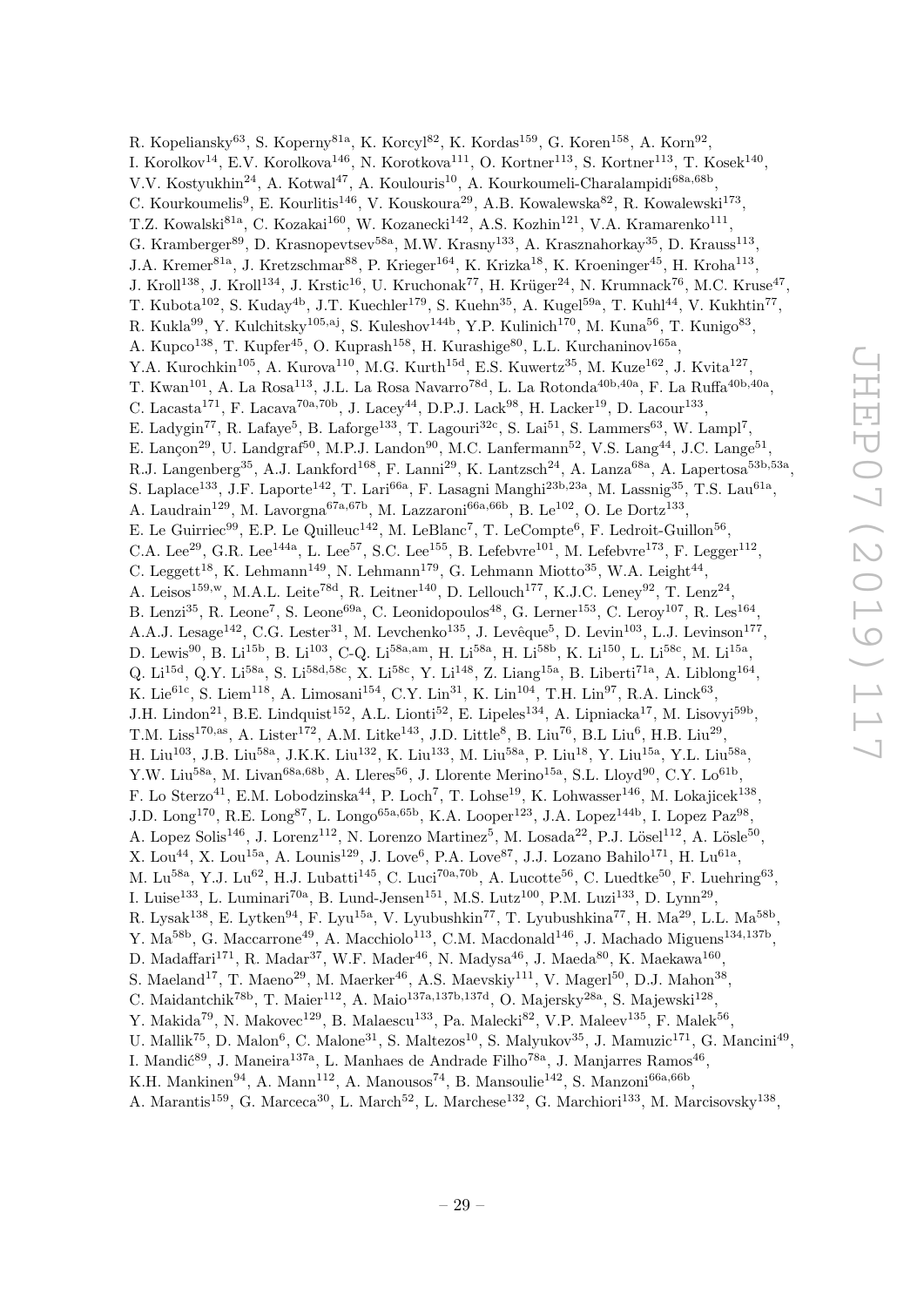R. Kopeliansky[63], S. Koperny[81a], K. Korcyl[82], K. Kordas[159], G. Koren[158], A. Korn[92], I. Korolkov[14], E.V. Korolkova[146], N. Korotkova[111], O. Kortner[113], S. Kortner[113], T. Kosek[140], V.V. Kostyukhin[24], A. Kotwal[47], A. Koulouris[10], A. Kourkoumeli-Charalampidi[68a,68b], C. Kourkoumelis[9], E. Kourlitis[146], V. Kouskoura[29], A.B. Kowalewska[82], R. Kowalewski[173], T.Z. Kowalski[81a], C. Kozakai[160], W. Kozanecki[142], A.S. Kozhin[121], V.A. Kramarenko[111], G. Kramberger[89], D. Krasnopevtsev[58a], M.W. Krasny[133], A. Krasznahorkay[35], D. Krauss[113], J.A. Kremer[81a], J. Kretzschmar[88], P. Krieger[164], K. Krizka[18], K. Kroeninger[45], H. Kroha[113], J. Kroll[138], J. Kroll[134], J. Krstic[16], U. Kruchonak[77], H. Krüger[24], N. Krumnack[76], M.C. Kruse[47], T. Kubota[102], S. Kuday[4b], J.T. Kuechler[179], S. Kuehn[35], A. Kugel[59a], T. Kuhl[44], V. Kukhtin[77], R. Kukla[99], Y. Kulchitsky[105,aj], S. Kuleshov[144b], Y.P. Kulinich[170], M. Kuna[56], T. Kunigo[83], A. Kupco[138], T. Kupfer[45], O. Kuprash[158], H. Kurashige[80], L.L. Kurchaninov[165a], Y.A. Kurochkin[105], A. Kurova[110], M.G. Kurth[15d], E.S. Kuwertz[35], M. Kuze[162], J. Kvita[127], T. Kwan[101], A. La Rosa[113], J.L. La Rosa Navarro[78d], L. La Rotonda[40b,40a], F. La Ruffa[40b,40a], C. Lacasta[171], F. Lacava[70a,70b], J. Lacey[44], D.P.J. Lack[98], H. Lacker[19], D. Lacour[133], E. Ladygin[77], R. Lafaye[5], B. Laforge[133], T. Lagouri[32c], S. Lai[51], S. Lammers[63], W. Lampl[7], E. Lançon[29], U. Landgraf[50], M.P.J. Landon[90], M.C. Lanfermann[52], V.S. Lang[44], J.C. Lange[51], R.J. Langenberg[35], A.J. Lankford[168], F. Lanni[29], K. Lantzsch[24], A. Lanza[68a], A. Lapertosa[53b,53a], S. Laplace[133], J.F. Laporte[142], T. Lari[66a], F. Lasagni Manghi[23b,23a], M. Lassnig[35], T.S. Lau[61a], A. Laudrain[129], M. Lavorgna[67a,67b], M. Lazzaroni[66a,66b], B. Le[102], O. Le Dortz[133], E. Le Guirriec[99], E.P. Le Quilleuc[142], M. LeBlanc[7], T. LeCompte[6], F. Ledroit-Guillon[56], C.A. Lee[29], G.R. Lee[144a], L. Lee[57], S.C. Lee[155], B. Lefebvre[101], M. Lefebvre[173], F. Legger[112], C. Leggett[18], K. Lehmann[149], N. Lehmann[179], G. Lehmann Miotto[35], W.A. Leight[44], A. Leisos[159,w], M.A.L. Leite[78d], R. Leitner[140], D. Lellouch[177], K.J.C. Leney[92], T. Lenz[24], B. Lenzi[35], R. Leone[7], S. Leone[69a], C. Leonidopoulos[48], G. Lerner[153], C. Leroy[107], R. Les[164], A.A.J. Lesage[142], C.G. Lester[31], M. Levchenko[135], J. Levêque[5], D. Levin[103], L.J. Levinson[177], D. Lewis[90], B. Li[15b], B. Li[103], C-Q. Li[58a,am], H. Li[58a], H. Li[58b], K. Li[150], L. Li[58c], M. Li[15a], Q. Li[15d], Q.Y. Li[58a], S. Li[58d,58c], X. Li[58c], Y. Li[148], Z. Liang[15a], B. Liberti[71a], A. Liblong[164], K. Lie[61c], S. Liem[118], A. Limosani[154], C.Y. Lin[31], K. Lin[104], T.H. Lin[97], R.A. Linck[63], J.H. Lindon[21], B.E. Lindquist[152], A.L. Lionti[52], E. Lipeles[134], A. Lipniacka[17], M. Lisovyi[59b], T.M. Liss[170,as], A. Lister[172], A.M. Litke[143], J.D. Little[8], B. Liu[76], B.L Liu[6], H.B. Liu[29], H. Liu[103], J.B. Liu[58a], J.K.K. Liu[132], K. Liu[133], M. Liu[58a], P. Liu[18], Y. Liu[15a], Y.L. Liu[58a], Y.W. Liu[58a], M. Livan[68a,68b], A. Lleres[56], J. Llorente Merino[15a], S.L. Lloyd[90], C.Y. Lo[61b], F. Lo Sterzo[41], E.M. Lobodzinska[44], P. Loch[7], T. Lohse[19], K. Lohwasser[146], M. Lokajicek[138], J.D. Long[170], R.E. Long[87], L. Longo[65a,65b], K.A. Looper[123], J.A. Lopez[144b], I. Lopez Paz[98], A. Lopez Solis[146], J. Lorenz[112], N. Lorenzo Martinez[5], M. Losada[22], P.J. Lösel[112], A. Lösle[50], X. Lou[44], X. Lou[15a], A. Lounis[129], J. Love[6], P.A. Love[87], J.J. Lozano Bahilo[171], H. Lu[61a], M. Lu[58a], Y.J. Lu[62], H.J. Lubatti[145], C. Luci[70a,70b], A. Lucotte[56], C. Luedtke[50], F. Luehring[63], I. Luise[133], L. Luminari[70a], B. Lund-Jensen[151], M.S. Lutz[100], P.M. Luzi[133], D. Lynn[29], R. Lysak[138], E. Lytken[94], F. Lyu[15a], V. Lyubushkin[77], T. Lyubushkina[77], H. Ma[29], L.L. Ma[58b], Y. Ma[58b], G. Maccarrone[49], A. Macchiolo[113], C.M. Macdonald[146], J. Machado Miguens[134,137b], D. Madaffari[171], R. Madar[37], W.F. Mader[46], N. Madysa[46], J. Maeda[80], K. Maekawa[160], S. Maeland[17], T. Maeno[29], M. Maerker[46], A.S. Maevskiy[111], V. Magerl[50], D.J. Mahon[38], C. Maidantchik[78b], T. Maier[112], A. Maio[137a,137b,137d], O. Majersky[28a], S. Majewski[128], Y. Makida[79], N. Makovec[129], B. Malaescu[133], Pa. Malecki[82], V.P. Maleev[135], F. Malek[56], U. Mallik[75], D. Malon[6], C. Malone[31], S. Maltezos[10], S. Malyukov[35], J. Mamuzic[171], G. Mancini[49], I. Mandić[89], J. Maneira[137a], L. Manhaes de Andrade Filho[78a], J. Manjarres Ramos[46], K.H. Mankinen[94], A. Mann[112], A. Manousos[74], B. Mansoulie[142], S. Manzoni[66a,66b], A. Marantis[159], G. Marceca[30], L. March[52], L. Marchese[132], G. Marchiori[133], M. Marcisovsky[138],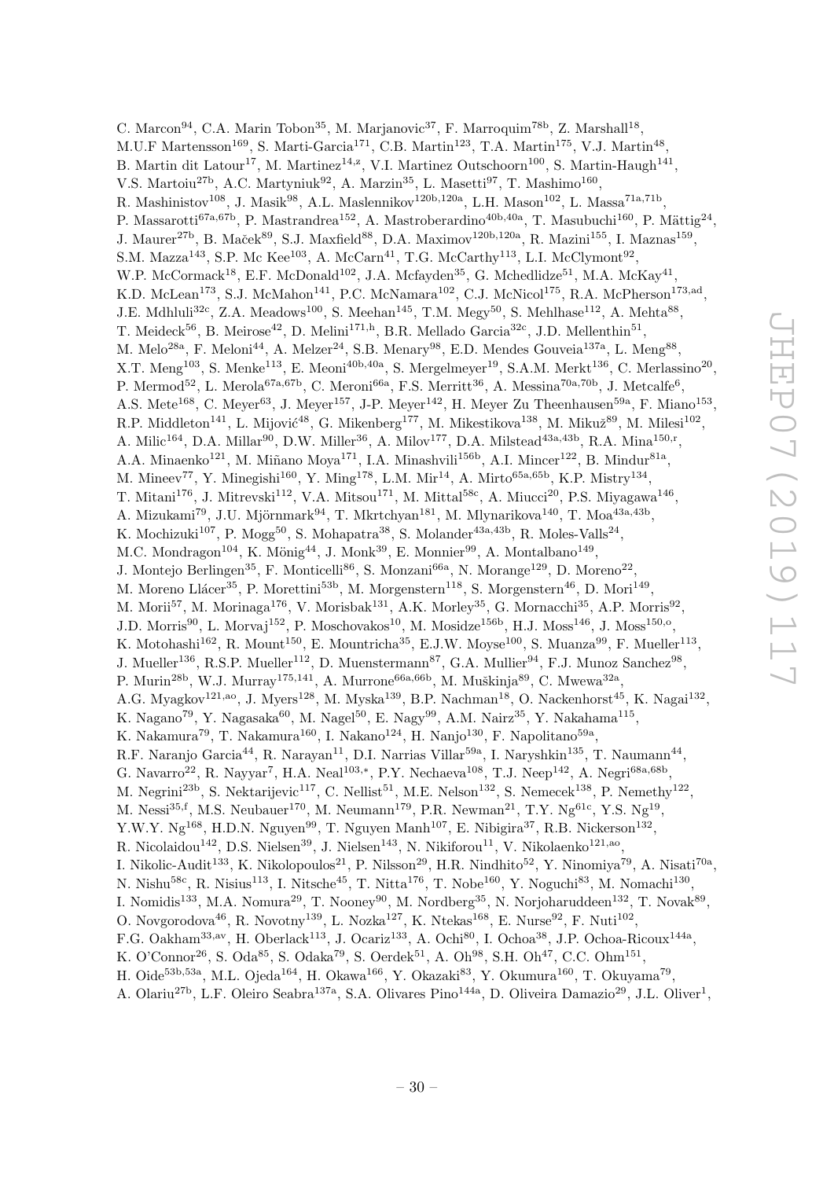C. Marcon[94], C.A. Marin Tobon[35], M. Marjanovic[37], F. Marroquim[78b], Z. Marshall[18], M.U.F Martensson[169], S. Marti-Garcia[171], C.B. Martin[123], T.A. Martin[175], V.J. Martin[48], B. Martin dit Latour[17], M. Martinez[14,z], V.I. Martinez Outschoorn[100], S. Martin-Haugh[141], V.S. Martoiu[27b], A.C. Martyniuk[92], A. Marzin[35], L. Masetti[97], T. Mashimo[160], R. Mashinistov[108], J. Masik[98], A.L. Maslennikov[120b,120a], L.H. Mason[102], L. Massa[71a,71b], P. Massarotti[67a,67b], P. Mastrandrea[152], A. Mastroberardino[40b,40a], T. Masubuchi[160], P. Mättig[24], J. Maurer[27b], B. Maček[89], S.J. Maxfield[88], D.A. Maximov[120b,120a], R. Mazini[155], I. Maznas[159], S.M. Mazza[143], S.P. Mc Kee[103], A. McCarn[41], T.G. McCarthy[113], L.I. McClymont[92], W.P. McCormack[18], E.F. McDonald[102], J.A. Mcfayden[35], G. Mchedlidze[51], M.A. McKay[41], K.D. McLean[173], S.J. McMahon[141], P.C. McNamara[102], C.J. McNicol[175], R.A. McPherson[173,ad], J.E. Mdhluli[32c], Z.A. Meadows[100], S. Meehan[145], T.M. Megy[50], S. Mehlhase[112], A. Mehta[88], T. Meideck[56], B. Meirose[42], D. Melini[171,h], B.R. Mellado Garcia[32c], J.D. Mellenthin[51], M. Melo[28a], F. Meloni[44], A. Melzer[24], S.B. Menary[98], E.D. Mendes Gouveia[137a], L. Meng[88], X.T. Meng[103], S. Menke[113], E. Meoni[40b,40a], S. Mergelmeyer[19], S.A.M. Merkt[136], C. Merlassino[20], P. Mermod[52], L. Merola[67a,67b], C. Meroni[66a], F.S. Merritt[36], A. Messina[70a,70b], J. Metcalfe[6], A.S. Mete[168], C. Meyer[63], J. Meyer[157], J-P. Meyer[142], H. Meyer Zu Theenhausen[59a], F. Miano[153], R.P. Middleton[141], L. Mijović[48], G. Mikenberg[177], M. Mikestikova[138], M. Mikuž[89], M. Milesi[102], A. Milic[164], D.A. Millar[90], D.W. Miller[36], A. Milov[177], D.A. Milstead[43a,43b], R.A. Mina[150,r], A.A. Minaenko[121], M. Miñano Moya[171], I.A. Minashvili[156b], A.I. Mincer[122], B. Mindur[81a], M. Mineev[77], Y. Minegishi[160], Y. Ming[178], L.M. Mir[14], A. Mirto[65a,65b], K.P. Mistry[134], T. Mitani[176], J. Mitrevski[112], V.A. Mitsou[171], M. Mittal[58c], A. Miucci[20], P.S. Miyagawa[146], A. Mizukami[79], J.U. Mjörnmark[94], T. Mkrtchyan[181], M. Mlynarikova[140], T. Moa[43a,43b], K. Mochizuki[107], P. Mogg[50], S. Mohapatra[38], S. Molander[43a,43b], R. Moles-Valls[24], M.C. Mondragon[104], K. Mönig[44], J. Monk[39], E. Monnier[99], A. Montalbano[149], J. Montejo Berlingen[35], F. Monticelli[86], S. Monzani[66a], N. Morange[129], D. Moreno[22], M. Moreno Llácer[35], P. Morettini[53b], M. Morgenstern[118], S. Morgenstern[46], D. Mori[149], M. Morii[57], M. Morinaga[176], V. Morisbak[131], A.K. Morley[35], G. Mornacchi[35], A.P. Morris[92], J.D. Morris[90], L. Morvaj[152], P. Moschovakos[10], M. Mosidze[156b], H.J. Moss[146], J. Moss[150,o], K. Motohashi[162], R. Mount[150], E. Mountricha[35], E.J.W. Moyse[100], S. Muanza[99], F. Mueller[113], J. Mueller[136], R.S.P. Mueller[112], D. Muenstermann[87], G.A. Mullier[94], F.J. Munoz Sanchez[98], P. Murin[28b], W.J. Murray[175,141], A. Murrone[66a,66b], M. Muškinja[89], C. Mwewa[32a], A.G. Myagkov[121,ao], J. Myers[128], M. Myska[139], B.P. Nachman[18], O. Nackenhorst[45], K. Nagai[132], K. Nagano[79], Y. Nagasaka[60], M. Nagel[50], E. Nagy[99], A.M. Nairz[35], Y. Nakahama[115], K. Nakamura[79], T. Nakamura[160], I. Nakano[124], H. Nanjo[130], F. Napolitano[59a], R.F. Naranjo Garcia[44], R. Narayan[11], D.I. Narrias Villar[59a], I. Naryshkin[135], T. Naumann[44], G. Navarro[22], R. Nayyar[7], H.A. Neal[103,*], P.Y. Nechaeva[108], T.J. Neep[142], A. Negri[68a,68b], M. Negrini[23b], S. Nektarijevic[117], C. Nellist[51], M.E. Nelson[132], S. Nemecek[138], P. Nemethy[122], M. Nessi[35,f], M.S. Neubauer[170], M. Neumann[179], P.R. Newman[21], T.Y. Ng[61c], Y.S. Ng[19], Y.W.Y. Ng[168], H.D.N. Nguyen[99], T. Nguyen Manh[107], E. Nibigira[37], R.B. Nickerson[132], R. Nicolaidou[142], D.S. Nielsen[39], J. Nielsen[143], N. Nikiforou[11], V. Nikolaenko[121,ao], I. Nikolic-Audit[133], K. Nikolopoulos[21], P. Nilsson[29], H.R. Nindhito[52], Y. Ninomiya[79], A. Nisati[70a], N. Nishu[58c], R. Nisius[113], I. Nitsche[45], T. Nitta[176], T. Nobe[160], Y. Noguchi[83], M. Nomachi[130], I. Nomidis[133], M.A. Nomura[29], T. Nooney[90], M. Nordberg[35], N. Norjoharuddeen[132], T. Novak[89], O. Novgorodova[46], R. Novotny[139], L. Nozka[127], K. Ntekas[168], E. Nurse[92], F. Nuti[102], F.G. Oakham[33,av], H. Oberlack[113], J. Ocariz[133], A. Ochi[80], I. Ochoa[38], J.P. Ochoa-Ricoux[144a], K. O'Connor[26], S. Oda[85], S. Odaka[79], S. Oerdek[51], A. Oh[98], S.H. Oh[47], C.C. Ohm[151], H. Oide[53b,53a], M.L. Ojeda[164], H. Okawa[166], Y. Okazaki[83], Y. Okumura[160], T. Okuyama[79], A. Olariu[27b], L.F. Oleiro Seabra[137a], S.A. Olivares Pino[144a], D. Oliveira Damazio[29], J.L. Oliver[1],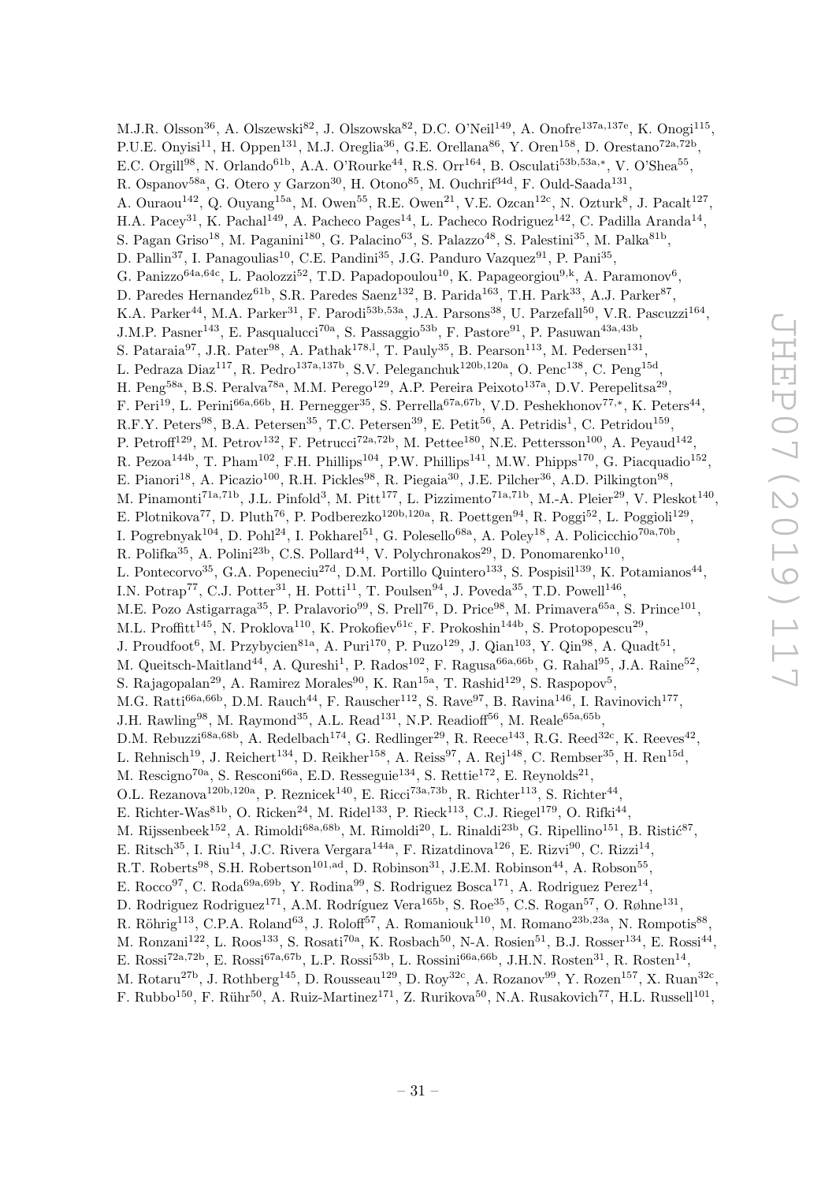M.J.R. Olsson[36], A. Olszewski[82], J. Olszowska[82], D.C. O'Neil[149], A. Onofre[137a,137e], K. Onogi[115], P.U.E. Onyisi[11], H. Oppen[131], M.J. Oreglia[36], G.E. Orellana[86], Y. Oren[158], D. Orestano[72a,72b], E.C. Orgill[98], N. Orlando[61b], A.A. O'Rourke[44], R.S. Orr[164], B. Osculati[53b,53a,*], V. O'Shea[55], R. Ospanov[58a], G. Otero y Garzon[30], H. Otono[85], M. Ouchrif[34d], F. Ould-Saada[131], A. Ouraou[142], Q. Ouyang[15a], M. Owen[55], R.E. Owen[21], V.E. Ozcan[12c], N. Ozturk[8], J. Pacalt[127], H.A. Pacey[31], K. Pachal[149], A. Pacheco Pages[14], L. Pacheco Rodriguez[142], C. Padilla Aranda[14], S. Pagan Griso[18], M. Paganini[180], G. Palacino[63], S. Palazzo[48], S. Palestini[35], M. Palka[81b], D. Pallin[37], I. Panagoulias[10], C.E. Pandini[35], J.G. Panduro Vazquez[91], P. Pani[35], G. Panizzo[64a,64c], L. Paolozzi[52], T.D. Papadopoulou[10], K. Papageorgiou[9,k], A. Paramonov[6], D. Paredes Hernandez[61b], S.R. Paredes Saenz[132], B. Parida[163], T.H. Park[33], A.J. Parker[87], K.A. Parker[44], M.A. Parker[31], F. Parodi[53b,53a], J.A. Parsons[38], U. Parzefall[50], V.R. Pascuzzi[164], J.M.P. Pasner[143], E. Pasqualucci[70a], S. Passaggio[53b], F. Pastore[91], P. Pasuwan[43a,43b], S. Pataraia[97], J.R. Pater[98], A. Pathak[178,l], T. Pauly[35], B. Pearson[113], M. Pedersen[131], L. Pedraza Diaz[117], R. Pedro[137a,137b], S.V. Peleganchuk[120b,120a], O. Penc[138], C. Peng[15d], H. Peng[58a], B.S. Peralva[78a], M.M. Perego[129], A.P. Pereira Peixoto[137a], D.V. Perepelitsa[29], F. Peri[19], L. Perini[66a,66b], H. Pernegger[35], S. Perrella[67a,67b], V.D. Peshekhonov[77,*], K. Peters[44], R.F.Y. Peters[98], B.A. Petersen[35], T.C. Petersen[39], E. Petit[56], A. Petridis[1], C. Petridou[159], P. Petroff[129], M. Petrov[132], F. Petrucci[72a,72b], M. Pettee[180], N.E. Pettersson[100], A. Peyaud[142], R. Pezoa[144b], T. Pham[102], F.H. Phillips[104], P.W. Phillips[141], M.W. Phipps[170], G. Piacquadio[152], E. Pianori[18], A. Picazio[100], R.H. Pickles[98], R. Piegaia[30], J.E. Pilcher[36], A.D. Pilkington[98], M. Pinamonti[71a,71b], J.L. Pinfold[3], M. Pitt[177], L. Pizzimento[71a,71b], M.-A. Pleier[29], V. Pleskot[140], E. Plotnikova[77], D. Pluth[76], P. Podberezko[120b,120a], R. Poettgen[94], R. Poggi[52], L. Poggioli[129], I. Pogrebnyak[104], D. Pohl[24], I. Pokharel[51], G. Polesello[68a], A. Poley[18], A. Policicchio[70a,70b], R. Polifka[35], A. Polini[23b], C.S. Pollard[44], V. Polychronakos[29], D. Ponomarenko[110], L. Pontecorvo[35], G.A. Popeneciu[27d], D.M. Portillo Quintero[133], S. Pospisil[139], K. Potamianos[44], I.N. Potrap[77], C.J. Potter[31], H. Potti[11], T. Poulsen[94], J. Poveda[35], T.D. Powell[146], M.E. Pozo Astigarraga[35], P. Pralavorio[99], S. Prell[76], D. Price[98], M. Primavera[65a], S. Prince[101], M.L. Proffitt[145], N. Proklova[110], K. Prokofiev[61c], F. Prokoshin[144b], S. Protopopescu[29], J. Proudfoot[6], M. Przybycien[81a], A. Puri[170], P. Puzo[129], J. Qian[103], Y. Qin[98], A. Quadt[51], M. Queitsch-Maitland[44], A. Qureshi[1], P. Rados[102], F. Ragusa[66a,66b], G. Rahal[95], J.A. Raine[52], S. Rajagopalan[29], A. Ramirez Morales[90], K. Ran[15a], T. Rashid[129], S. Raspopov[5], M.G. Ratti[66a,66b], D.M. Rauch[44], F. Rauscher[112], S. Rave[97], B. Ravina[146], I. Ravinovich[177], J.H. Rawling[98], M. Raymond[35], A.L. Read[131], N.P. Readioff[56], M. Reale[65a,65b], D.M. Rebuzzi[68a,68b], A. Redelbach[174], G. Redlinger[29], R. Reece[143], R.G. Reed[32c], K. Reeves[42], L. Rehnisch[19], J. Reichert[134], D. Reikher[158], A. Reiss[97], A. Rej[148], C. Rembser[35], H. Ren[15d], M. Rescigno[70a], S. Resconi[66a], E.D. Resseguie[134], S. Rettie[172], E. Reynolds[21], O.L. Rezanova[120b,120a], P. Reznicek[140], E. Ricci[73a,73b], R. Richter[113], S. Richter[44], E. Richter-Was[81b], O. Ricken[24], M. Ridel[133], P. Rieck[113], C.J. Riegel[179], O. Rifki[44], M. Rijssenbeek[152], A. Rimoldi[68a,68b], M. Rimoldi[20], L. Rinaldi[23b], G. Ripellino[151], B. Ristić[87], E. Ritsch[35], I. Riu[14], J.C. Rivera Vergara[144a], F. Rizatdinova[126], E. Rizvi[90], C. Rizzi[14], R.T. Roberts[98], S.H. Robertson[101,ad], D. Robinson[31], J.E.M. Robinson[44], A. Robson[55], E. Rocco[97], C. Roda[69a,69b], Y. Rodina[99], S. Rodriguez Bosca[171], A. Rodriguez Perez[14], D. Rodriguez Rodriguez[171], A.M. Rodríguez Vera[165b], S. Roe[35], C.S. Rogan[57], O. Røhne[131], R. Röhrig[113], C.P.A. Roland[63], J. Roloff[57], A. Romaniouk[110], M. Romano[23b,23a], N. Rompotis[88], M. Ronzani[122], L. Roos[133], S. Rosati[70a], K. Rosbach[50], N-A. Rosien[51], B.J. Rosser[134], E. Rossi[44], E. Rossi[72a,72b], E. Rossi[67a,67b], L.P. Rossi[53b], L. Rossini[66a,66b], J.H.N. Rosten[31], R. Rosten[14], M. Rotaru[27b], J. Rothberg[145], D. Rousseau[129], D. Roy[32c], A. Rozanov[99], Y. Rozen[157], X. Ruan[32c], F. Rubbo[150], F. Rühr[50], A. Ruiz-Martinez[171], Z. Rurikova[50], N.A. Rusakovich[77], H.L. Russell[101],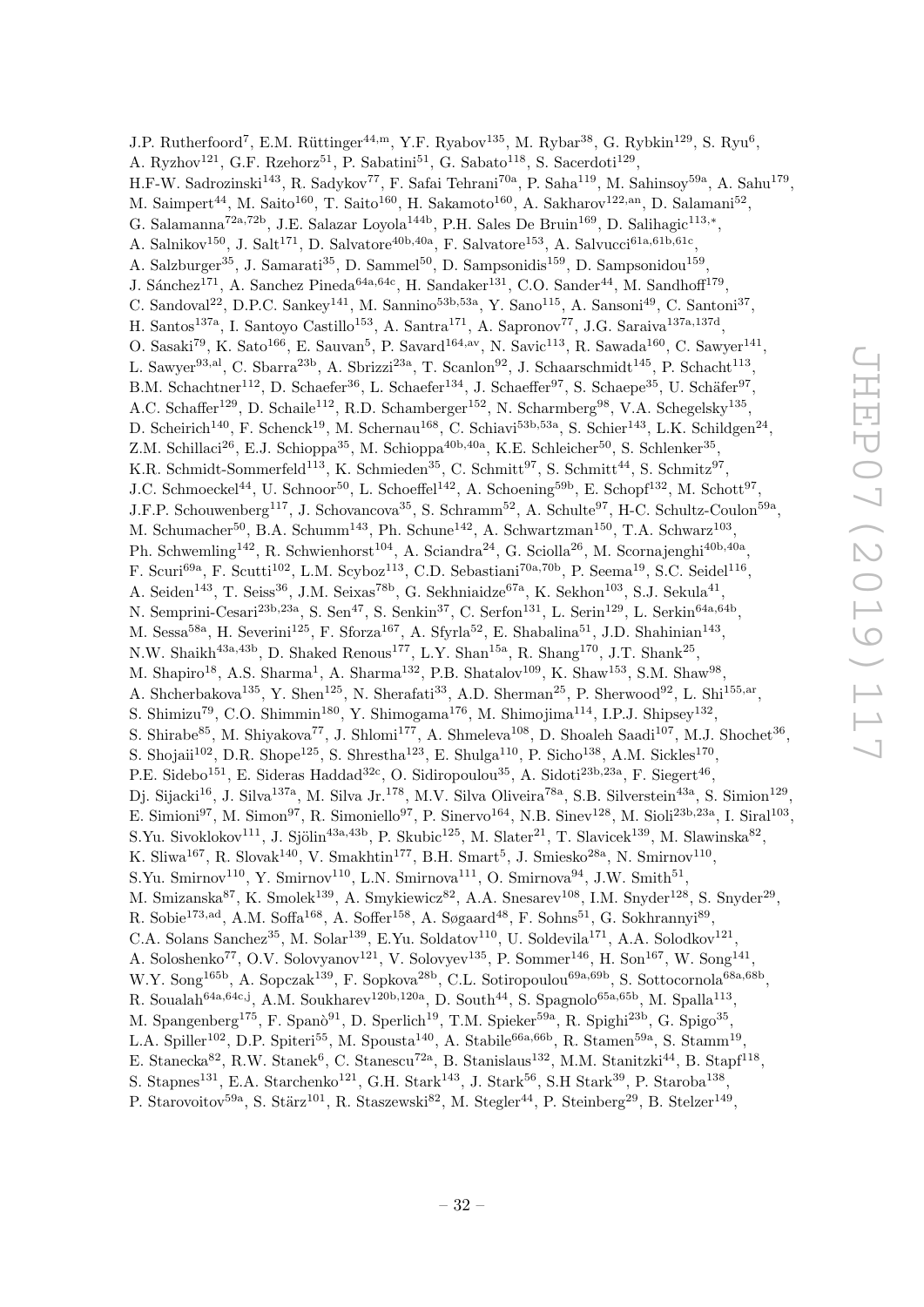J.P. Rutherfoord[7], E.M. Rüttinger[44,m], Y.F. Ryabov[135], M. Rybar[38], G. Rybkin[129], S. Ryu[6], A. Ryzhov[121], G.F. Rzehorz[51], P. Sabatini[51], G. Sabato[118], S. Sacerdoti[129], H.F-W. Sadrozinski[143], R. Sadykov[77], F. Safai Tehrani[70a], P. Saha[119], M. Sahinsoy[59a], A. Sahu[179], M. Saimpert[44], M. Saito[160], T. Saito[160], H. Sakamoto[160], A. Sakharov[122,an], D. Salamani[52], G. Salamanna[72a,72b], J.E. Salazar Loyola[144b], P.H. Sales De Bruin[169], D. Salihagic[113,*], A. Salnikov[150], J. Salt[171], D. Salvatore[40b,40a], F. Salvatore[153], A. Salvucci[61a,61b,61c], A. Salzburger[35], J. Samarati[35], D. Sammel[50], D. Sampsonidis[159], D. Sampsonidou[159], J. Sánchez[171], A. Sanchez Pineda[64a,64c], H. Sandaker[131], C.O. Sander[44], M. Sandhoff[179], C. Sandoval[22], D.P.C. Sankey[141], M. Sannino[53b,53a], Y. Sano[115], A. Sansoni[49], C. Santoni[37], H. Santos[137a], I. Santoyo Castillo[153], A. Santra[171], A. Sapronov[77], J.G. Saraiva[137a,137d], O. Sasaki[79], K. Sato[166], E. Sauvan[5], P. Savard[164,av], N. Savic[113], R. Sawada[160], C. Sawyer[141], L. Sawyer[93,al], C. Sbarra[23b], A. Sbrizzi[23a], T. Scanlon[92], J. Schaarschmidt[145], P. Schacht[113], B.M. Schachtner[112], D. Schaefer[36], L. Schaefer[134], J. Schaeffer[97], S. Schaepe[35], U. Schäfer[97], A.C. Schaffer[129], D. Schaile[112], R.D. Schamberger[152], N. Scharmberg[98], V.A. Schegelsky[135], D. Scheirich[140], F. Schenck[19], M. Schernau[168], C. Schiavi[53b,53a], S. Schier[143], L.K. Schildgen[24], Z.M. Schillaci[26], E.J. Schioppa[35], M. Schioppa[40b,40a], K.E. Schleicher[50], S. Schlenker[35], K.R. Schmidt-Sommerfeld[113], K. Schmieden[35], C. Schmitt[97], S. Schmitt[44], S. Schmitz[97], J.C. Schmoeckel[44], U. Schnoor[50], L. Schoeffel[142], A. Schoening[59b], E. Schopf[132], M. Schott[97], J.F.P. Schouwenberg[117], J. Schovancova[35], S. Schramm[52], A. Schulte[97], H-C. Schultz-Coulon[59a], M. Schumacher[50], B.A. Schumm[143], Ph. Schune[142], A. Schwartzman[150], T.A. Schwarz[103], Ph. Schwemling[142], R. Schwienhorst[104], A. Sciandra[24], G. Sciolla[26], M. Scornajenghi[40b,40a], F. Scuri[69a], F. Scutti[102], L.M. Scyboz[113], C.D. Sebastiani[70a,70b], P. Seema[19], S.C. Seidel[116], A. Seiden[143], T. Seiss[36], J.M. Seixas[78b], G. Sekhniaidze[67a], K. Sekhon[103], S.J. Sekula[41], N. Semprini-Cesari[23b,23a], S. Sen[47], S. Senkin[37], C. Serfon[131], L. Serin[129], L. Serkin[64a,64b], M. Sessa[58a], H. Severini[125], F. Sforza[167], A. Sfyrla[52], E. Shabalina[51], J.D. Shahinian[143], N.W. Shaikh[43a,43b], D. Shaked Renous[177], L.Y. Shan[15a], R. Shang[170], J.T. Shank[25], M. Shapiro[18], A.S. Sharma[1], A. Sharma[132], P.B. Shatalov[109], K. Shaw[153], S.M. Shaw[98], A. Shcherbakova[135], Y. Shen[125], N. Sherafati[33], A.D. Sherman[25], P. Sherwood[92], L. Shi[155,ar], S. Shimizu[79], C.O. Shimmin[180], Y. Shimogama[176], M. Shimojima[114], I.P.J. Shipsey[132], S. Shirabe[85], M. Shiyakova[77], J. Shlomi[177], A. Shmeleva[108], D. Shoaleh Saadi[107], M.J. Shochet[36], S. Shojaii[102], D.R. Shope[125], S. Shrestha[123], E. Shulga[110], P. Sicho[138], A.M. Sickles[170], P.E. Sidebo[151], E. Sideras Haddad[32c], O. Sidiropoulou[35], A. Sidoti[23b,23a], F. Siegert[46], Dj. Sijacki[16], J. Silva[137a], M. Silva Jr.[178], M.V. Silva Oliveira[78a], S.B. Silverstein[43a], S. Simion[129], E. Simioni[97], M. Simon[97], R. Simoniello[97], P. Sinervo[164], N.B. Sinev[128], M. Sioli[23b,23a], I. Siral[103], S.Yu. Sivoklokov[111], J. Sjölin[43a,43b], P. Skubic[125], M. Slater[21], T. Slavicek[139], M. Slawinska[82], K. Sliwa[167], R. Slovak[140], V. Smakhtin[177], B.H. Smart[5], J. Smiesko[28a], N. Smirnov[110], S.Yu. Smirnov[110], Y. Smirnov[110], L.N. Smirnova[111], O. Smirnova[94], J.W. Smith[51], M. Smizanska[87], K. Smolek[139], A. Smykiewicz[82], A.A. Snesarev[108], I.M. Snyder[128], S. Snyder[29], R. Sobie[173,ad], A.M. Soffa[168], A. Soffer[158], A. Søgaard[48], F. Sohns[51], G. Sokhrannyi[89], C.A. Solans Sanchez[35], M. Solar[139], E.Yu. Soldatov[110], U. Soldevila[171], A.A. Solodkov[121], A. Soloshenko[77], O.V. Solovyanov[121], V. Solovyev[135], P. Sommer[146], H. Son[167], W. Song[141], W.Y. Song[165b], A. Sopczak[139], F. Sopkova[28b], C.L. Sotiropoulou[69a,69b], S. Sottocornola[68a,68b], R. Soualah[64a,64c,j], A.M. Soukharev[120b,120a], D. South[44], S. Spagnolo[65a,65b], M. Spalla[113], M. Spangenberg[175], F. Spanò[91], D. Sperlich[19], T.M. Spieker[59a], R. Spighi[23b], G. Spigo[35], L.A. Spiller[102], D.P. Spiteri[55], M. Spousta[140], A. Stabile[66a,66b], R. Stamen[59a], S. Stamm[19], E. Stanecka[82], R.W. Stanek[6], C. Stanescu[72a], B. Stanislaus[132], M.M. Stanitzki[44], B. Stapf[118], S. Stapnes[131], E.A. Starchenko[121], G.H. Stark[143], J. Stark[56], S.H Stark[39], P. Staroba[138], P. Starovoitov[59a], S. Stärz[101], R. Staszewski[82], M. Stegler[44], P. Steinberg[29], B. Stelzer[149],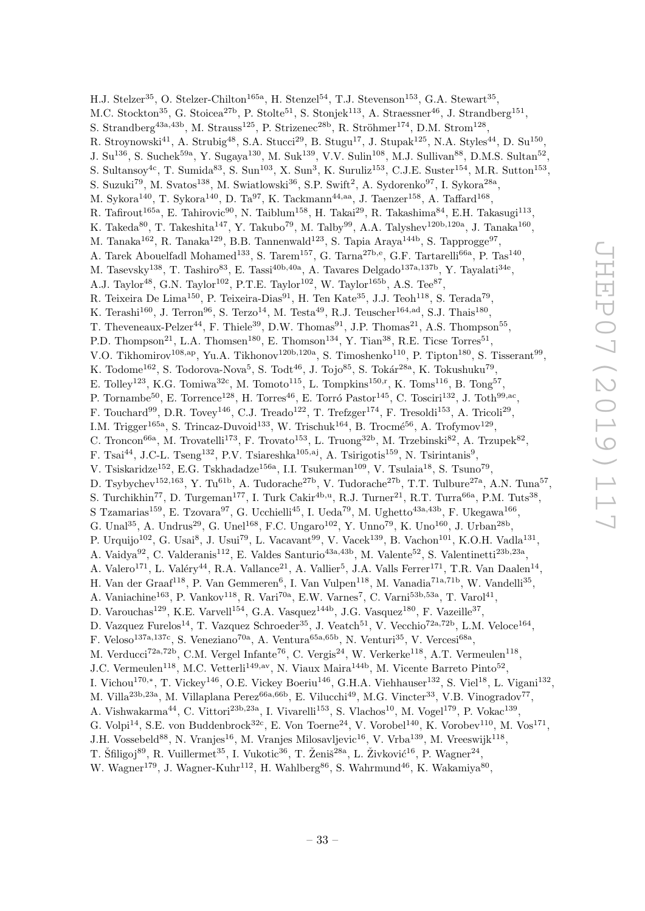H.J. Stelzer[35], O. Stelzer-Chilton[165a], H. Stenzel[54], T.J. Stevenson[153], G.A. Stewart[35], M.C. Stockton[35], G. Stoicea[27b], P. Stolte[51], S. Stonjek[113], A. Straessner[46], J. Strandberg[151], S. Strandberg[43a,43b], M. Strauss[125], P. Strizenec[28b], R. Ströhmer[174], D.M. Strom[128], R. Stroynowski[41], A. Strubig[48], S.A. Stucci[29], B. Stugu[17], J. Stupak[125], N.A. Styles[44], D. Su[150], J. Su[136], S. Suchek[59a], Y. Sugaya[130], M. Suk[139], V.V. Sulin[108], M.J. Sullivan[88], D.M.S. Sultan[52], S. Sultansoy[4c], T. Sumida[83], S. Sun[103], X. Sun[3], K. Suruliz[153], C.J.E. Suster[154], M.R. Sutton[153], S. Suzuki[79], M. Svatos[138], M. Swiatlowski[36], S.P. Swift[2], A. Sydorenko[97], I. Sykora[28a], M. Sykora[140], T. Sykora[140], D. Ta[97], K. Tackmann[44,aa], J. Taenzer[158], A. Taffard[168], R. Tafirout[165a], E. Tahirovic[90], N. Taiblum[158], H. Takai[29], R. Takashima[84], E.H. Takasugi[113], K. Takeda[80], T. Takeshita[147], Y. Takubo[79], M. Talby[99], A.A. Talyshev[120b,120a], J. Tanaka[160], M. Tanaka[162], R. Tanaka[129], B.B. Tannenwald[123], S. Tapia Araya[144b], S. Tapprogge[97], A. Tarek Abouelfadl Mohamed[133], S. Tarem[157], G. Tarna[27b,e], G.F. Tartarelli[66a], P. Tas[140], M. Tasevsky[138], T. Tashiro[83], E. Tassi[40b,40a], A. Tavares Delgado[137a,137b], Y. Tayalati[34e], A.J. Taylor[48], G.N. Taylor[102], P.T.E. Taylor[102], W. Taylor[165b], A.S. Tee[87], R. Teixeira De Lima[150], P. Teixeira-Dias[91], H. Ten Kate[35], J.J. Teoh[118], S. Terada[79], K. Terashi[160], J. Terron[96], S. Terzo[14], M. Testa[49], R.J. Teuscher[164,ad], S.J. Thais[180], T. Theveneaux-Pelzer[44], F. Thiele[39], D.W. Thomas[91], J.P. Thomas[21], A.S. Thompson[55], P.D. Thompson[21], L.A. Thomsen[180], E. Thomson[134], Y. Tian[38], R.E. Ticse Torres[51], V.O. Tikhomirov[108,ap], Yu.A. Tikhonov[120b,120a], S. Timoshenko[110], P. Tipton[180], S. Tisserant[99], K. Todome[162], S. Todorova-Nova[5], S. Todt[46], J. Tojo[85], S. Tokár[28a], K. Tokushuku[79], E. Tolley[123], K.G. Tomiwa[32c], M. Tomoto[115], L. Tompkins[150,r], K. Toms[116], B. Tong[57], P. Tornambe[50], E. Torrence[128], H. Torres[46], E. Torró Pastor[145], C. Tosciri[132], J. Toth[99,ac], F. Touchard[99], D.R. Tovey[146], C.J. Treado[122], T. Trefzger[174], F. Tresoldi[153], A. Tricoli[29], I.M. Trigger[165a], S. Trincaz-Duvoid[133], W. Trischuk[164], B. Trocmé[56], A. Trofymov[129], C. Troncon[66a], M. Trovatelli[173], F. Trovato[153], L. Truong[32b], M. Trzebinski[82], A. Trzupek[82], F. Tsai[44], J.C-L. Tseng[132], P.V. Tsiareshka[105,aj], A. Tsirigotis[159], N. Tsirintanis[9], V. Tsiskaridze[152], E.G. Tskhadadze[156a], I.I. Tsukerman[109], V. Tsulaia[18], S. Tsuno[79], D. Tsybychev[152,163], Y. Tu[61b], A. Tudorache[27b], V. Tudorache[27b], T.T. Tulbure[27a], A.N. Tuna[57], S. Turchikhin[77], D. Turgeman[177], I. Turk Cakir[4b,u], R.J. Turner[21], R.T. Turra[66a], P.M. Tuts[38], S Tzamarias[159], E. Tzovara[97], G. Ucchielli[45], I. Ueda[79], M. Ughetto[43a,43b], F. Ukegawa[166], G. Unal[35], A. Undrus[29], G. Unel[168], F.C. Ungaro[102], Y. Unno[79], K. Uno[160], J. Urban[28b], P. Urquijo[102], G. Usai[8], J. Usui[79], L. Vacavant[99], V. Vacek[139], B. Vachon[101], K.O.H. Vadla[131], A. Vaidya[92], C. Valderanis[112], E. Valdes Santurio[43a,43b], M. Valente[52], S. Valentinetti[23b,23a], A. Valero[171], L. Valéry[44], R.A. Vallance[21], A. Vallier[5], J.A. Valls Ferrer[171], T.R. Van Daalen[14], H. Van der Graaf[118], P. Van Gemmeren[6], I. Van Vulpen[118], M. Vanadia[71a,71b], W. Vandelli[35], A. Vaniachine[163], P. Vankov[118], R. Vari[70a], E.W. Varnes[7], C. Varni[53b,53a], T. Varol[41], D. Varouchas[129], K.E. Varvell[154], G.A. Vasquez[144b], J.G. Vasquez[180], F. Vazeille[37], D. Vazquez Furelos[14], T. Vazquez Schroeder[35], J. Veatch[51], V. Vecchio[72a,72b], L.M. Veloce[164], F. Veloso[137a,137c], S. Veneziano[70a], A. Ventura[65a,65b], N. Venturi[35], V. Vercesi[68a], M. Verducci[72a,72b], C.M. Vergel Infante[76], C. Vergis[24], W. Verkerke[118], A.T. Vermeulen[118], J.C. Vermeulen[118], M.C. Vetterli[149,av], N. Viaux Maira[144b], M. Vicente Barreto Pinto[52], I. Vichou[170,*], T. Vickey[146], O.E. Vickey Boeriu[146], G.H.A. Viehhauser[132], S. Viel[18], L. Vigani[132], M. Villa[23b,23a], M. Villaplana Perez[66a,66b], E. Vilucchi[49], M.G. Vincter[33], V.B. Vinogradov[77], A. Vishwakarma[44], C. Vittori[23b,23a], I. Vivarelli[153], S. Vlachos[10], M. Vogel[179], P. Vokac[139], G. Volpi[14], S.E. von Buddenbrock[32c], E. Von Toerne[24], V. Vorobel[140], K. Vorobev[110], M. Vos[171], J.H. Vossebeld[88], N. Vranjes[16], M. Vranjes Milosavljevic[16], V. Vrba[139], M. Vreeswijk[118], T. Šfiligoj[89], R. Vuillermet[35], I. Vukotic[36], T. Ženiš[28a], L. Živković[16], P. Wagner[24], W. Wagner[179], J. Wagner-Kuhr[112], H. Wahlberg[86], S. Wahrmund[46], K. Wakamiya[80],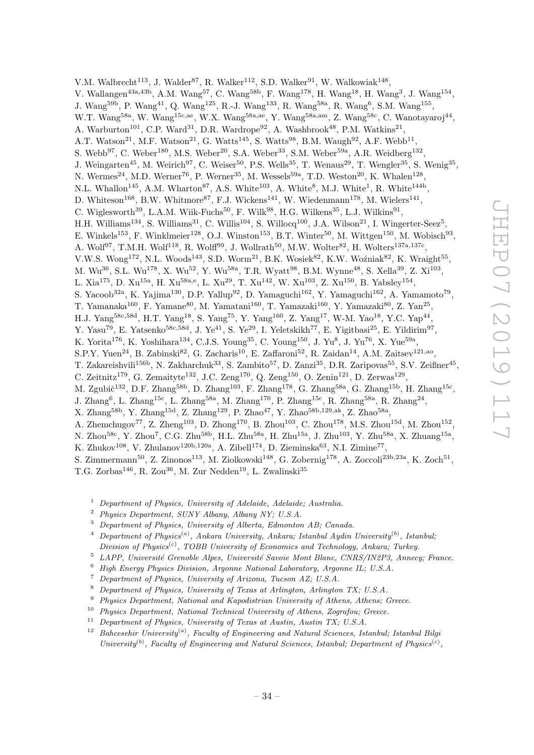V.M. Walbrecht[113], J. Walder[87], R. Walker[112], S.D. Walker[91], W. Walkowiak[148], V. Wallangen[43a,43b], A.M. Wang[57], C. Wang[58b], F. Wang[178], H. Wang[18], H. Wang[3], J. Wang[154], J. Wang[59b], P. Wang[41], Q. Wang[125], R.-J. Wang[133], R. Wang[58a], R. Wang[6], S.M. Wang[155], W.T. Wang[58a], W. Wang[15c,ae], W.X. Wang[58a,ae], Y. Wang[58a,am], Z. Wang[58c], C. Wanotayaroj[44], A. Warburton[101], C.P. Ward[31], D.R. Wardrope[92], A. Washbrook[48], P.M. Watkins[21], A.T. Watson[21], M.F. Watson[21], G. Watts[145], S. Watts[98], B.M. Waugh[92], A.F. Webb[11], S. Webb[97], C. Weber[180], M.S. Weber[20], S.A. Weber[33], S.M. Weber[59a], A.R. Weidberg[132], J. Weingarten[45], M. Weirich[97], C. Weiser[50], P.S. Wells[35], T. Wenaus[29], T. Wengler[35], S. Wenig[35], N. Wermes[24], M.D. Werner[76], P. Werner[35], M. Wessels[59a], T.D. Weston[20], K. Whalen[128], N.L. Whallon[145], A.M. Wharton[87], A.S. White[103], A. White[8], M.J. White[1], R. White[144b], D. Whiteson[168], B.W. Whitmore[87], F.J. Wickens[141], W. Wiedenmann[178], M. Wielers[141], C. Wiglesworth[39], L.A.M. Wiik-Fuchs[50], F. Wilk[98], H.G. Wilkens[35], L.J. Wilkins[91], H.H. Williams[134], S. Williams[31], C. Willis[104], S. Willocq[100], J.A. Wilson[21], I. Wingerter-Seez[5], E. Winkels[153], F. Winklmeier[128], O.J. Winston[153], B.T. Winter[50], M. Wittgen[150], M. Wobisch[93], A. Wolf[97], T.M.H. Wolf[118], R. Wolff[99], J. Wollrath[50], M.W. Wolter[82], H. Wolters[137a,137c], V.W.S. Wong[172], N.L. Woods[143], S.D. Worm[21], B.K. Wosiek[82], K.W. Woźniak[82], K. Wraight[55], M. Wu[36], S.L. Wu[178], X. Wu[52], Y. Wu[58a], T.R. Wyatt[98], B.M. Wynne[48], S. Xella[39], Z. Xi[103], L. Xia[175], D. Xu[15a], H. Xu[58a,e], L. Xu[29], T. Xu[142], W. Xu[103], Z. Xu[150], B. Yabsley[154], S. Yacoob[32a], K. Yajima[130], D.P. Yallup[92], D. Yamaguchi[162], Y. Yamaguchi[162], A. Yamamoto[79], T. Yamanaka[160], F. Yamane[80], M. Yamatani[160], T. Yamazaki[160], Y. Yamazaki[80], Z. Yan[25], H.J. Yang[58c,58d], H.T. Yang[18], S. Yang[75], Y. Yang[160], Z. Yang[17], W-M. Yao[18], Y.C. Yap[44], Y. Yasu[79], E. Yatsenko[58c,58d], J. Ye[41], S. Ye[29], I. Yeletskikh[77], E. Yigitbasi[25], E. Yildirim[97], K. Yorita[176], K. Yoshihara[134], C.J.S. Young[35], C. Young[150], J. Yu[8], J. Yu[76], X. Yue[59a], S.P.Y. Yuen[24], B. Zabinski[82], G. Zacharis[10], E. Zaffaroni[52], R. Zaidan[14], A.M. Zaitsev[121,ao], T. Zakareishvili[156b], N. Zakharchuk[33], S. Zambito[57], D. Zanzi[35], D.R. Zaripovas[55], S.V. Zeißner[45], C. Zeitnitz[179], G. Zemaityte[132], J.C. Zeng[170], Q. Zeng[150], O. Zenin[121], D. Zerwas[129], M. Zgubič[132], D.F. Zhang[58b], D. Zhang[103], F. Zhang[178], G. Zhang[58a], G. Zhang[15b], H. Zhang[15c], J. Zhang[6], L. Zhang[15c], L. Zhang[58a], M. Zhang[170], P. Zhang[15c], R. Zhang[58a], R. Zhang[24], X. Zhang[58b], Y. Zhang[15d], Z. Zhang[129], P. Zhao[47], Y. Zhao[58b,129,ak], Z. Zhao[58a], A. Zhemchugov[77], Z. Zheng[103], D. Zhong[170], B. Zhou[103], C. Zhou[178], M.S. Zhou[15d], M. Zhou[152], N. Zhou[58c], Y. Zhou[7], C.G. Zhu[58b], H.L. Zhu[58a], H. Zhu[15a], J. Zhu[103], Y. Zhu[58a], X. Zhuang[15a], K. Zhukov[108], V. Zhulanov[120b,120a], A. Zibell[174], D. Zieminska[63], N.I. Zimine[77], S. Zimmermann[50], Z. Zinonos[113], M. Ziolkowski[148], G. Zobernig[178], A. Zoccoli[23b,23a], K. Zoch[51], T.G. Zorbas[146], R. Zou[36], M. Zur Nedden[19], L. Zwalinski[35]

[1] *Department of Physics, University of Adelaide, Adelaide; Australia.*

[2] *Physics Department, SUNY Albany, Albany NY; U.S.A.*

[3] *Department of Physics, University of Alberta, Edmonton AB; Canada.*

[4] *Department of Physics[(a)], Ankara University, Ankara; Istanbul Aydin University[(b)], Istanbul; Division of Physics[(c)], TOBB University of Economics and Technology, Ankara; Turkey.*

[5] *LAPP, Université Grenoble Alpes, Université Savoie Mont Blanc, CNRS/IN2P3, Annecy; France.*

[6] *High Energy Physics Division, Argonne National Laboratory, Argonne IL; U.S.A.*

[7] *Department of Physics, University of Arizona, Tucson AZ; U.S.A.*

[8] *Department of Physics, University of Texas at Arlington, Arlington TX; U.S.A.*

[9] *Physics Department, National and Kapodistrian University of Athens, Athens; Greece.*

[10] *Physics Department, National Technical University of Athens, Zografou; Greece.*

[11] *Department of Physics, University of Texas at Austin, Austin TX; U.S.A.*

[12] *Bahcesehir University[(a)], Faculty of Engineering and Natural Sciences, Istanbul; Istanbul Bilgi University[(b)], Faculty of Engineering and Natural Sciences, Istanbul; Department of Physics[(c)],*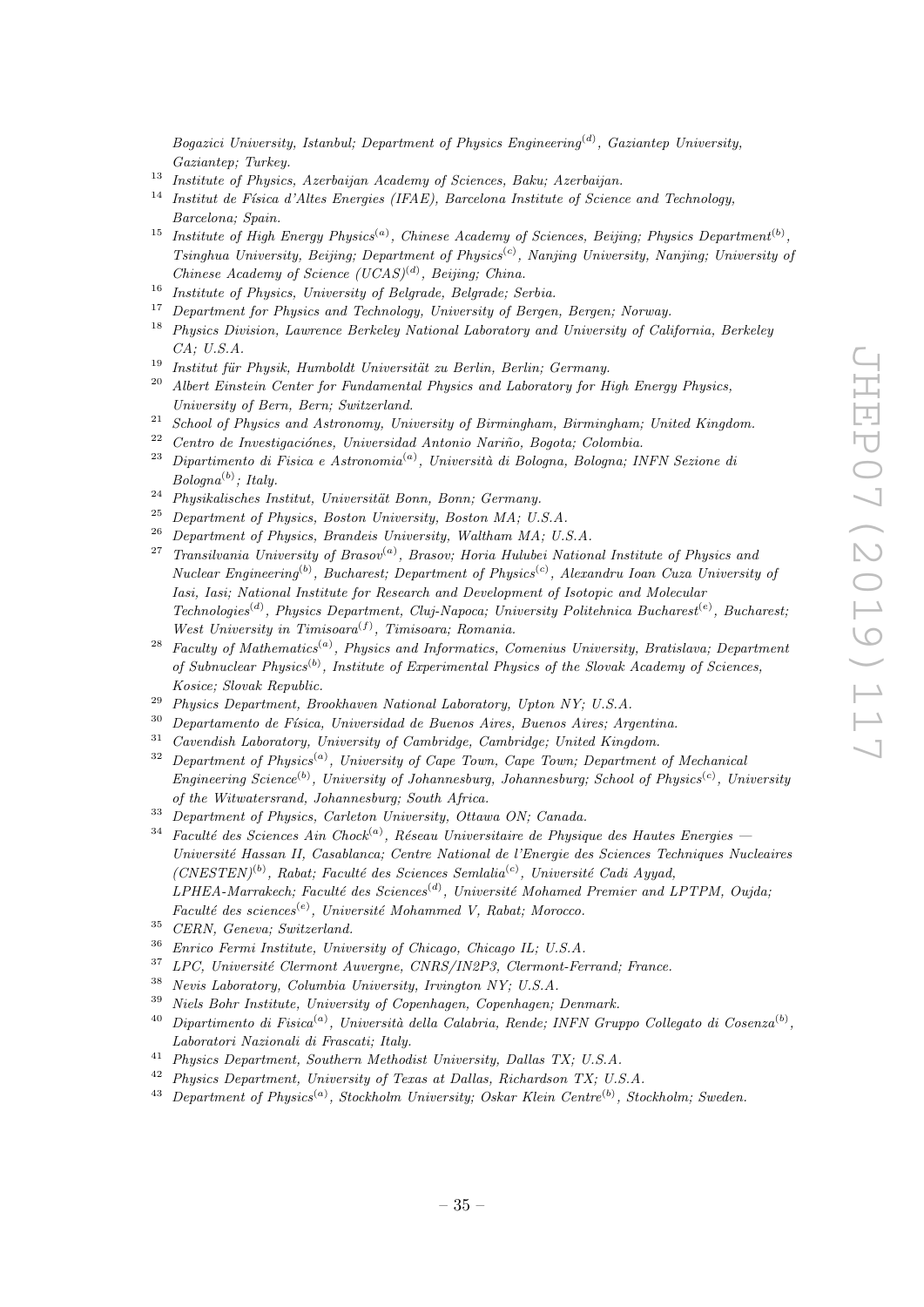*Bogazici University, Istanbul; Department of Physics Engineering*[(d)]*, Gaziantep University, Gaziantep; Turkey.*

[13] *Institute of Physics, Azerbaijan Academy of Sciences, Baku; Azerbaijan.*

[14] *Institut de Física d'Altes Energies (IFAE), Barcelona Institute of Science and Technology, Barcelona; Spain.*

[15] *Institute of High Energy Physics*[(a)]*, Chinese Academy of Sciences, Beijing; Physics Department*[(b)]*, Tsinghua University, Beijing; Department of Physics*[(c)]*, Nanjing University, Nanjing; University of Chinese Academy of Science (UCAS)*[(d)]*, Beijing; China.*

[16] *Institute of Physics, University of Belgrade, Belgrade; Serbia.*

[17] *Department for Physics and Technology, University of Bergen, Bergen; Norway.*

[18] *Physics Division, Lawrence Berkeley National Laboratory and University of California, Berkeley CA; U.S.A.*

[19] *Institut für Physik, Humboldt Universität zu Berlin, Berlin; Germany.*

[20] *Albert Einstein Center for Fundamental Physics and Laboratory for High Energy Physics, University of Bern, Bern; Switzerland.*

[21] *School of Physics and Astronomy, University of Birmingham, Birmingham; United Kingdom.*

[22] *Centro de Investigaciónes, Universidad Antonio Nariño, Bogota; Colombia.*

[23] *Dipartimento di Fisica e Astronomia*[(a)]*, Università di Bologna, Bologna; INFN Sezione di Bologna*[(b)]*; Italy.*

[24] *Physikalisches Institut, Universität Bonn, Bonn; Germany.*

[25] *Department of Physics, Boston University, Boston MA; U.S.A.*

[26] *Department of Physics, Brandeis University, Waltham MA; U.S.A.*

[27] *Transilvania University of Brasov*[(a)]*, Brasov; Horia Hulubei National Institute of Physics and Nuclear Engineering*[(b)]*, Bucharest; Department of Physics*[(c)]*, Alexandru Ioan Cuza University of Iasi, Iasi; National Institute for Research and Development of Isotopic and Molecular Technologies*[(d)]*, Physics Department, Cluj-Napoca; University Politehnica Bucharest*[(e)]*, Bucharest; West University in Timisoara*[(f)]*, Timisoara; Romania.*

[28] *Faculty of Mathematics*[(a)]*, Physics and Informatics, Comenius University, Bratislava; Department of Subnuclear Physics*[(b)]*, Institute of Experimental Physics of the Slovak Academy of Sciences, Kosice; Slovak Republic.*

[29] *Physics Department, Brookhaven National Laboratory, Upton NY; U.S.A.*

[30] *Departamento de Física, Universidad de Buenos Aires, Buenos Aires; Argentina.*

[31] *Cavendish Laboratory, University of Cambridge, Cambridge; United Kingdom.*

[32] *Department of Physics*[(a)]*, University of Cape Town, Cape Town; Department of Mechanical Engineering Science*[(b)]*, University of Johannesburg, Johannesburg; School of Physics*[(c)]*, University of the Witwatersrand, Johannesburg; South Africa.*

[33] *Department of Physics, Carleton University, Ottawa ON; Canada.*

[34] *Faculté des Sciences Ain Chock*[(a)]*, Réseau Universitaire de Physique des Hautes Energies — Université Hassan II, Casablanca; Centre National de l'Energie des Sciences Techniques Nucleaires (CNESTEN)*[(b)]*, Rabat; Faculté des Sciences Semlalia*[(c)]*, Université Cadi Ayyad, LPHEA-Marrakech; Faculté des Sciences*[(d)]*, Université Mohamed Premier and LPTPM, Oujda; Faculté des sciences*[(e)]*, Université Mohammed V, Rabat; Morocco.*

[35] *CERN, Geneva; Switzerland.*

[36] *Enrico Fermi Institute, University of Chicago, Chicago IL; U.S.A.*

[37] *LPC, Université Clermont Auvergne, CNRS/IN2P3, Clermont-Ferrand; France.*

[38] *Nevis Laboratory, Columbia University, Irvington NY; U.S.A.*

[39] *Niels Bohr Institute, University of Copenhagen, Copenhagen; Denmark.*

[40] *Dipartimento di Fisica*[(a)]*, Università della Calabria, Rende; INFN Gruppo Collegato di Cosenza*[(b)]*, Laboratori Nazionali di Frascati; Italy.*

[41] *Physics Department, Southern Methodist University, Dallas TX; U.S.A.*

[42] *Physics Department, University of Texas at Dallas, Richardson TX; U.S.A.*

[43] *Department of Physics*[(a)]*, Stockholm University; Oskar Klein Centre*[(b)]*, Stockholm; Sweden.*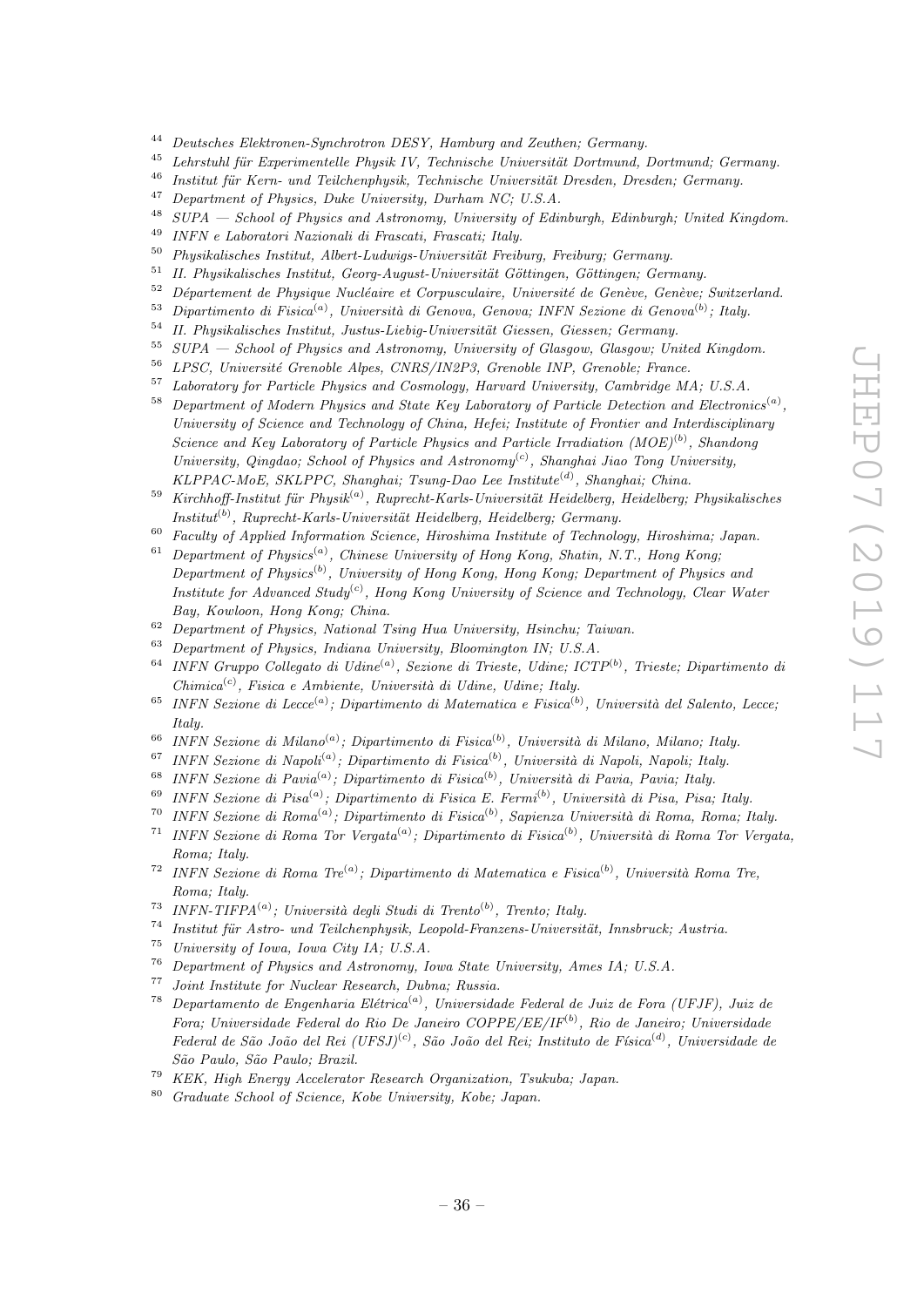[44] *Deutsches Elektronen-Synchrotron DESY, Hamburg and Zeuthen; Germany.*

[45] *Lehrstuhl für Experimentelle Physik IV, Technische Universität Dortmund, Dortmund; Germany.*

[46] *Institut für Kern- und Teilchenphysik, Technische Universität Dresden, Dresden; Germany.*

[47] *Department of Physics, Duke University, Durham NC; U.S.A.*

[48] *SUPA — School of Physics and Astronomy, University of Edinburgh, Edinburgh; United Kingdom.*

[49] *INFN e Laboratori Nazionali di Frascati, Frascati; Italy.*

[50] *Physikalisches Institut, Albert-Ludwigs-Universität Freiburg, Freiburg; Germany.*

[51] *II. Physikalisches Institut, Georg-August-Universität Göttingen, Göttingen; Germany.*

[52] *Département de Physique Nucléaire et Corpusculaire, Université de Genève, Genève; Switzerland.*

[53] *Dipartimento di Fisica[(a)], Università di Genova, Genova; INFN Sezione di Genova[(b)]; Italy.*

[54] *II. Physikalisches Institut, Justus-Liebig-Universität Giessen, Giessen; Germany.*

[55] *SUPA — School of Physics and Astronomy, University of Glasgow, Glasgow; United Kingdom.*

[56] *LPSC, Université Grenoble Alpes, CNRS/IN2P3, Grenoble INP, Grenoble; France.*

[57] *Laboratory for Particle Physics and Cosmology, Harvard University, Cambridge MA; U.S.A.*

[58] *Department of Modern Physics and State Key Laboratory of Particle Detection and Electronics[(a)], University of Science and Technology of China, Hefei; Institute of Frontier and Interdisciplinary Science and Key Laboratory of Particle Physics and Particle Irradiation (MOE)[(b)], Shandong University, Qingdao; School of Physics and Astronomy[(c)], Shanghai Jiao Tong University, KLPPAC-MoE, SKLPPC, Shanghai; Tsung-Dao Lee Institute[(d)], Shanghai; China.*

[59] *Kirchhoff-Institut für Physik[(a)], Ruprecht-Karls-Universität Heidelberg, Heidelberg; Physikalisches Institut[(b)], Ruprecht-Karls-Universität Heidelberg, Heidelberg; Germany.*

[60] *Faculty of Applied Information Science, Hiroshima Institute of Technology, Hiroshima; Japan.*

[61] *Department of Physics[(a)], Chinese University of Hong Kong, Shatin, N.T., Hong Kong; Department of Physics[(b)], University of Hong Kong, Hong Kong; Department of Physics and Institute for Advanced Study[(c)], Hong Kong University of Science and Technology, Clear Water Bay, Kowloon, Hong Kong; China.*

[62] *Department of Physics, National Tsing Hua University, Hsinchu; Taiwan.*

[63] *Department of Physics, Indiana University, Bloomington IN; U.S.A.*

[64] *INFN Gruppo Collegato di Udine[(a)], Sezione di Trieste, Udine; ICTP[(b)], Trieste; Dipartimento di Chimica[(c)], Fisica e Ambiente, Università di Udine, Udine; Italy.*

[65] *INFN Sezione di Lecce[(a)]; Dipartimento di Matematica e Fisica[(b)], Università del Salento, Lecce; Italy.*

[66] *INFN Sezione di Milano[(a)]; Dipartimento di Fisica[(b)], Università di Milano, Milano; Italy.*

[67] *INFN Sezione di Napoli[(a)]; Dipartimento di Fisica[(b)], Università di Napoli, Napoli; Italy.*

[68] *INFN Sezione di Pavia[(a)]; Dipartimento di Fisica[(b)], Università di Pavia, Pavia; Italy.*

[69] *INFN Sezione di Pisa[(a)]; Dipartimento di Fisica E. Fermi[(b)], Università di Pisa, Pisa; Italy.*

[70] *INFN Sezione di Roma[(a)]; Dipartimento di Fisica[(b)], Sapienza Università di Roma, Roma; Italy.*

[71] *INFN Sezione di Roma Tor Vergata[(a)]; Dipartimento di Fisica[(b)], Università di Roma Tor Vergata, Roma; Italy.*

[72] *INFN Sezione di Roma Tre[(a)]; Dipartimento di Matematica e Fisica[(b)], Università Roma Tre, Roma; Italy.*

[73] *INFN-TIFPA[(a)]; Università degli Studi di Trento[(b)], Trento; Italy.*

[74] *Institut für Astro- und Teilchenphysik, Leopold-Franzens-Universität, Innsbruck; Austria.*

[75] *University of Iowa, Iowa City IA; U.S.A.*

[76] *Department of Physics and Astronomy, Iowa State University, Ames IA; U.S.A.*

[77] *Joint Institute for Nuclear Research, Dubna; Russia.*

[78] *Departamento de Engenharia Elétrica[(a)], Universidade Federal de Juiz de Fora (UFJF), Juiz de Fora; Universidade Federal do Rio De Janeiro COPPE/EE/IF[(b)], Rio de Janeiro; Universidade Federal de São João del Rei (UFSJ)[(c)], São João del Rei; Instituto de Física[(d)], Universidade de São Paulo, São Paulo; Brazil.*

[79] *KEK, High Energy Accelerator Research Organization, Tsukuba; Japan.*

[80] *Graduate School of Science, Kobe University, Kobe; Japan.*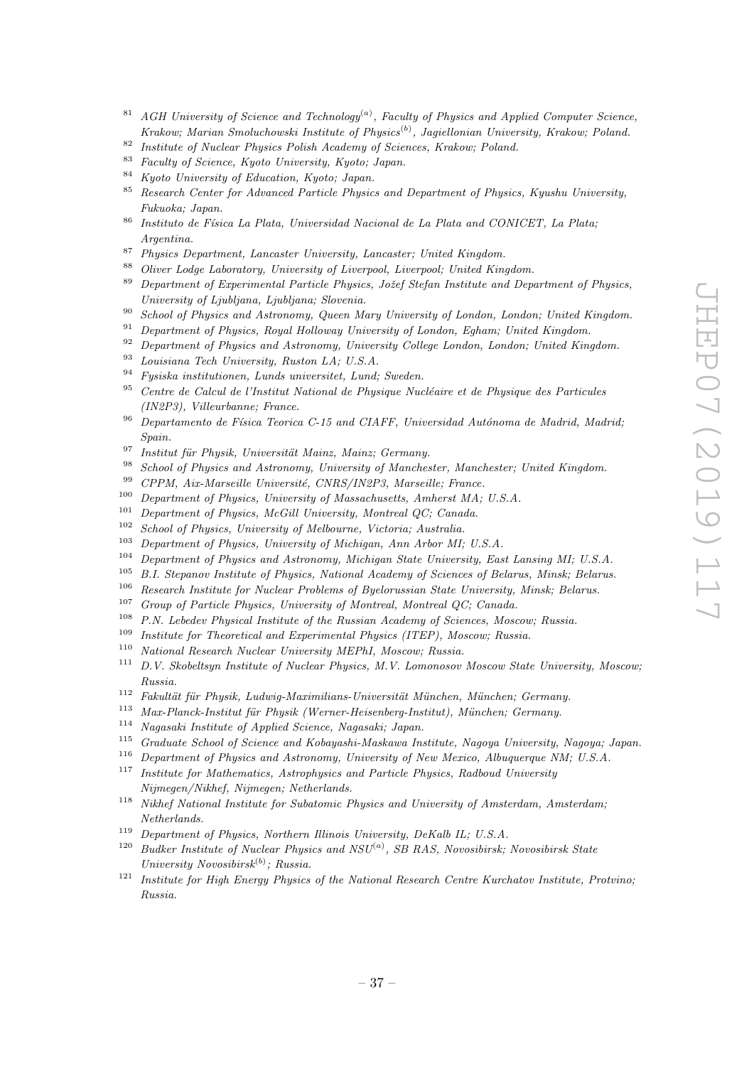[81] AGH University of Science and Technology[(a)], Faculty of Physics and Applied Computer Science, Krakow; Marian Smoluchowski Institute of Physics[(b)], Jagiellonian University, Krakow; Poland.

[82] Institute of Nuclear Physics Polish Academy of Sciences, Krakow; Poland.

[83] Faculty of Science, Kyoto University, Kyoto; Japan.

[84] Kyoto University of Education, Kyoto; Japan.

[85] Research Center for Advanced Particle Physics and Department of Physics, Kyushu University, Fukuoka; Japan.

[86] Instituto de Física La Plata, Universidad Nacional de La Plata and CONICET, La Plata; Argentina.

[87] Physics Department, Lancaster University, Lancaster; United Kingdom.

[88] Oliver Lodge Laboratory, University of Liverpool, Liverpool; United Kingdom.

[89] Department of Experimental Particle Physics, Jožef Stefan Institute and Department of Physics, University of Ljubljana, Ljubljana; Slovenia.

[90] School of Physics and Astronomy, Queen Mary University of London, London; United Kingdom.

[91] Department of Physics, Royal Holloway University of London, Egham; United Kingdom.

[92] Department of Physics and Astronomy, University College London, London; United Kingdom.

[93] Louisiana Tech University, Ruston LA; U.S.A.

[94] Fysiska institutionen, Lunds universitet, Lund; Sweden.

[95] Centre de Calcul de l'Institut National de Physique Nucléaire et de Physique des Particules (IN2P3), Villeurbanne; France.

[96] Departamento de Física Teorica C-15 and CIAFF, Universidad Autónoma de Madrid, Madrid; Spain.

[97] Institut für Physik, Universität Mainz, Mainz; Germany.

[98] School of Physics and Astronomy, University of Manchester, Manchester; United Kingdom.

[99] CPPM, Aix-Marseille Université, CNRS/IN2P3, Marseille; France.

[100] Department of Physics, University of Massachusetts, Amherst MA; U.S.A.

[101] Department of Physics, McGill University, Montreal QC; Canada.

[102] School of Physics, University of Melbourne, Victoria; Australia.

[103] Department of Physics, University of Michigan, Ann Arbor MI; U.S.A.

[104] Department of Physics and Astronomy, Michigan State University, East Lansing MI; U.S.A.

[105] B.I. Stepanov Institute of Physics, National Academy of Sciences of Belarus, Minsk; Belarus.

[106] Research Institute for Nuclear Problems of Byelorussian State University, Minsk; Belarus.

[107] Group of Particle Physics, University of Montreal, Montreal QC; Canada.

[108] P.N. Lebedev Physical Institute of the Russian Academy of Sciences, Moscow; Russia.

[109] Institute for Theoretical and Experimental Physics (ITEP), Moscow; Russia.

[110] National Research Nuclear University MEPhI, Moscow; Russia.

[111] D.V. Skobeltsyn Institute of Nuclear Physics, M.V. Lomonosov Moscow State University, Moscow; Russia.

[112] Fakultät für Physik, Ludwig-Maximilians-Universität München, München; Germany.

[113] Max-Planck-Institut für Physik (Werner-Heisenberg-Institut), München; Germany.

[114] Nagasaki Institute of Applied Science, Nagasaki; Japan.

[115] Graduate School of Science and Kobayashi-Maskawa Institute, Nagoya University, Nagoya; Japan.

[116] Department of Physics and Astronomy, University of New Mexico, Albuquerque NM; U.S.A.

[117] Institute for Mathematics, Astrophysics and Particle Physics, Radboud University Nijmegen/Nikhef, Nijmegen; Netherlands.

[118] Nikhef National Institute for Subatomic Physics and University of Amsterdam, Amsterdam; Netherlands.

[119] Department of Physics, Northern Illinois University, DeKalb IL; U.S.A.

[120] Budker Institute of Nuclear Physics and NSU[(a)], SB RAS, Novosibirsk; Novosibirsk State University Novosibirsk[(b)]; Russia.

[121] Institute for High Energy Physics of the National Research Centre Kurchatov Institute, Protvino; Russia.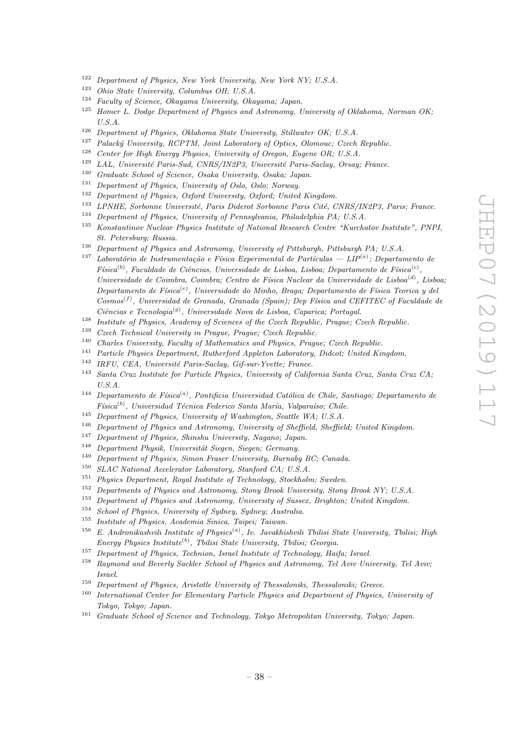[122] *Department of Physics, New York University, New York NY; U.S.A.*
[123] *Ohio State University, Columbus OH; U.S.A.*
[124] *Faculty of Science, Okayama University, Okayama; Japan.*
[125] *Homer L. Dodge Department of Physics and Astronomy, University of Oklahoma, Norman OK; U.S.A.*
[126] *Department of Physics, Oklahoma State University, Stillwater OK; U.S.A.*
[127] *Palacký University, RCPTM, Joint Laboratory of Optics, Olomouc; Czech Republic.*
[128] *Center for High Energy Physics, University of Oregon, Eugene OR; U.S.A.*
[129] *LAL, Université Paris-Sud, CNRS/IN2P3, Université Paris-Saclay, Orsay; France.*
[130] *Graduate School of Science, Osaka University, Osaka; Japan.*
[131] *Department of Physics, University of Oslo, Oslo; Norway.*
[132] *Department of Physics, Oxford University, Oxford; United Kingdom.*
[133] *LPNHE, Sorbonne Université, Paris Diderot Sorbonne Paris Cité, CNRS/IN2P3, Paris; France.*
[134] *Department of Physics, University of Pennsylvania, Philadelphia PA; U.S.A.*
[135] *Konstantinov Nuclear Physics Institute of National Research Centre "Kurchatov Institute", PNPI, St. Petersburg; Russia.*
[136] *Department of Physics and Astronomy, University of Pittsburgh, Pittsburgh PA; U.S.A.*
[137] *Laboratório de Instrumentação e Física Experimental de Partículas — LIP*[(a)]*; Departamento de Física*[(b)]*, Faculdade de Ciências, Universidade de Lisboa, Lisboa; Departamento de Física*[(c)]*, Universidade de Coimbra, Coimbra; Centro de Física Nuclear da Universidade de Lisboa*[(d)]*, Lisboa; Departamento de Física*[(e)]*, Universidade do Minho, Braga; Departamento de Física Teorica y del Cosmos*[(f)]*, Universidad de Granada, Granada (Spain); Dep Física and CEFITEC of Faculdade de Ciências e Tecnologia*[(g)]*, Universidade Nova de Lisboa, Caparica; Portugal.*
[138] *Institute of Physics, Academy of Sciences of the Czech Republic, Prague; Czech Republic.*
[139] *Czech Technical University in Prague, Prague; Czech Republic.*
[140] *Charles University, Faculty of Mathematics and Physics, Prague; Czech Republic.*
[141] *Particle Physics Department, Rutherford Appleton Laboratory, Didcot; United Kingdom.*
[142] *IRFU, CEA, Université Paris-Saclay, Gif-sur-Yvette; France.*
[143] *Santa Cruz Institute for Particle Physics, University of California Santa Cruz, Santa Cruz CA; U.S.A.*
[144] *Departamento de Física*[(a)]*, Pontificia Universidad Católica de Chile, Santiago; Departamento de Física*[(b)]*, Universidad Técnica Federico Santa María, Valparaíso; Chile.*
[145] *Department of Physics, University of Washington, Seattle WA; U.S.A.*
[146] *Department of Physics and Astronomy, University of Sheffield, Sheffield; United Kingdom.*
[147] *Department of Physics, Shinshu University, Nagano; Japan.*
[148] *Department Physik, Universität Siegen, Siegen; Germany.*
[149] *Department of Physics, Simon Fraser University, Burnaby BC; Canada.*
[150] *SLAC National Accelerator Laboratory, Stanford CA; U.S.A.*
[151] *Physics Department, Royal Institute of Technology, Stockholm; Sweden.*
[152] *Departments of Physics and Astronomy, Stony Brook University, Stony Brook NY; U.S.A.*
[153] *Department of Physics and Astronomy, University of Sussex, Brighton; United Kingdom.*
[154] *School of Physics, University of Sydney, Sydney; Australia.*
[155] *Institute of Physics, Academia Sinica, Taipei; Taiwan.*
[156] *E. Andronikashvili Institute of Physics*[(a)]*, Iv. Javakhishvili Tbilisi State University, Tbilisi; High Energy Physics Institute*[(b)]*, Tbilisi State University, Tbilisi; Georgia.*
[157] *Department of Physics, Technion, Israel Institute of Technology, Haifa; Israel.*
[158] *Raymond and Beverly Sackler School of Physics and Astronomy, Tel Aviv University, Tel Aviv; Israel.*
[159] *Department of Physics, Aristotle University of Thessaloniki, Thessaloniki; Greece.*
[160] *International Center for Elementary Particle Physics and Department of Physics, University of Tokyo, Tokyo; Japan.*
[161] *Graduate School of Science and Technology, Tokyo Metropolitan University, Tokyo; Japan.*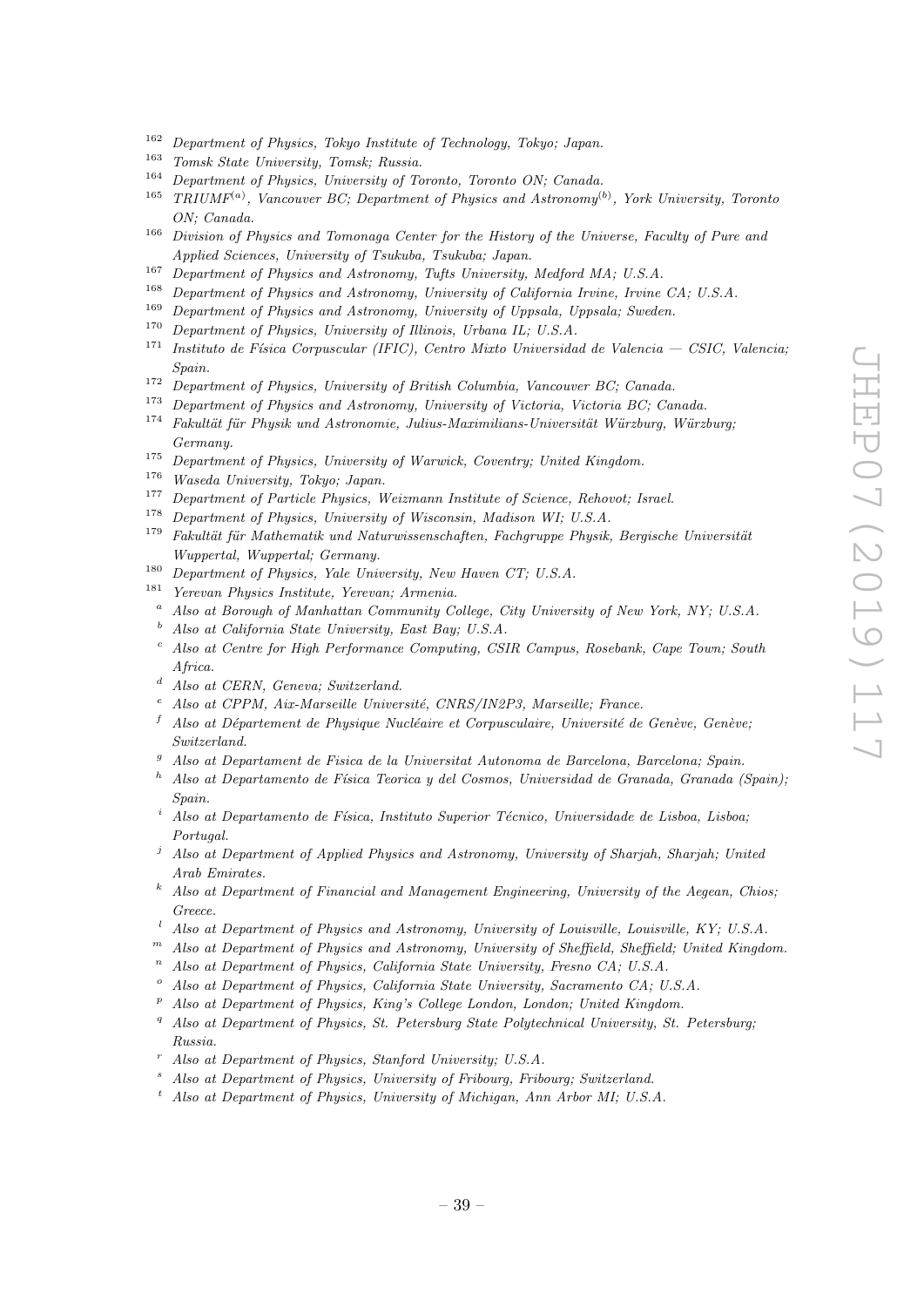[162] *Department of Physics, Tokyo Institute of Technology, Tokyo; Japan.*
[163] *Tomsk State University, Tomsk; Russia.*
[164] *Department of Physics, University of Toronto, Toronto ON; Canada.*
[165] *TRIUMF[(a)], Vancouver BC; Department of Physics and Astronomy[(b)], York University, Toronto ON; Canada.*
[166] *Division of Physics and Tomonaga Center for the History of the Universe, Faculty of Pure and Applied Sciences, University of Tsukuba, Tsukuba; Japan.*
[167] *Department of Physics and Astronomy, Tufts University, Medford MA; U.S.A.*
[168] *Department of Physics and Astronomy, University of California Irvine, Irvine CA; U.S.A.*
[169] *Department of Physics and Astronomy, University of Uppsala, Uppsala; Sweden.*
[170] *Department of Physics, University of Illinois, Urbana IL; U.S.A.*
[171] *Instituto de Física Corpuscular (IFIC), Centro Mixto Universidad de Valencia — CSIC, Valencia; Spain.*
[172] *Department of Physics, University of British Columbia, Vancouver BC; Canada.*
[173] *Department of Physics and Astronomy, University of Victoria, Victoria BC; Canada.*
[174] *Fakultät für Physik und Astronomie, Julius-Maximilians-Universität Würzburg, Würzburg; Germany.*
[175] *Department of Physics, University of Warwick, Coventry; United Kingdom.*
[176] *Waseda University, Tokyo; Japan.*
[177] *Department of Particle Physics, Weizmann Institute of Science, Rehovot; Israel.*
[178] *Department of Physics, University of Wisconsin, Madison WI; U.S.A.*
[179] *Fakultät für Mathematik und Naturwissenschaften, Fachgruppe Physik, Bergische Universität Wuppertal, Wuppertal; Germany.*
[180] *Department of Physics, Yale University, New Haven CT; U.S.A.*
[181] *Yerevan Physics Institute, Yerevan; Armenia.*
[a] *Also at Borough of Manhattan Community College, City University of New York, NY; U.S.A.*
[b] *Also at California State University, East Bay; U.S.A.*
[c] *Also at Centre for High Performance Computing, CSIR Campus, Rosebank, Cape Town; South Africa.*
[d] *Also at CERN, Geneva; Switzerland.*
[e] *Also at CPPM, Aix-Marseille Université, CNRS/IN2P3, Marseille; France.*
[f] *Also at Département de Physique Nucléaire et Corpusculaire, Université de Genève, Genève; Switzerland.*
[g] *Also at Departament de Fisica de la Universitat Autonoma de Barcelona, Barcelona; Spain.*
[h] *Also at Departamento de Física Teorica y del Cosmos, Universidad de Granada, Granada (Spain); Spain.*
[i] *Also at Departamento de Física, Instituto Superior Técnico, Universidade de Lisboa, Lisboa; Portugal.*
[j] *Also at Department of Applied Physics and Astronomy, University of Sharjah, Sharjah; United Arab Emirates.*
[k] *Also at Department of Financial and Management Engineering, University of the Aegean, Chios; Greece.*
[l] *Also at Department of Physics and Astronomy, University of Louisville, Louisville, KY; U.S.A.*
[m] *Also at Department of Physics and Astronomy, University of Sheffield, Sheffield; United Kingdom.*
[n] *Also at Department of Physics, California State University, Fresno CA; U.S.A.*
[o] *Also at Department of Physics, California State University, Sacramento CA; U.S.A.*
[p] *Also at Department of Physics, King's College London, London; United Kingdom.*
[q] *Also at Department of Physics, St. Petersburg State Polytechnical University, St. Petersburg; Russia.*
[r] *Also at Department of Physics, Stanford University; U.S.A.*
[s] *Also at Department of Physics, University of Fribourg, Fribourg; Switzerland.*
[t] *Also at Department of Physics, University of Michigan, Ann Arbor MI; U.S.A.*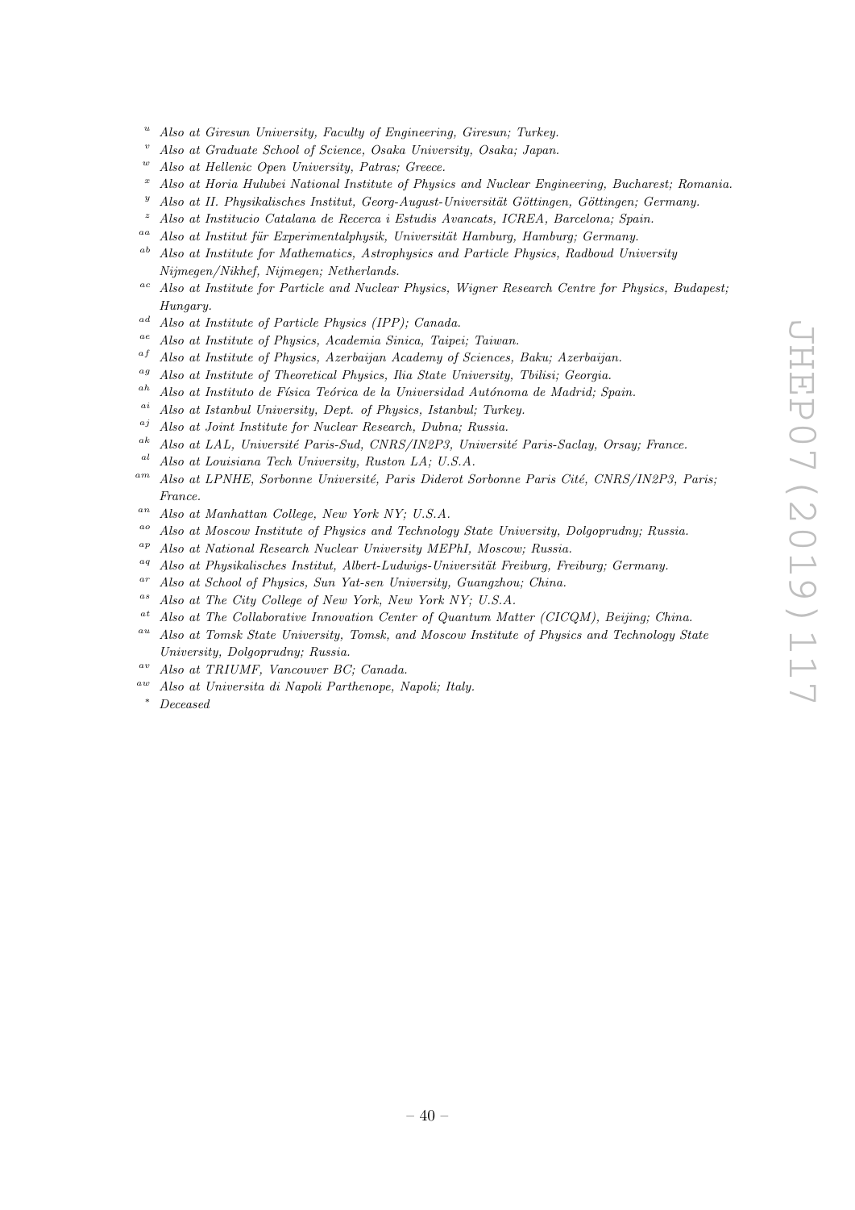[u] Also at Giresun University, Faculty of Engineering, Giresun; Turkey.
[v] Also at Graduate School of Science, Osaka University, Osaka; Japan.
[w] Also at Hellenic Open University, Patras; Greece.
[x] Also at Horia Hulubei National Institute of Physics and Nuclear Engineering, Bucharest; Romania.
[y] Also at II. Physikalisches Institut, Georg-August-Universität Göttingen, Göttingen; Germany.
[z] Also at Institucio Catalana de Recerca i Estudis Avancats, ICREA, Barcelona; Spain.
[aa] Also at Institut für Experimentalphysik, Universität Hamburg, Hamburg; Germany.
[ab] Also at Institute for Mathematics, Astrophysics and Particle Physics, Radboud University Nijmegen/Nikhef, Nijmegen; Netherlands.
[ac] Also at Institute for Particle and Nuclear Physics, Wigner Research Centre for Physics, Budapest; Hungary.
[ad] Also at Institute of Particle Physics (IPP); Canada.
[ae] Also at Institute of Physics, Academia Sinica, Taipei; Taiwan.
[af] Also at Institute of Physics, Azerbaijan Academy of Sciences, Baku; Azerbaijan.
[ag] Also at Institute of Theoretical Physics, Ilia State University, Tbilisi; Georgia.
[ah] Also at Instituto de Física Teórica de la Universidad Autónoma de Madrid; Spain.
[ai] Also at Istanbul University, Dept. of Physics, Istanbul; Turkey.
[aj] Also at Joint Institute for Nuclear Research, Dubna; Russia.
[ak] Also at LAL, Université Paris-Sud, CNRS/IN2P3, Université Paris-Saclay, Orsay; France.
[al] Also at Louisiana Tech University, Ruston LA; U.S.A.
[am] Also at LPNHE, Sorbonne Université, Paris Diderot Sorbonne Paris Cité, CNRS/IN2P3, Paris; France.
[an] Also at Manhattan College, New York NY; U.S.A.
[ao] Also at Moscow Institute of Physics and Technology State University, Dolgoprudny; Russia.
[ap] Also at National Research Nuclear University MEPhI, Moscow; Russia.
[aq] Also at Physikalisches Institut, Albert-Ludwigs-Universität Freiburg, Freiburg; Germany.
[ar] Also at School of Physics, Sun Yat-sen University, Guangzhou; China.
[as] Also at The City College of New York, New York NY; U.S.A.
[at] Also at The Collaborative Innovation Center of Quantum Matter (CICQM), Beijing; China.
[au] Also at Tomsk State University, Tomsk, and Moscow Institute of Physics and Technology State University, Dolgoprudny; Russia.
[av] Also at TRIUMF, Vancouver BC; Canada.
[aw] Also at Universita di Napoli Parthenope, Napoli; Italy.
[*] Deceased